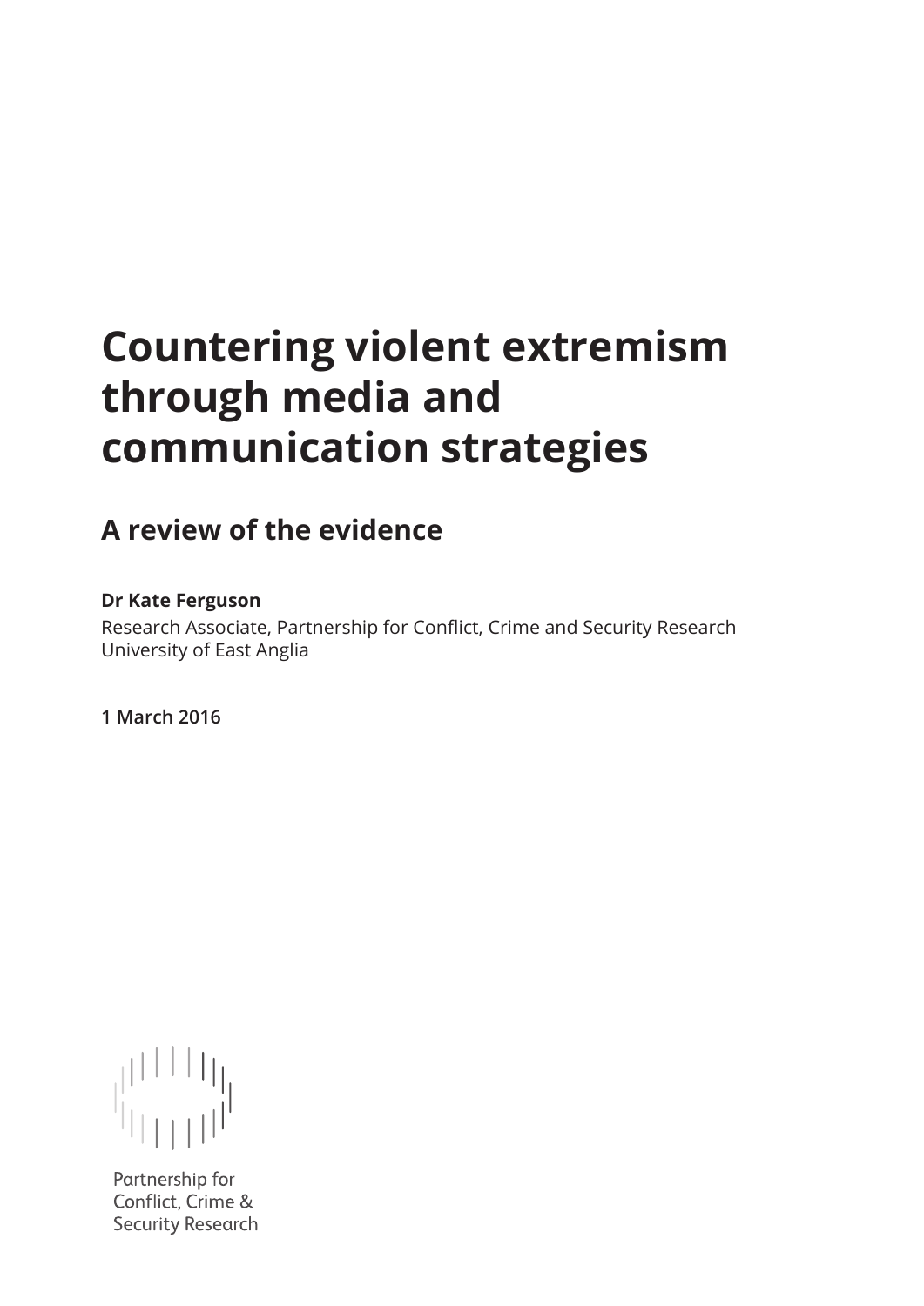# Countering violent extremism through media and communication strategies

## A review of the evidence

**Dr Kate Ferguson**

Research Associate, Partnership for Conflict, Crime and Security Research
University of East Anglia

**1 March 2016**

Partnership for
Conflict, Crime &
Security Research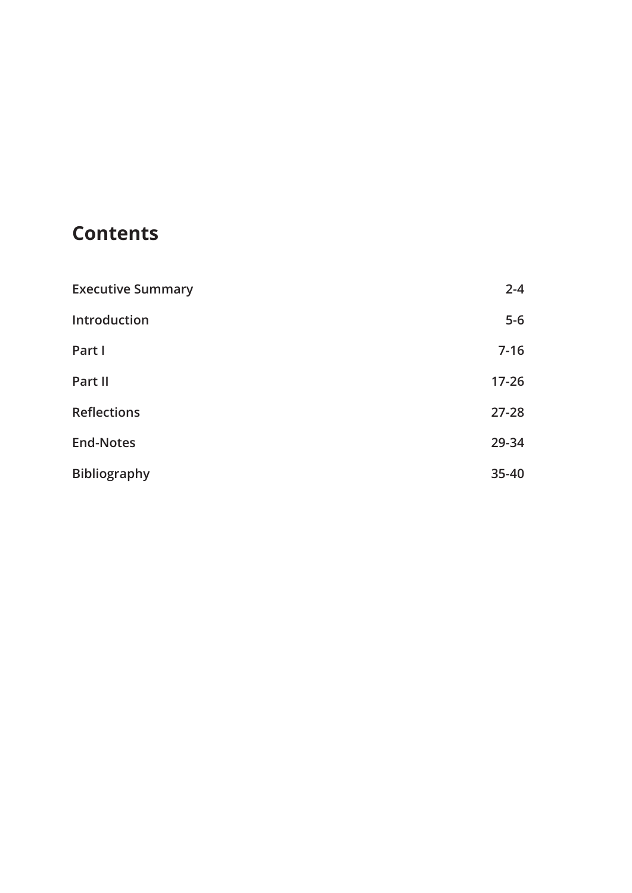# Contents

| | |
|---|---|
| **Executive Summary** | **2-4** |
| **Introduction** | **5-6** |
| **Part I** | **7-16** |
| **Part II** | **17-26** |
| **Reflections** | **27-28** |
| **End-Notes** | **29-34** |
| **Bibliography** | **35-40** |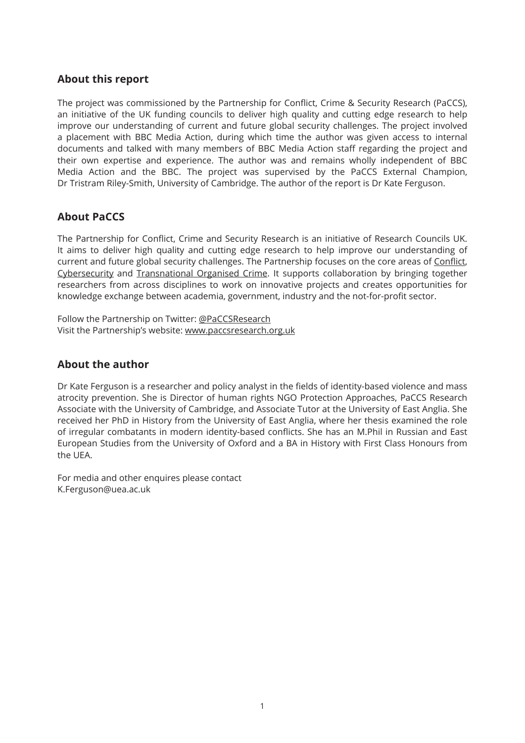## About this report

The project was commissioned by the Partnership for Conflict, Crime & Security Research (PaCCS), an initiative of the UK funding councils to deliver high quality and cutting edge research to help improve our understanding of current and future global security challenges. The project involved a placement with BBC Media Action, during which time the author was given access to internal documents and talked with many members of BBC Media Action staff regarding the project and their own expertise and experience. The author was and remains wholly independent of BBC Media Action and the BBC. The project was supervised by the PaCCS External Champion, Dr Tristram Riley-Smith, University of Cambridge. The author of the report is Dr Kate Ferguson.

## About PaCCS

The Partnership for Conflict, Crime and Security Research is an initiative of Research Councils UK. It aims to deliver high quality and cutting edge research to help improve our understanding of current and future global security challenges. The Partnership focuses on the core areas of Conflict, Cybersecurity and Transnational Organised Crime. It supports collaboration by bringing together researchers from across disciplines to work on innovative projects and creates opportunities for knowledge exchange between academia, government, industry and the not-for-profit sector.

Follow the Partnership on Twitter: @PaCCSResearch
Visit the Partnership's website: www.paccsresearch.org.uk

## About the author

Dr Kate Ferguson is a researcher and policy analyst in the fields of identity-based violence and mass atrocity prevention. She is Director of human rights NGO Protection Approaches, PaCCS Research Associate with the University of Cambridge, and Associate Tutor at the University of East Anglia. She received her PhD in History from the University of East Anglia, where her thesis examined the role of irregular combatants in modern identity-based conflicts. She has an M.Phil in Russian and East European Studies from the University of Oxford and a BA in History with First Class Honours from the UEA.

For media and other enquires please contact
K.Ferguson@uea.ac.uk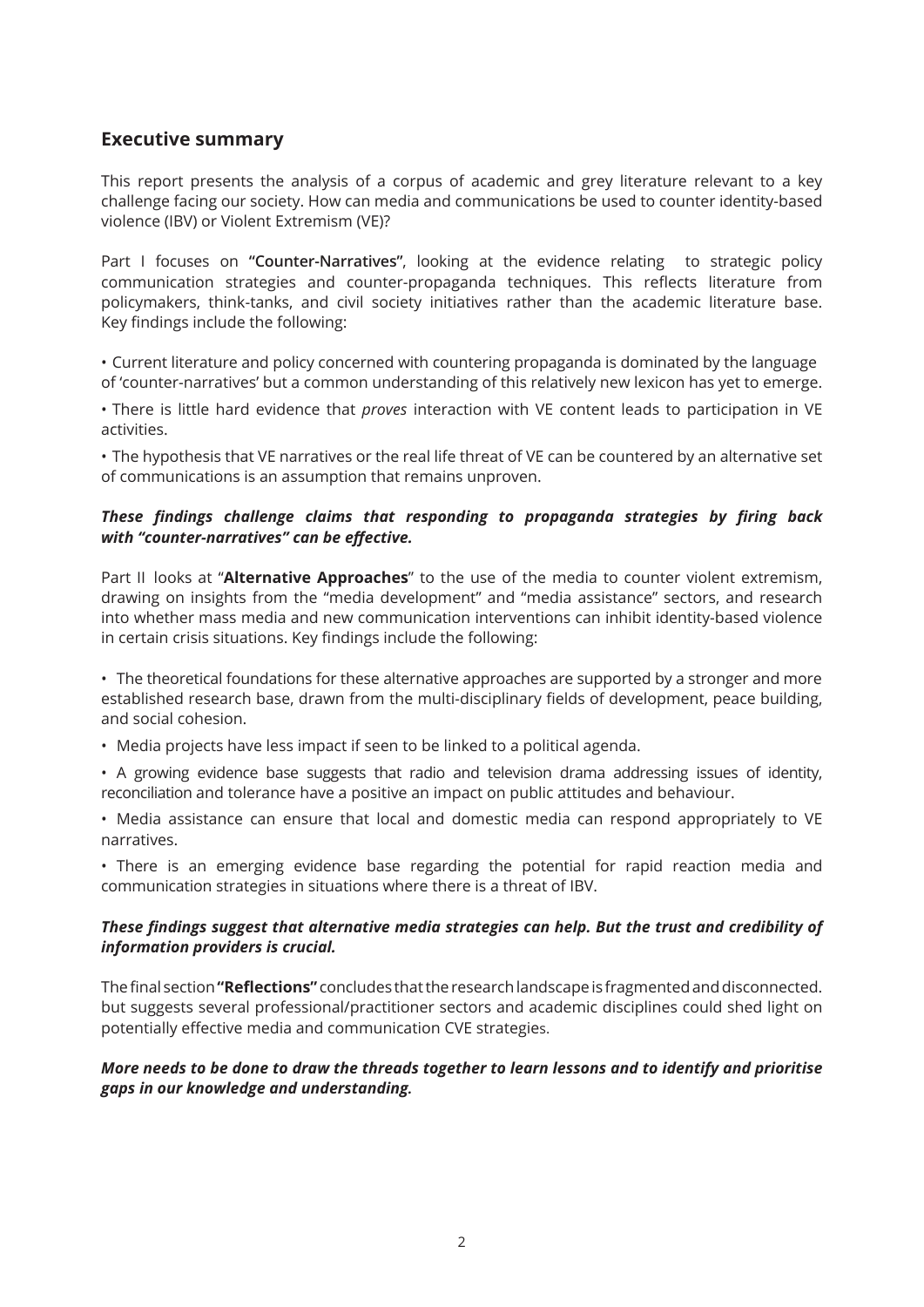## Executive summary

This report presents the analysis of a corpus of academic and grey literature relevant to a key challenge facing our society. How can media and communications be used to counter identity-based violence (IBV) or Violent Extremism (VE)?

Part I focuses on **"Counter-Narratives"**, looking at the evidence relating to strategic policy communication strategies and counter-propaganda techniques. This reflects literature from policymakers, think-tanks, and civil society initiatives rather than the academic literature base. Key findings include the following:

• Current literature and policy concerned with countering propaganda is dominated by the language of 'counter-narratives' but a common understanding of this relatively new lexicon has yet to emerge.

• There is little hard evidence that *proves* interaction with VE content leads to participation in VE activities.

• The hypothesis that VE narratives or the real life threat of VE can be countered by an alternative set of communications is an assumption that remains unproven.

***These findings challenge claims that responding to propaganda strategies by firing back with "counter-narratives" can be effective.***

Part II looks at "**Alternative Approaches**" to the use of the media to counter violent extremism, drawing on insights from the "media development" and "media assistance" sectors, and research into whether mass media and new communication interventions can inhibit identity-based violence in certain crisis situations. Key findings include the following:

• The theoretical foundations for these alternative approaches are supported by a stronger and more established research base, drawn from the multi-disciplinary fields of development, peace building, and social cohesion.

• Media projects have less impact if seen to be linked to a political agenda.

• A growing evidence base suggests that radio and television drama addressing issues of identity, reconciliation and tolerance have a positive an impact on public attitudes and behaviour.

• Media assistance can ensure that local and domestic media can respond appropriately to VE narratives.

• There is an emerging evidence base regarding the potential for rapid reaction media and communication strategies in situations where there is a threat of IBV.

***These findings suggest that alternative media strategies can help. But the trust and credibility of information providers is crucial.***

The final section **"Reflections"** concludes that the research landscape is fragmented and disconnected. but suggests several professional/practitioner sectors and academic disciplines could shed light on potentially effective media and communication CVE strategies.

***More needs to be done to draw the threads together to learn lessons and to identify and prioritise gaps in our knowledge and understanding.***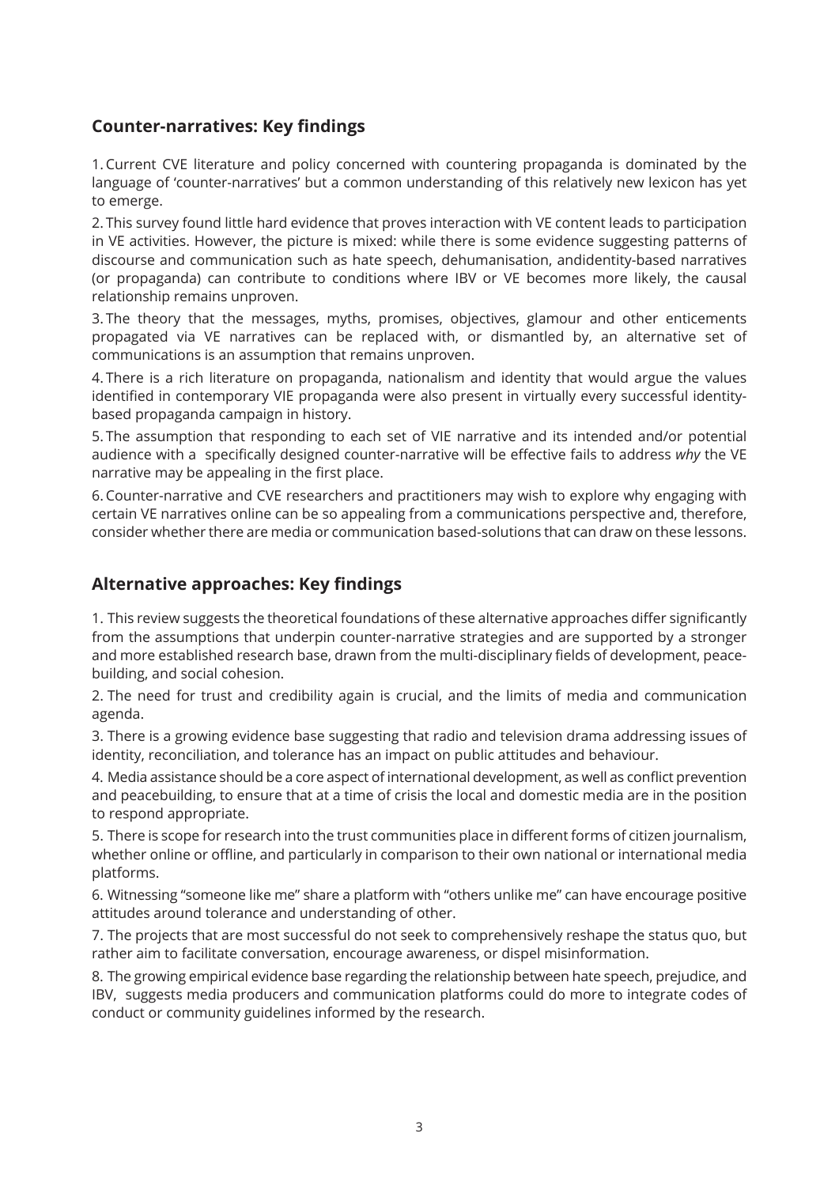## Counter-narratives: Key findings

1. Current CVE literature and policy concerned with countering propaganda is dominated by the language of 'counter-narratives' but a common understanding of this relatively new lexicon has yet to emerge.

2. This survey found little hard evidence that proves interaction with VE content leads to participation in VE activities. However, the picture is mixed: while there is some evidence suggesting patterns of discourse and communication such as hate speech, dehumanisation, andidentity-based narratives (or propaganda) can contribute to conditions where IBV or VE becomes more likely, the causal relationship remains unproven.

3. The theory that the messages, myths, promises, objectives, glamour and other enticements propagated via VE narratives can be replaced with, or dismantled by, an alternative set of communications is an assumption that remains unproven.

4. There is a rich literature on propaganda, nationalism and identity that would argue the values identified in contemporary VIE propaganda were also present in virtually every successful identity-based propaganda campaign in history.

5. The assumption that responding to each set of VIE narrative and its intended and/or potential audience with a specifically designed counter-narrative will be effective fails to address *why* the VE narrative may be appealing in the first place.

6. Counter-narrative and CVE researchers and practitioners may wish to explore why engaging with certain VE narratives online can be so appealing from a communications perspective and, therefore, consider whether there are media or communication based-solutions that can draw on these lessons.

## Alternative approaches: Key findings

1. This review suggests the theoretical foundations of these alternative approaches differ significantly from the assumptions that underpin counter-narrative strategies and are supported by a stronger and more established research base, drawn from the multi-disciplinary fields of development, peace-building, and social cohesion.

2. The need for trust and credibility again is crucial, and the limits of media and communication agenda.

3. There is a growing evidence base suggesting that radio and television drama addressing issues of identity, reconciliation, and tolerance has an impact on public attitudes and behaviour.

4. Media assistance should be a core aspect of international development, as well as conflict prevention and peacebuilding, to ensure that at a time of crisis the local and domestic media are in the position to respond appropriate.

5. There is scope for research into the trust communities place in different forms of citizen journalism, whether online or offline, and particularly in comparison to their own national or international media platforms.

6. Witnessing "someone like me" share a platform with "others unlike me" can have encourage positive attitudes around tolerance and understanding of other.

7. The projects that are most successful do not seek to comprehensively reshape the status quo, but rather aim to facilitate conversation, encourage awareness, or dispel misinformation.

8. The growing empirical evidence base regarding the relationship between hate speech, prejudice, and IBV, suggests media producers and communication platforms could do more to integrate codes of conduct or community guidelines informed by the research.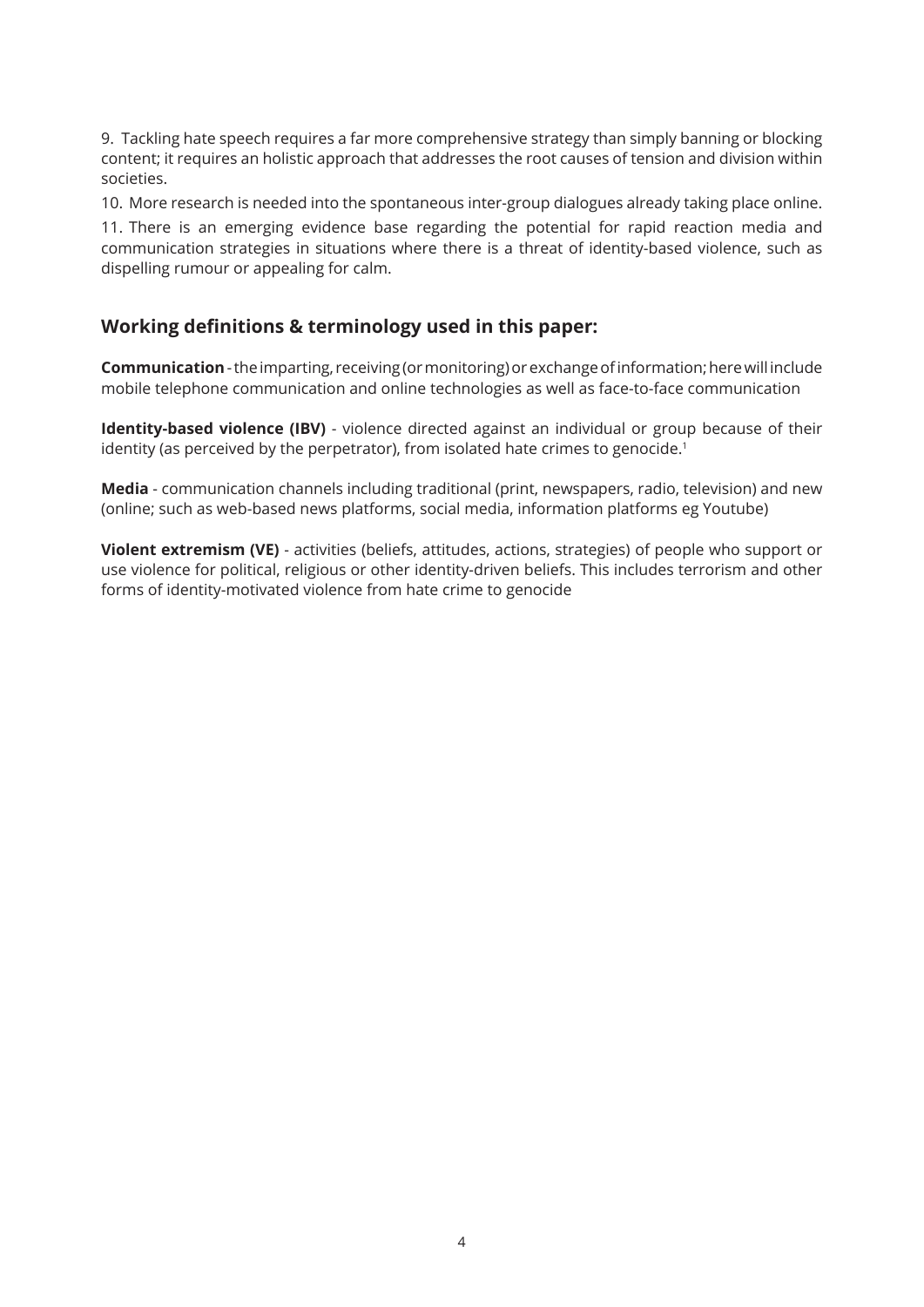9. Tackling hate speech requires a far more comprehensive strategy than simply banning or blocking content; it requires an holistic approach that addresses the root causes of tension and division within societies.

10. More research is needed into the spontaneous inter-group dialogues already taking place online.

11. There is an emerging evidence base regarding the potential for rapid reaction media and communication strategies in situations where there is a threat of identity-based violence, such as dispelling rumour or appealing for calm.

## Working definitions & terminology used in this paper:

**Communication** - the imparting, receiving (or monitoring) or exchange of information; here will include mobile telephone communication and online technologies as well as face-to-face communication

**Identity-based violence (IBV)** - violence directed against an individual or group because of their identity (as perceived by the perpetrator), from isolated hate crimes to genocide.[1]

**Media** - communication channels including traditional (print, newspapers, radio, television) and new (online; such as web-based news platforms, social media, information platforms eg Youtube)

**Violent extremism (VE)** - activities (beliefs, attitudes, actions, strategies) of people who support or use violence for political, religious or other identity-driven beliefs. This includes terrorism and other forms of identity-motivated violence from hate crime to genocide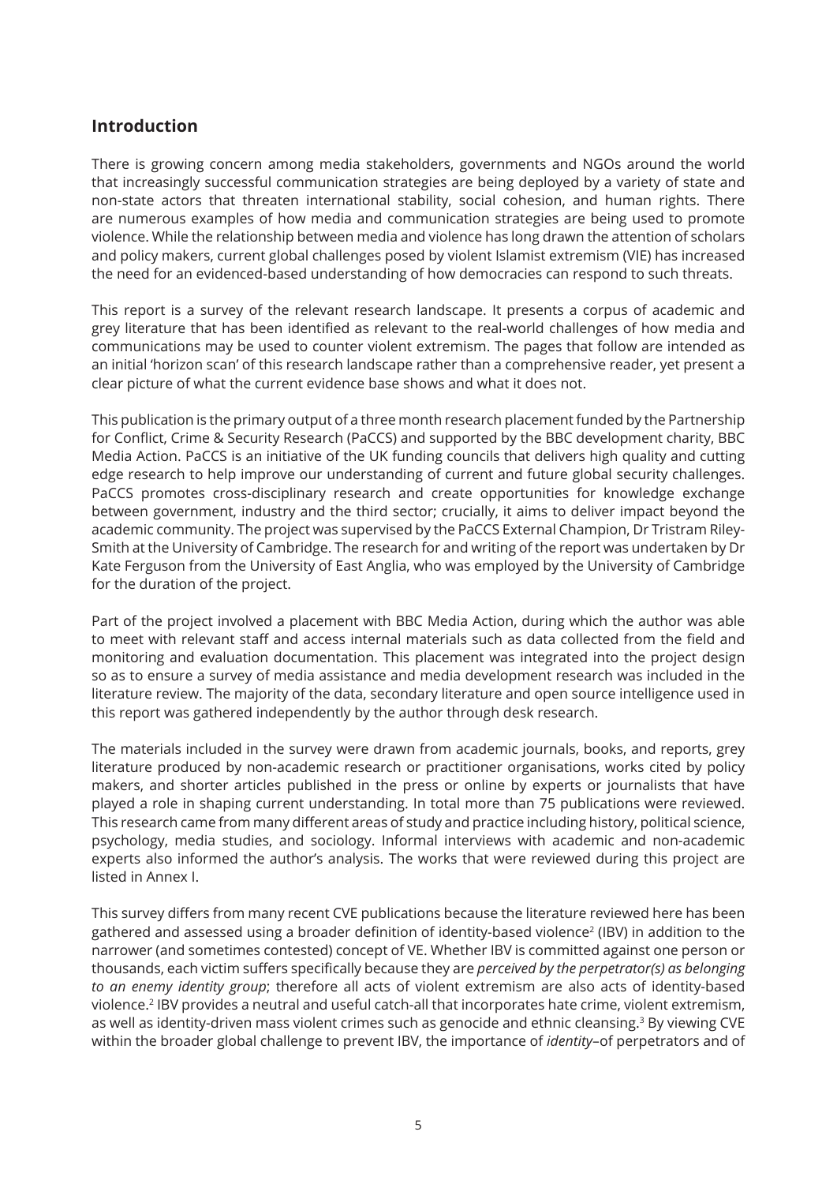## Introduction

There is growing concern among media stakeholders, governments and NGOs around the world that increasingly successful communication strategies are being deployed by a variety of state and non-state actors that threaten international stability, social cohesion, and human rights. There are numerous examples of how media and communication strategies are being used to promote violence. While the relationship between media and violence has long drawn the attention of scholars and policy makers, current global challenges posed by violent Islamist extremism (VIE) has increased the need for an evidenced-based understanding of how democracies can respond to such threats.

This report is a survey of the relevant research landscape. It presents a corpus of academic and grey literature that has been identified as relevant to the real-world challenges of how media and communications may be used to counter violent extremism. The pages that follow are intended as an initial 'horizon scan' of this research landscape rather than a comprehensive reader, yet present a clear picture of what the current evidence base shows and what it does not.

This publication is the primary output of a three month research placement funded by the Partnership for Conflict, Crime & Security Research (PaCCS) and supported by the BBC development charity, BBC Media Action. PaCCS is an initiative of the UK funding councils that delivers high quality and cutting edge research to help improve our understanding of current and future global security challenges. PaCCS promotes cross-disciplinary research and create opportunities for knowledge exchange between government, industry and the third sector; crucially, it aims to deliver impact beyond the academic community. The project was supervised by the PaCCS External Champion, Dr Tristram Riley-Smith at the University of Cambridge. The research for and writing of the report was undertaken by Dr Kate Ferguson from the University of East Anglia, who was employed by the University of Cambridge for the duration of the project.

Part of the project involved a placement with BBC Media Action, during which the author was able to meet with relevant staff and access internal materials such as data collected from the field and monitoring and evaluation documentation. This placement was integrated into the project design so as to ensure a survey of media assistance and media development research was included in the literature review. The majority of the data, secondary literature and open source intelligence used in this report was gathered independently by the author through desk research.

The materials included in the survey were drawn from academic journals, books, and reports, grey literature produced by non-academic research or practitioner organisations, works cited by policy makers, and shorter articles published in the press or online by experts or journalists that have played a role in shaping current understanding. In total more than 75 publications were reviewed. This research came from many different areas of study and practice including history, political science, psychology, media studies, and sociology. Informal interviews with academic and non-academic experts also informed the author's analysis. The works that were reviewed during this project are listed in Annex I.

This survey differs from many recent CVE publications because the literature reviewed here has been gathered and assessed using a broader definition of identity-based violence[2] (IBV) in addition to the narrower (and sometimes contested) concept of VE. Whether IBV is committed against one person or thousands, each victim suffers specifically because they are *perceived by the perpetrator(s) as belonging to an enemy identity group*; therefore all acts of violent extremism are also acts of identity-based violence.[2] IBV provides a neutral and useful catch-all that incorporates hate crime, violent extremism, as well as identity-driven mass violent crimes such as genocide and ethnic cleansing.[3] By viewing CVE within the broader global challenge to prevent IBV, the importance of *identity*–of perpetrators and of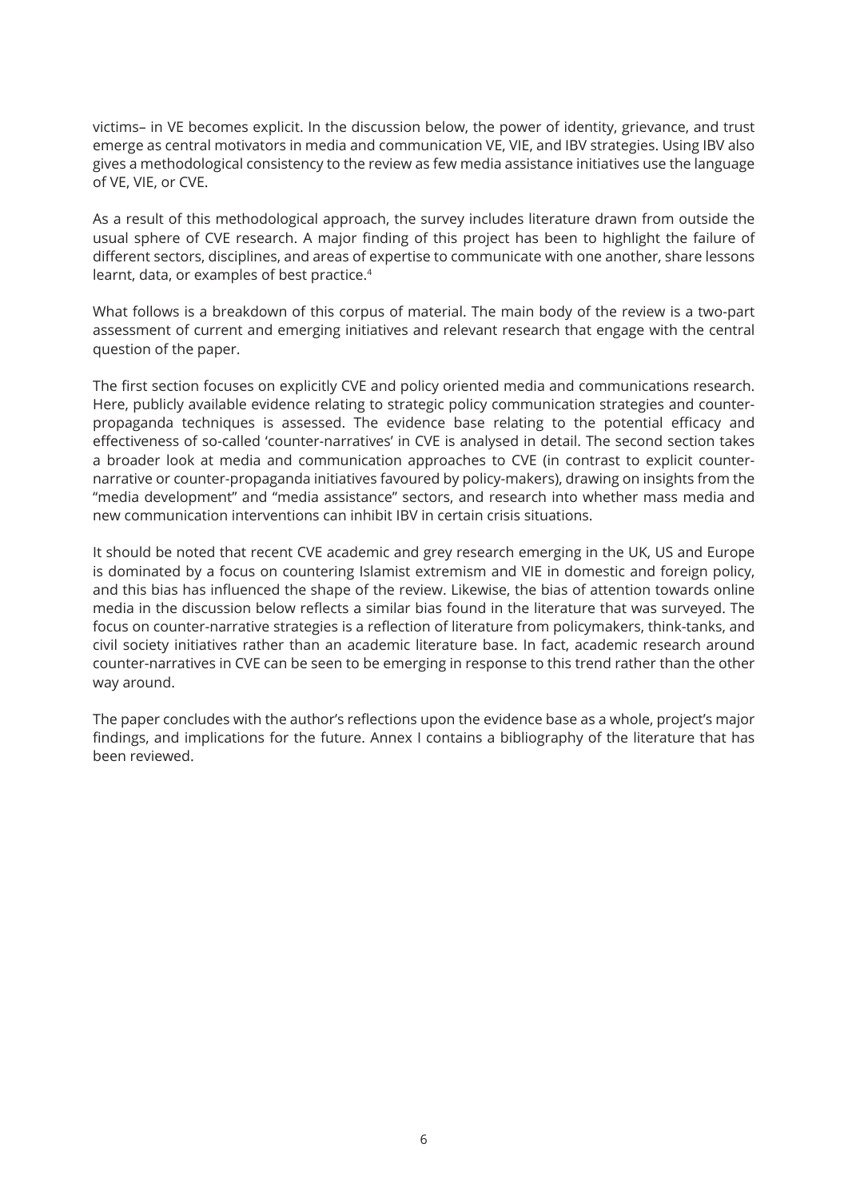victims– in VE becomes explicit. In the discussion below, the power of identity, grievance, and trust emerge as central motivators in media and communication VE, VIE, and IBV strategies. Using IBV also gives a methodological consistency to the review as few media assistance initiatives use the language of VE, VIE, or CVE.

As a result of this methodological approach, the survey includes literature drawn from outside the usual sphere of CVE research. A major finding of this project has been to highlight the failure of different sectors, disciplines, and areas of expertise to communicate with one another, share lessons learnt, data, or examples of best practice.[4]

What follows is a breakdown of this corpus of material. The main body of the review is a two-part assessment of current and emerging initiatives and relevant research that engage with the central question of the paper.

The first section focuses on explicitly CVE and policy oriented media and communications research. Here, publicly available evidence relating to strategic policy communication strategies and counter-propaganda techniques is assessed. The evidence base relating to the potential efficacy and effectiveness of so-called 'counter-narratives' in CVE is analysed in detail. The second section takes a broader look at media and communication approaches to CVE (in contrast to explicit counter-narrative or counter-propaganda initiatives favoured by policy-makers), drawing on insights from the "media development" and "media assistance" sectors, and research into whether mass media and new communication interventions can inhibit IBV in certain crisis situations.

It should be noted that recent CVE academic and grey research emerging in the UK, US and Europe is dominated by a focus on countering Islamist extremism and VIE in domestic and foreign policy, and this bias has influenced the shape of the review. Likewise, the bias of attention towards online media in the discussion below reflects a similar bias found in the literature that was surveyed. The focus on counter-narrative strategies is a reflection of literature from policymakers, think-tanks, and civil society initiatives rather than an academic literature base. In fact, academic research around counter-narratives in CVE can be seen to be emerging in response to this trend rather than the other way around.

The paper concludes with the author's reflections upon the evidence base as a whole, project's major findings, and implications for the future. Annex I contains a bibliography of the literature that has been reviewed.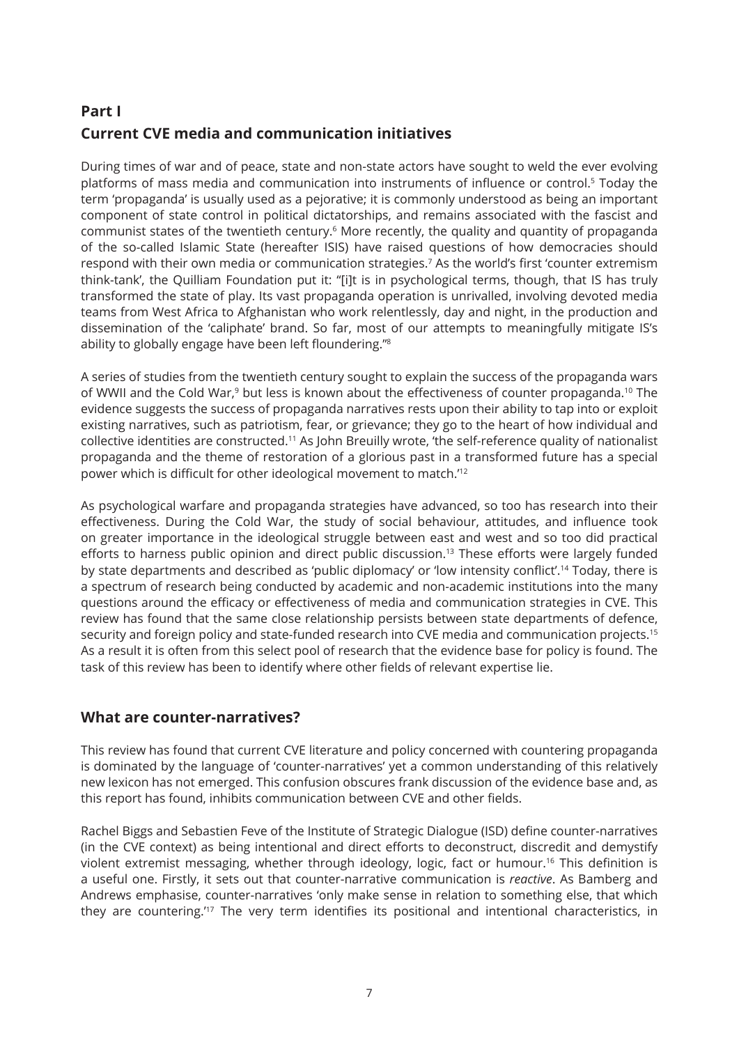## Part I

## Current CVE media and communication initiatives

During times of war and of peace, state and non-state actors have sought to weld the ever evolving platforms of mass media and communication into instruments of influence or control.[5] Today the term 'propaganda' is usually used as a pejorative; it is commonly understood as being an important component of state control in political dictatorships, and remains associated with the fascist and communist states of the twentieth century.[6] More recently, the quality and quantity of propaganda of the so-called Islamic State (hereafter ISIS) have raised questions of how democracies should respond with their own media or communication strategies.[7] As the world's first 'counter extremism think-tank', the Quilliam Foundation put it: "[i]t is in psychological terms, though, that IS has truly transformed the state of play. Its vast propaganda operation is unrivalled, involving devoted media teams from West Africa to Afghanistan who work relentlessly, day and night, in the production and dissemination of the 'caliphate' brand. So far, most of our attempts to meaningfully mitigate IS's ability to globally engage have been left floundering."[8]

A series of studies from the twentieth century sought to explain the success of the propaganda wars of WWII and the Cold War,[9] but less is known about the effectiveness of counter propaganda.[10] The evidence suggests the success of propaganda narratives rests upon their ability to tap into or exploit existing narratives, such as patriotism, fear, or grievance; they go to the heart of how individual and collective identities are constructed.[11] As John Breuilly wrote, 'the self-reference quality of nationalist propaganda and the theme of restoration of a glorious past in a transformed future has a special power which is difficult for other ideological movement to match.'[12]

As psychological warfare and propaganda strategies have advanced, so too has research into their effectiveness. During the Cold War, the study of social behaviour, attitudes, and influence took on greater importance in the ideological struggle between east and west and so too did practical efforts to harness public opinion and direct public discussion.[13] These efforts were largely funded by state departments and described as 'public diplomacy' or 'low intensity conflict'.[14] Today, there is a spectrum of research being conducted by academic and non-academic institutions into the many questions around the efficacy or effectiveness of media and communication strategies in CVE. This review has found that the same close relationship persists between state departments of defence, security and foreign policy and state-funded research into CVE media and communication projects.[15] As a result it is often from this select pool of research that the evidence base for policy is found. The task of this review has been to identify where other fields of relevant expertise lie.

### What are counter-narratives?

This review has found that current CVE literature and policy concerned with countering propaganda is dominated by the language of 'counter-narratives' yet a common understanding of this relatively new lexicon has not emerged. This confusion obscures frank discussion of the evidence base and, as this report has found, inhibits communication between CVE and other fields.

Rachel Biggs and Sebastien Feve of the Institute of Strategic Dialogue (ISD) define counter-narratives (in the CVE context) as being intentional and direct efforts to deconstruct, discredit and demystify violent extremist messaging, whether through ideology, logic, fact or humour.[16] This definition is a useful one. Firstly, it sets out that counter-narrative communication is *reactive*. As Bamberg and Andrews emphasise, counter-narratives 'only make sense in relation to something else, that which they are countering.'[17] The very term identifies its positional and intentional characteristics, in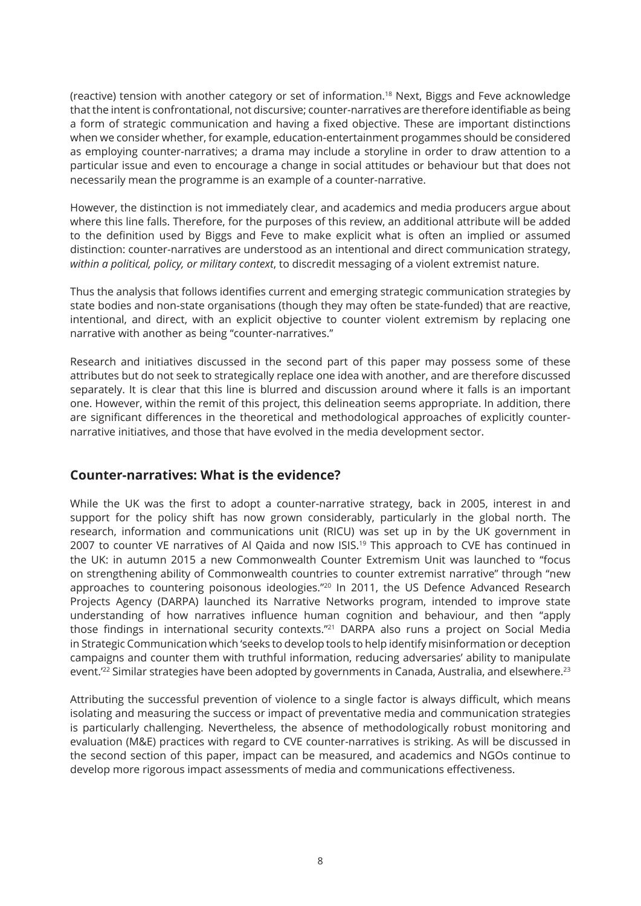(reactive) tension with another category or set of information.[18] Next, Biggs and Feve acknowledge that the intent is confrontational, not discursive; counter-narratives are therefore identifiable as being a form of strategic communication and having a fixed objective. These are important distinctions when we consider whether, for example, education-entertainment progammes should be considered as employing counter-narratives; a drama may include a storyline in order to draw attention to a particular issue and even to encourage a change in social attitudes or behaviour but that does not necessarily mean the programme is an example of a counter-narrative.

However, the distinction is not immediately clear, and academics and media producers argue about where this line falls. Therefore, for the purposes of this review, an additional attribute will be added to the definition used by Biggs and Feve to make explicit what is often an implied or assumed distinction: counter-narratives are understood as an intentional and direct communication strategy, *within a political, policy, or military context*, to discredit messaging of a violent extremist nature.

Thus the analysis that follows identifies current and emerging strategic communication strategies by state bodies and non-state organisations (though they may often be state-funded) that are reactive, intentional, and direct, with an explicit objective to counter violent extremism by replacing one narrative with another as being "counter-narratives."

Research and initiatives discussed in the second part of this paper may possess some of these attributes but do not seek to strategically replace one idea with another, and are therefore discussed separately. It is clear that this line is blurred and discussion around where it falls is an important one. However, within the remit of this project, this delineation seems appropriate. In addition, there are significant differences in the theoretical and methodological approaches of explicitly counter-narrative initiatives, and those that have evolved in the media development sector.

## Counter-narratives: What is the evidence?

While the UK was the first to adopt a counter-narrative strategy, back in 2005, interest in and support for the policy shift has now grown considerably, particularly in the global north. The research, information and communications unit (RICU) was set up in by the UK government in 2007 to counter VE narratives of Al Qaida and now ISIS.[19] This approach to CVE has continued in the UK: in autumn 2015 a new Commonwealth Counter Extremism Unit was launched to "focus on strengthening ability of Commonwealth countries to counter extremist narrative" through "new approaches to countering poisonous ideologies."[20] In 2011, the US Defence Advanced Research Projects Agency (DARPA) launched its Narrative Networks program, intended to improve state understanding of how narratives influence human cognition and behaviour, and then "apply those findings in international security contexts."[21] DARPA also runs a project on Social Media in Strategic Communication which 'seeks to develop tools to help identify misinformation or deception campaigns and counter them with truthful information, reducing adversaries' ability to manipulate event.'[22] Similar strategies have been adopted by governments in Canada, Australia, and elsewhere.[23]

Attributing the successful prevention of violence to a single factor is always difficult, which means isolating and measuring the success or impact of preventative media and communication strategies is particularly challenging. Nevertheless, the absence of methodologically robust monitoring and evaluation (M&E) practices with regard to CVE counter-narratives is striking. As will be discussed in the second section of this paper, impact can be measured, and academics and NGOs continue to develop more rigorous impact assessments of media and communications effectiveness.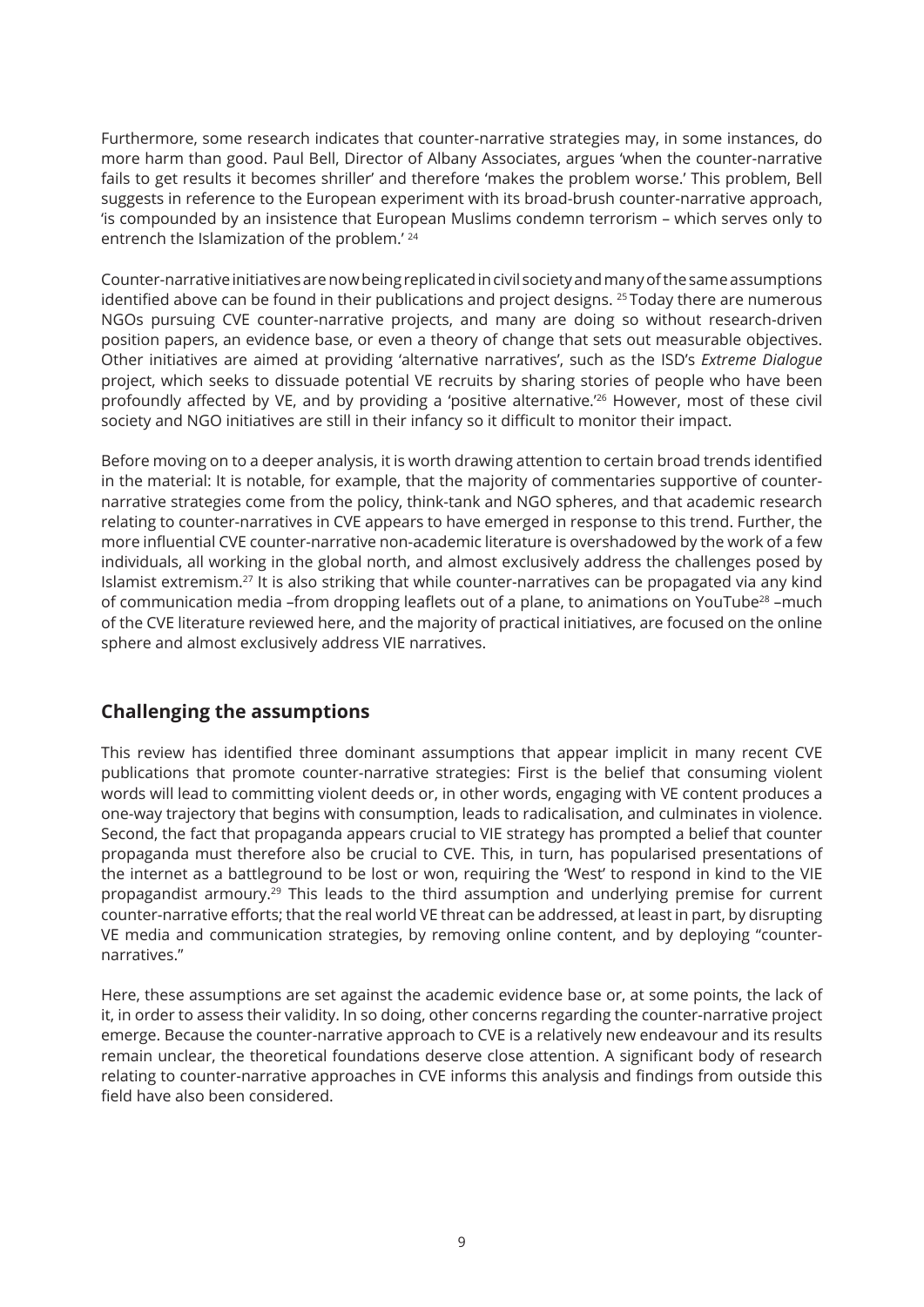Furthermore, some research indicates that counter-narrative strategies may, in some instances, do more harm than good. Paul Bell, Director of Albany Associates, argues 'when the counter-narrative fails to get results it becomes shriller' and therefore 'makes the problem worse.' This problem, Bell suggests in reference to the European experiment with its broad-brush counter-narrative approach, 'is compounded by an insistence that European Muslims condemn terrorism – which serves only to entrench the Islamization of the problem.' [24]

Counter-narrative initiatives are now being replicated in civil society and many of the same assumptions identified above can be found in their publications and project designs. [25] Today there are numerous NGOs pursuing CVE counter-narrative projects, and many are doing so without research-driven position papers, an evidence base, or even a theory of change that sets out measurable objectives. Other initiatives are aimed at providing 'alternative narratives', such as the ISD's *Extreme Dialogue* project, which seeks to dissuade potential VE recruits by sharing stories of people who have been profoundly affected by VE, and by providing a 'positive alternative.'[26] However, most of these civil society and NGO initiatives are still in their infancy so it difficult to monitor their impact.

Before moving on to a deeper analysis, it is worth drawing attention to certain broad trends identified in the material: It is notable, for example, that the majority of commentaries supportive of counter-narrative strategies come from the policy, think-tank and NGO spheres, and that academic research relating to counter-narratives in CVE appears to have emerged in response to this trend. Further, the more influential CVE counter-narrative non-academic literature is overshadowed by the work of a few individuals, all working in the global north, and almost exclusively address the challenges posed by Islamist extremism.[27] It is also striking that while counter-narratives can be propagated via any kind of communication media –from dropping leaflets out of a plane, to animations on YouTube[28] –much of the CVE literature reviewed here, and the majority of practical initiatives, are focused on the online sphere and almost exclusively address VIE narratives.

## Challenging the assumptions

This review has identified three dominant assumptions that appear implicit in many recent CVE publications that promote counter-narrative strategies: First is the belief that consuming violent words will lead to committing violent deeds or, in other words, engaging with VE content produces a one-way trajectory that begins with consumption, leads to radicalisation, and culminates in violence. Second, the fact that propaganda appears crucial to VIE strategy has prompted a belief that counter propaganda must therefore also be crucial to CVE. This, in turn, has popularised presentations of the internet as a battleground to be lost or won, requiring the 'West' to respond in kind to the VIE propagandist armoury.[29] This leads to the third assumption and underlying premise for current counter-narrative efforts; that the real world VE threat can be addressed, at least in part, by disrupting VE media and communication strategies, by removing online content, and by deploying "counter-narratives."

Here, these assumptions are set against the academic evidence base or, at some points, the lack of it, in order to assess their validity. In so doing, other concerns regarding the counter-narrative project emerge. Because the counter-narrative approach to CVE is a relatively new endeavour and its results remain unclear, the theoretical foundations deserve close attention. A significant body of research relating to counter-narrative approaches in CVE informs this analysis and findings from outside this field have also been considered.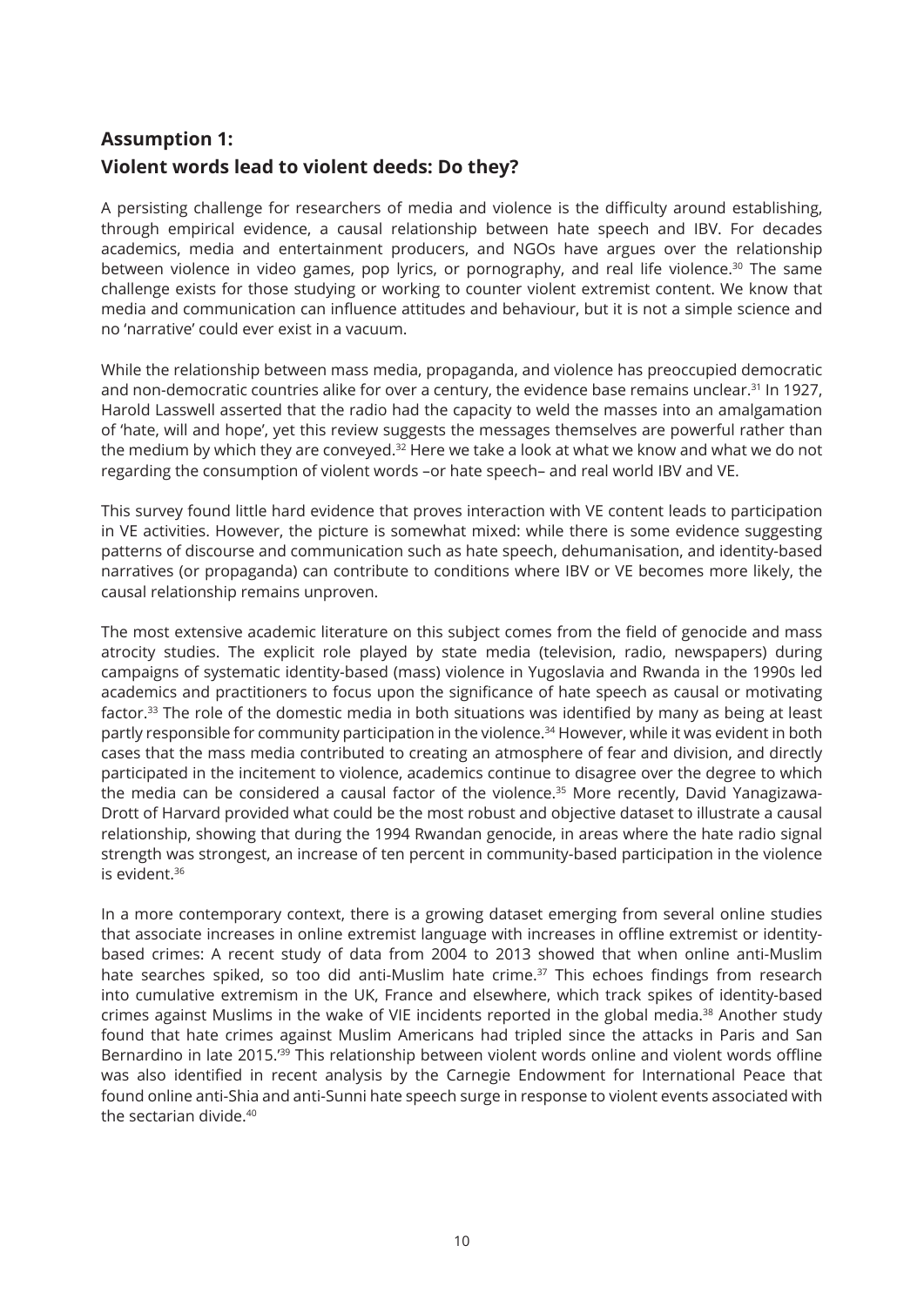## Assumption 1:
## Violent words lead to violent deeds: Do they?

A persisting challenge for researchers of media and violence is the difficulty around establishing, through empirical evidence, a causal relationship between hate speech and IBV. For decades academics, media and entertainment producers, and NGOs have argues over the relationship between violence in video games, pop lyrics, or pornography, and real life violence.[30] The same challenge exists for those studying or working to counter violent extremist content. We know that media and communication can influence attitudes and behaviour, but it is not a simple science and no 'narrative' could ever exist in a vacuum.

While the relationship between mass media, propaganda, and violence has preoccupied democratic and non-democratic countries alike for over a century, the evidence base remains unclear.[31] In 1927, Harold Lasswell asserted that the radio had the capacity to weld the masses into an amalgamation of 'hate, will and hope', yet this review suggests the messages themselves are powerful rather than the medium by which they are conveyed.[32] Here we take a look at what we know and what we do not regarding the consumption of violent words –or hate speech– and real world IBV and VE.

This survey found little hard evidence that proves interaction with VE content leads to participation in VE activities. However, the picture is somewhat mixed: while there is some evidence suggesting patterns of discourse and communication such as hate speech, dehumanisation, and identity-based narratives (or propaganda) can contribute to conditions where IBV or VE becomes more likely, the causal relationship remains unproven.

The most extensive academic literature on this subject comes from the field of genocide and mass atrocity studies. The explicit role played by state media (television, radio, newspapers) during campaigns of systematic identity-based (mass) violence in Yugoslavia and Rwanda in the 1990s led academics and practitioners to focus upon the significance of hate speech as causal or motivating factor.[33] The role of the domestic media in both situations was identified by many as being at least partly responsible for community participation in the violence.[34] However, while it was evident in both cases that the mass media contributed to creating an atmosphere of fear and division, and directly participated in the incitement to violence, academics continue to disagree over the degree to which the media can be considered a causal factor of the violence.[35] More recently, David Yanagizawa-Drott of Harvard provided what could be the most robust and objective dataset to illustrate a causal relationship, showing that during the 1994 Rwandan genocide, in areas where the hate radio signal strength was strongest, an increase of ten percent in community-based participation in the violence is evident.[36]

In a more contemporary context, there is a growing dataset emerging from several online studies that associate increases in online extremist language with increases in offline extremist or identity-based crimes: A recent study of data from 2004 to 2013 showed that when online anti-Muslim hate searches spiked, so too did anti-Muslim hate crime.[37] This echoes findings from research into cumulative extremism in the UK, France and elsewhere, which track spikes of identity-based crimes against Muslims in the wake of VIE incidents reported in the global media.[38] Another study found that hate crimes against Muslim Americans had tripled since the attacks in Paris and San Bernardino in late 2015.'[39] This relationship between violent words online and violent words offline was also identified in recent analysis by the Carnegie Endowment for International Peace that found online anti-Shia and anti-Sunni hate speech surge in response to violent events associated with the sectarian divide.[40]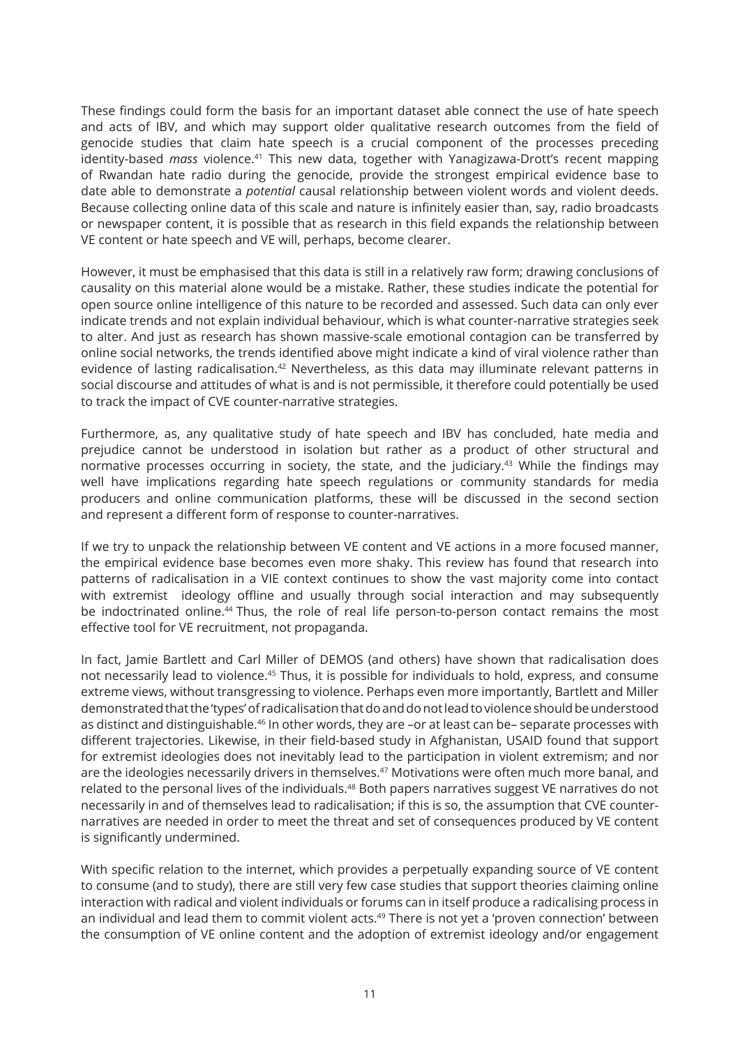These findings could form the basis for an important dataset able connect the use of hate speech and acts of IBV, and which may support older qualitative research outcomes from the field of genocide studies that claim hate speech is a crucial component of the processes preceding identity-based *mass* violence.[41] This new data, together with Yanagizawa-Drott's recent mapping of Rwandan hate radio during the genocide, provide the strongest empirical evidence base to date able to demonstrate a *potential* causal relationship between violent words and violent deeds. Because collecting online data of this scale and nature is infinitely easier than, say, radio broadcasts or newspaper content, it is possible that as research in this field expands the relationship between VE content or hate speech and VE will, perhaps, become clearer.

However, it must be emphasised that this data is still in a relatively raw form; drawing conclusions of causality on this material alone would be a mistake. Rather, these studies indicate the potential for open source online intelligence of this nature to be recorded and assessed. Such data can only ever indicate trends and not explain individual behaviour, which is what counter-narrative strategies seek to alter. And just as research has shown massive-scale emotional contagion can be transferred by online social networks, the trends identified above might indicate a kind of viral violence rather than evidence of lasting radicalisation.[42] Nevertheless, as this data may illuminate relevant patterns in social discourse and attitudes of what is and is not permissible, it therefore could potentially be used to track the impact of CVE counter-narrative strategies.

Furthermore, as, any qualitative study of hate speech and IBV has concluded, hate media and prejudice cannot be understood in isolation but rather as a product of other structural and normative processes occurring in society, the state, and the judiciary.[43] While the findings may well have implications regarding hate speech regulations or community standards for media producers and online communication platforms, these will be discussed in the second section and represent a different form of response to counter-narratives.

If we try to unpack the relationship between VE content and VE actions in a more focused manner, the empirical evidence base becomes even more shaky. This review has found that research into patterns of radicalisation in a VIE context continues to show the vast majority come into contact with extremist ideology offline and usually through social interaction and may subsequently be indoctrinated online.[44] Thus, the role of real life person-to-person contact remains the most effective tool for VE recruitment, not propaganda.

In fact, Jamie Bartlett and Carl Miller of DEMOS (and others) have shown that radicalisation does not necessarily lead to violence.[45] Thus, it is possible for individuals to hold, express, and consume extreme views, without transgressing to violence. Perhaps even more importantly, Bartlett and Miller demonstrated that the 'types' of radicalisation that do and do not lead to violence should be understood as distinct and distinguishable.[46] In other words, they are –or at least can be– separate processes with different trajectories. Likewise, in their field-based study in Afghanistan, USAID found that support for extremist ideologies does not inevitably lead to the participation in violent extremism; and nor are the ideologies necessarily drivers in themselves.[47] Motivations were often much more banal, and related to the personal lives of the individuals.[48] Both papers narratives suggest VE narratives do not necessarily in and of themselves lead to radicalisation; if this is so, the assumption that CVE counter-narratives are needed in order to meet the threat and set of consequences produced by VE content is significantly undermined.

With specific relation to the internet, which provides a perpetually expanding source of VE content to consume (and to study), there are still very few case studies that support theories claiming online interaction with radical and violent individuals or forums can in itself produce a radicalising process in an individual and lead them to commit violent acts.[49] There is not yet a 'proven connection' between the consumption of VE online content and the adoption of extremist ideology and/or engagement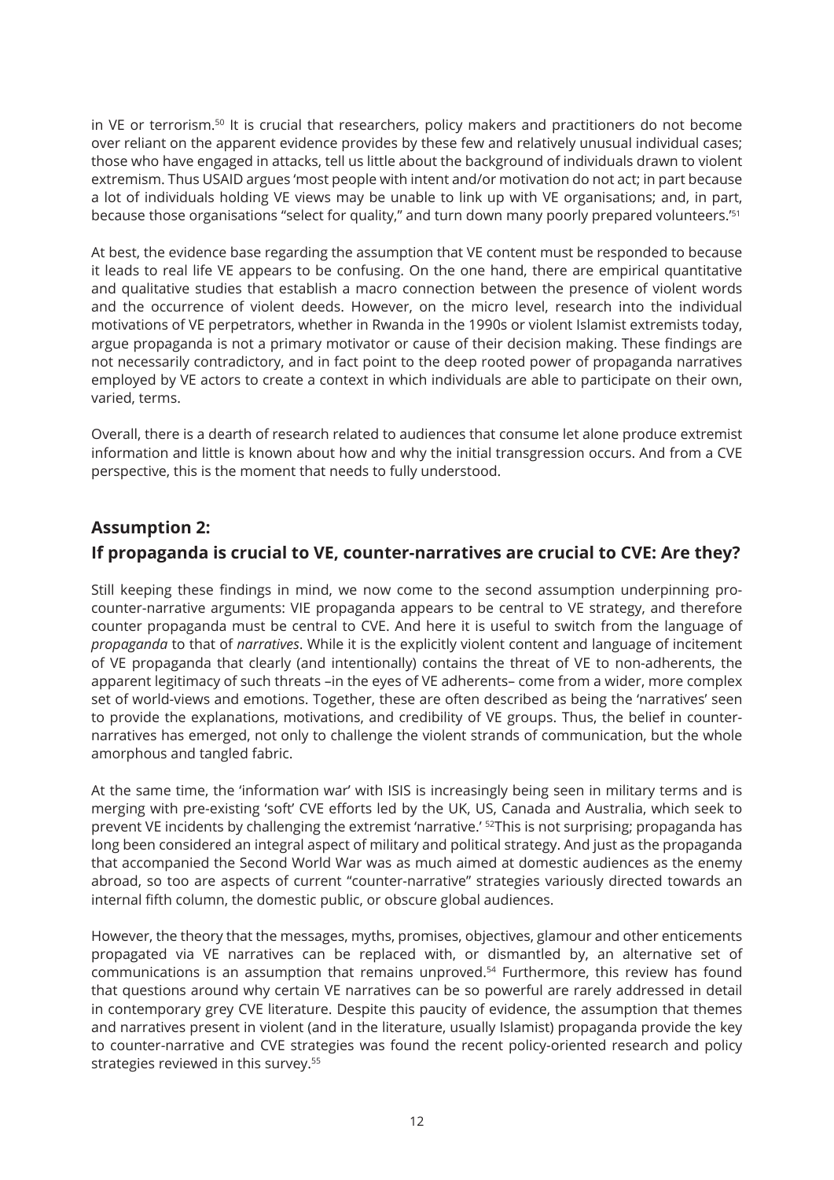in VE or terrorism.[50] It is crucial that researchers, policy makers and practitioners do not become over reliant on the apparent evidence provides by these few and relatively unusual individual cases; those who have engaged in attacks, tell us little about the background of individuals drawn to violent extremism. Thus USAID argues 'most people with intent and/or motivation do not act; in part because a lot of individuals holding VE views may be unable to link up with VE organisations; and, in part, because those organisations "select for quality," and turn down many poorly prepared volunteers.'[51]

At best, the evidence base regarding the assumption that VE content must be responded to because it leads to real life VE appears to be confusing. On the one hand, there are empirical quantitative and qualitative studies that establish a macro connection between the presence of violent words and the occurrence of violent deeds. However, on the micro level, research into the individual motivations of VE perpetrators, whether in Rwanda in the 1990s or violent Islamist extremists today, argue propaganda is not a primary motivator or cause of their decision making. These findings are not necessarily contradictory, and in fact point to the deep rooted power of propaganda narratives employed by VE actors to create a context in which individuals are able to participate on their own, varied, terms.

Overall, there is a dearth of research related to audiences that consume let alone produce extremist information and little is known about how and why the initial transgression occurs. And from a CVE perspective, this is the moment that needs to fully understood.

## Assumption 2:
## If propaganda is crucial to VE, counter-narratives are crucial to CVE: Are they?

Still keeping these findings in mind, we now come to the second assumption underpinning pro-counter-narrative arguments: VIE propaganda appears to be central to VE strategy, and therefore counter propaganda must be central to CVE. And here it is useful to switch from the language of *propaganda* to that of *narratives*. While it is the explicitly violent content and language of incitement of VE propaganda that clearly (and intentionally) contains the threat of VE to non-adherents, the apparent legitimacy of such threats –in the eyes of VE adherents– come from a wider, more complex set of world-views and emotions. Together, these are often described as being the 'narratives' seen to provide the explanations, motivations, and credibility of VE groups. Thus, the belief in counter-narratives has emerged, not only to challenge the violent strands of communication, but the whole amorphous and tangled fabric.

At the same time, the 'information war' with ISIS is increasingly being seen in military terms and is merging with pre-existing 'soft' CVE efforts led by the UK, US, Canada and Australia, which seek to prevent VE incidents by challenging the extremist 'narrative.' [52]This is not surprising; propaganda has long been considered an integral aspect of military and political strategy. And just as the propaganda that accompanied the Second World War was as much aimed at domestic audiences as the enemy abroad, so too are aspects of current "counter-narrative" strategies variously directed towards an internal fifth column, the domestic public, or obscure global audiences.

However, the theory that the messages, myths, promises, objectives, glamour and other enticements propagated via VE narratives can be replaced with, or dismantled by, an alternative set of communications is an assumption that remains unproved.[54] Furthermore, this review has found that questions around why certain VE narratives can be so powerful are rarely addressed in detail in contemporary grey CVE literature. Despite this paucity of evidence, the assumption that themes and narratives present in violent (and in the literature, usually Islamist) propaganda provide the key to counter-narrative and CVE strategies was found the recent policy-oriented research and policy strategies reviewed in this survey.[55]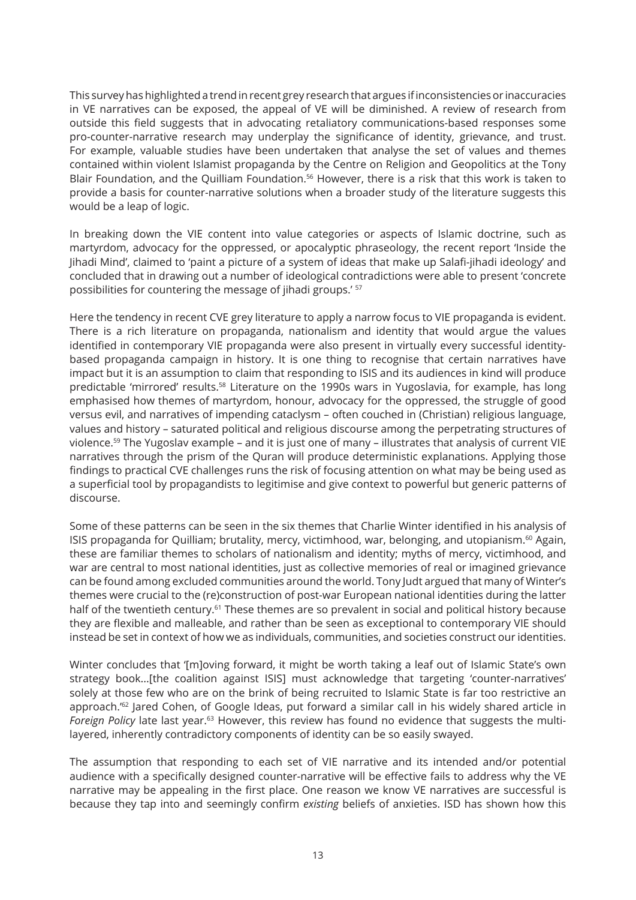This survey has highlighted a trend in recent grey research that argues if inconsistencies or inaccuracies in VE narratives can be exposed, the appeal of VE will be diminished. A review of research from outside this field suggests that in advocating retaliatory communications-based responses some pro-counter-narrative research may underplay the significance of identity, grievance, and trust. For example, valuable studies have been undertaken that analyse the set of values and themes contained within violent Islamist propaganda by the Centre on Religion and Geopolitics at the Tony Blair Foundation, and the Quilliam Foundation.[56] However, there is a risk that this work is taken to provide a basis for counter-narrative solutions when a broader study of the literature suggests this would be a leap of logic.

In breaking down the VIE content into value categories or aspects of Islamic doctrine, such as martyrdom, advocacy for the oppressed, or apocalyptic phraseology, the recent report 'Inside the Jihadi Mind', claimed to 'paint a picture of a system of ideas that make up Salafi-jihadi ideology' and concluded that in drawing out a number of ideological contradictions were able to present 'concrete possibilities for countering the message of jihadi groups.' [57]

Here the tendency in recent CVE grey literature to apply a narrow focus to VIE propaganda is evident. There is a rich literature on propaganda, nationalism and identity that would argue the values identified in contemporary VIE propaganda were also present in virtually every successful identity-based propaganda campaign in history. It is one thing to recognise that certain narratives have impact but it is an assumption to claim that responding to ISIS and its audiences in kind will produce predictable 'mirrored' results.[58] Literature on the 1990s wars in Yugoslavia, for example, has long emphasised how themes of martyrdom, honour, advocacy for the oppressed, the struggle of good versus evil, and narratives of impending cataclysm – often couched in (Christian) religious language, values and history – saturated political and religious discourse among the perpetrating structures of violence.[59] The Yugoslav example – and it is just one of many – illustrates that analysis of current VIE narratives through the prism of the Quran will produce deterministic explanations. Applying those findings to practical CVE challenges runs the risk of focusing attention on what may be being used as a superficial tool by propagandists to legitimise and give context to powerful but generic patterns of discourse.

Some of these patterns can be seen in the six themes that Charlie Winter identified in his analysis of ISIS propaganda for Quilliam; brutality, mercy, victimhood, war, belonging, and utopianism.[60] Again, these are familiar themes to scholars of nationalism and identity; myths of mercy, victimhood, and war are central to most national identities, just as collective memories of real or imagined grievance can be found among excluded communities around the world. Tony Judt argued that many of Winter's themes were crucial to the (re)construction of post-war European national identities during the latter half of the twentieth century.[61] These themes are so prevalent in social and political history because they are flexible and malleable, and rather than be seen as exceptional to contemporary VIE should instead be set in context of how we as individuals, communities, and societies construct our identities.

Winter concludes that '[m]oving forward, it might be worth taking a leaf out of Islamic State's own strategy book...[the coalition against ISIS] must acknowledge that targeting 'counter-narratives' solely at those few who are on the brink of being recruited to Islamic State is far too restrictive an approach.'[62] Jared Cohen, of Google Ideas, put forward a similar call in his widely shared article in *Foreign Policy* late last year.[63] However, this review has found no evidence that suggests the multi-layered, inherently contradictory components of identity can be so easily swayed.

The assumption that responding to each set of VIE narrative and its intended and/or potential audience with a specifically designed counter-narrative will be effective fails to address why the VE narrative may be appealing in the first place. One reason we know VE narratives are successful is because they tap into and seemingly confirm *existing* beliefs of anxieties. ISD has shown how this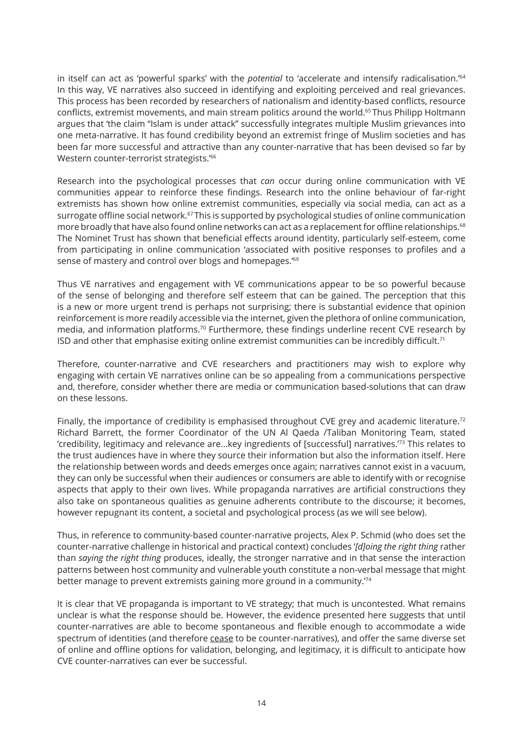in itself can act as 'powerful sparks' with the *potential* to 'accelerate and intensify radicalisation.'[64] In this way, VE narratives also succeed in identifying and exploiting perceived and real grievances. This process has been recorded by researchers of nationalism and identity-based conflicts, resource conflicts, extremist movements, and main stream politics around the world.[65] Thus Philipp Holtmann argues that 'the claim "Islam is under attack" successfully integrates multiple Muslim grievances into one meta-narrative. It has found credibility beyond an extremist fringe of Muslim societies and has been far more successful and attractive than any counter-narrative that has been devised so far by Western counter-terrorist strategists.'[66]

Research into the psychological processes that *can* occur during online communication with VE communities appear to reinforce these findings. Research into the online behaviour of far-right extremists has shown how online extremist communities, especially via social media, can act as a surrogate offline social network.[67] This is supported by psychological studies of online communication more broadly that have also found online networks can act as a replacement for offline relationships.[68] The Nominet Trust has shown that beneficial effects around identity, particularly self-esteem, come from participating in online communication 'associated with positive responses to profiles and a sense of mastery and control over blogs and homepages.'[69]

Thus VE narratives and engagement with VE communications appear to be so powerful because of the sense of belonging and therefore self esteem that can be gained. The perception that this is a new or more urgent trend is perhaps not surprising; there is substantial evidence that opinion reinforcement is more readily accessible via the internet, given the plethora of online communication, media, and information platforms.[70] Furthermore, these findings underline recent CVE research by ISD and other that emphasise exiting online extremist communities can be incredibly difficult.[71]

Therefore, counter-narrative and CVE researchers and practitioners may wish to explore why engaging with certain VE narratives online can be so appealing from a communications perspective and, therefore, consider whether there are media or communication based-solutions that can draw on these lessons.

Finally, the importance of credibility is emphasised throughout CVE grey and academic literature.[72] Richard Barrett, the former Coordinator of the UN Al Qaeda /Taliban Monitoring Team, stated 'credibility, legitimacy and relevance are...key ingredients of [successful] narratives.'[73] This relates to the trust audiences have in where they source their information but also the information itself. Here the relationship between words and deeds emerges once again; narratives cannot exist in a vacuum, they can only be successful when their audiences or consumers are able to identify with or recognise aspects that apply to their own lives. While propaganda narratives are artificial constructions they also take on spontaneous qualities as genuine adherents contribute to the discourse; it becomes, however repugnant its content, a societal and psychological process (as we will see below).

Thus, in reference to community-based counter-narrative projects, Alex P. Schmid (who does set the counter-narrative challenge in historical and practical context) concludes '*[d]oing the right thing* rather than *saying the right thing* produces, ideally, the stronger narrative and in that sense the interaction patterns between host community and vulnerable youth constitute a non-verbal message that might better manage to prevent extremists gaining more ground in a community.'[74]

It is clear that VE propaganda is important to VE strategy; that much is uncontested. What remains unclear is what the response should be. However, the evidence presented here suggests that until counter-narratives are able to become spontaneous and flexible enough to accommodate a wide spectrum of identities (and therefore cease to be counter-narratives), and offer the same diverse set of online and offline options for validation, belonging, and legitimacy, it is difficult to anticipate how CVE counter-narratives can ever be successful.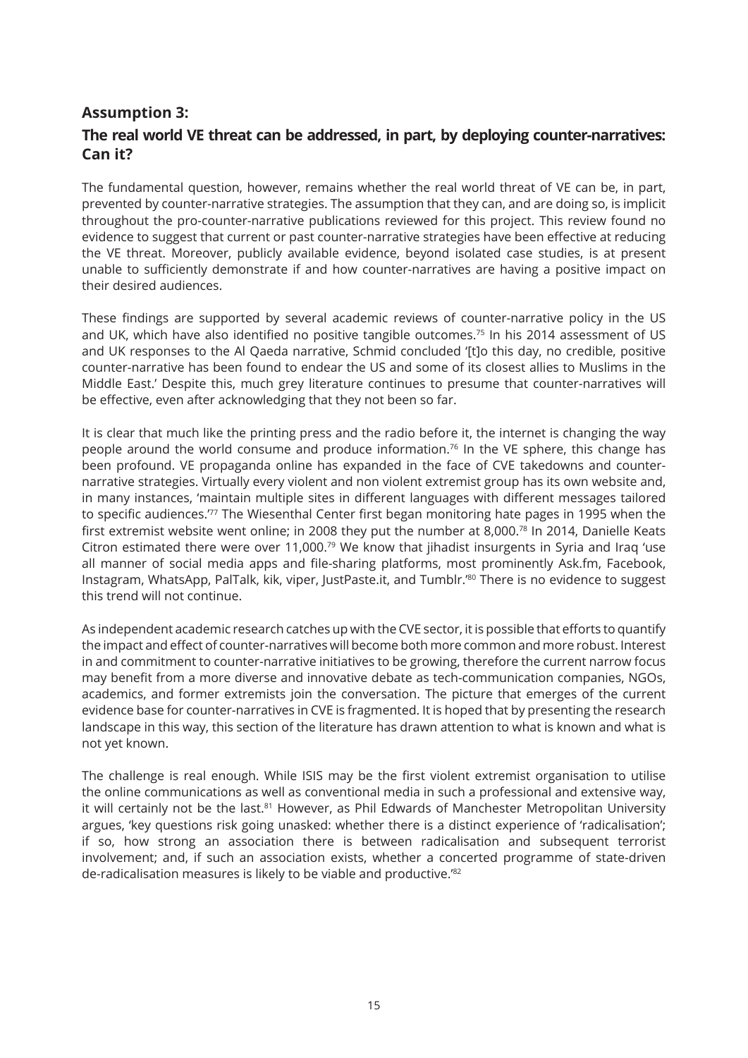### Assumption 3:

### The real world VE threat can be addressed, in part, by deploying counter-narratives: Can it?

The fundamental question, however, remains whether the real world threat of VE can be, in part, prevented by counter-narrative strategies. The assumption that they can, and are doing so, is implicit throughout the pro-counter-narrative publications reviewed for this project. This review found no evidence to suggest that current or past counter-narrative strategies have been effective at reducing the VE threat. Moreover, publicly available evidence, beyond isolated case studies, is at present unable to sufficiently demonstrate if and how counter-narratives are having a positive impact on their desired audiences.

These findings are supported by several academic reviews of counter-narrative policy in the US and UK, which have also identified no positive tangible outcomes.[75] In his 2014 assessment of US and UK responses to the Al Qaeda narrative, Schmid concluded '[t]o this day, no credible, positive counter-narrative has been found to endear the US and some of its closest allies to Muslims in the Middle East.' Despite this, much grey literature continues to presume that counter-narratives will be effective, even after acknowledging that they not been so far.

It is clear that much like the printing press and the radio before it, the internet is changing the way people around the world consume and produce information.[76] In the VE sphere, this change has been profound. VE propaganda online has expanded in the face of CVE takedowns and counter-narrative strategies. Virtually every violent and non violent extremist group has its own website and, in many instances, 'maintain multiple sites in different languages with different messages tailored to specific audiences.'[77] The Wiesenthal Center first began monitoring hate pages in 1995 when the first extremist website went online; in 2008 they put the number at 8,000.[78] In 2014, Danielle Keats Citron estimated there were over 11,000.[79] We know that jihadist insurgents in Syria and Iraq 'use all manner of social media apps and file-sharing platforms, most prominently Ask.fm, Facebook, Instagram, WhatsApp, PalTalk, kik, viper, JustPaste.it, and Tumblr.'[80] There is no evidence to suggest this trend will not continue.

As independent academic research catches up with the CVE sector, it is possible that efforts to quantify the impact and effect of counter-narratives will become both more common and more robust. Interest in and commitment to counter-narrative initiatives to be growing, therefore the current narrow focus may benefit from a more diverse and innovative debate as tech-communication companies, NGOs, academics, and former extremists join the conversation. The picture that emerges of the current evidence base for counter-narratives in CVE is fragmented. It is hoped that by presenting the research landscape in this way, this section of the literature has drawn attention to what is known and what is not yet known.

The challenge is real enough. While ISIS may be the first violent extremist organisation to utilise the online communications as well as conventional media in such a professional and extensive way, it will certainly not be the last.[81] However, as Phil Edwards of Manchester Metropolitan University argues, 'key questions risk going unasked: whether there is a distinct experience of 'radicalisation'; if so, how strong an association there is between radicalisation and subsequent terrorist involvement; and, if such an association exists, whether a concerted programme of state-driven de-radicalisation measures is likely to be viable and productive.'[82]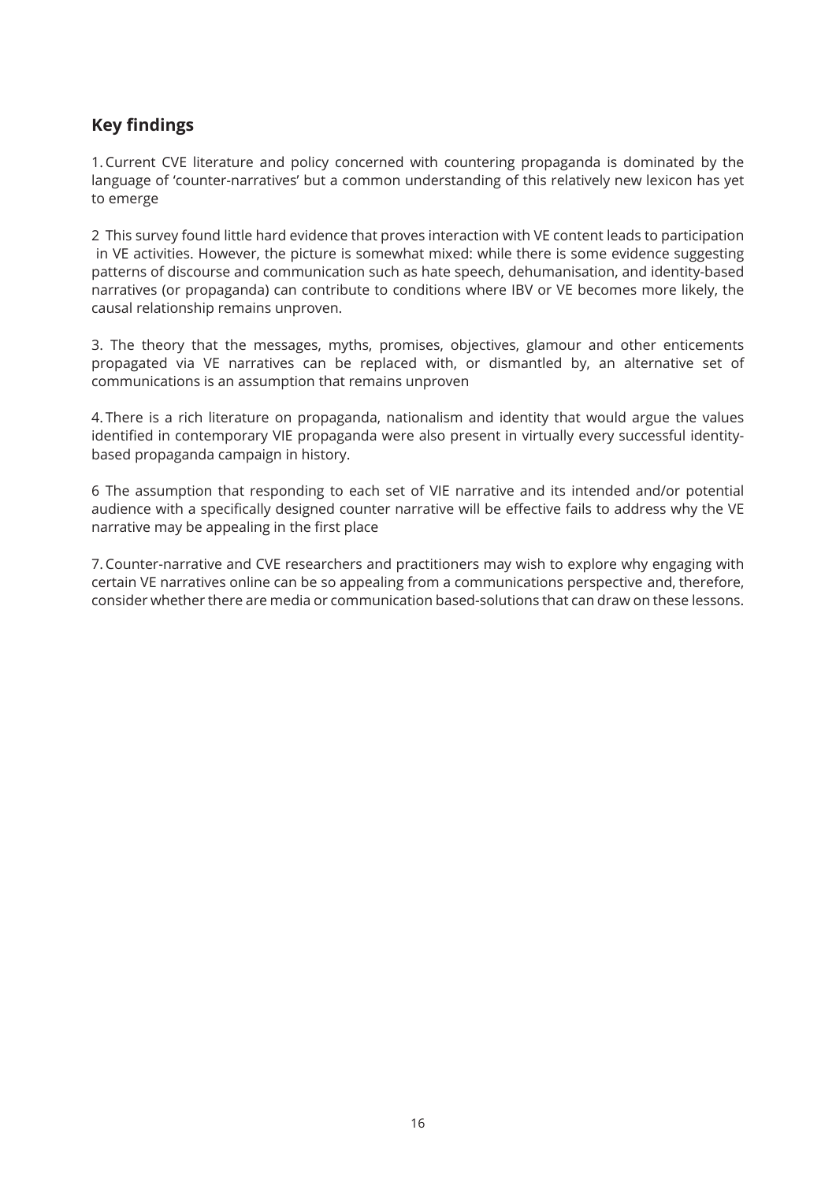## Key findings

1. Current CVE literature and policy concerned with countering propaganda is dominated by the language of 'counter-narratives' but a common understanding of this relatively new lexicon has yet to emerge

2 This survey found little hard evidence that proves interaction with VE content leads to participation in VE activities. However, the picture is somewhat mixed: while there is some evidence suggesting patterns of discourse and communication such as hate speech, dehumanisation, and identity-based narratives (or propaganda) can contribute to conditions where IBV or VE becomes more likely, the causal relationship remains unproven.

3. The theory that the messages, myths, promises, objectives, glamour and other enticements propagated via VE narratives can be replaced with, or dismantled by, an alternative set of communications is an assumption that remains unproven

4. There is a rich literature on propaganda, nationalism and identity that would argue the values identified in contemporary VIE propaganda were also present in virtually every successful identity-based propaganda campaign in history.

6 The assumption that responding to each set of VIE narrative and its intended and/or potential audience with a specifically designed counter narrative will be effective fails to address why the VE narrative may be appealing in the first place

7. Counter-narrative and CVE researchers and practitioners may wish to explore why engaging with certain VE narratives online can be so appealing from a communications perspective and, therefore, consider whether there are media or communication based-solutions that can draw on these lessons.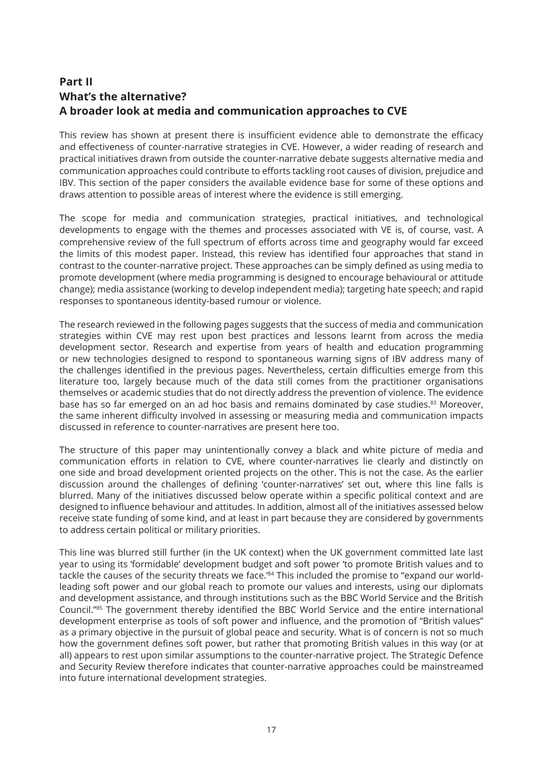## Part II
## What's the alternative?
## A broader look at media and communication approaches to CVE

This review has shown at present there is insufficient evidence able to demonstrate the efficacy and effectiveness of counter-narrative strategies in CVE. However, a wider reading of research and practical initiatives drawn from outside the counter-narrative debate suggests alternative media and communication approaches could contribute to efforts tackling root causes of division, prejudice and IBV. This section of the paper considers the available evidence base for some of these options and draws attention to possible areas of interest where the evidence is still emerging.

The scope for media and communication strategies, practical initiatives, and technological developments to engage with the themes and processes associated with VE is, of course, vast. A comprehensive review of the full spectrum of efforts across time and geography would far exceed the limits of this modest paper. Instead, this review has identified four approaches that stand in contrast to the counter-narrative project. These approaches can be simply defined as using media to promote development (where media programming is designed to encourage behavioural or attitude change); media assistance (working to develop independent media); targeting hate speech; and rapid responses to spontaneous identity-based rumour or violence.

The research reviewed in the following pages suggests that the success of media and communication strategies within CVE may rest upon best practices and lessons learnt from across the media development sector. Research and expertise from years of health and education programming or new technologies designed to respond to spontaneous warning signs of IBV address many of the challenges identified in the previous pages. Nevertheless, certain difficulties emerge from this literature too, largely because much of the data still comes from the practitioner organisations themselves or academic studies that do not directly address the prevention of violence. The evidence base has so far emerged on an ad hoc basis and remains dominated by case studies.[83] Moreover, the same inherent difficulty involved in assessing or measuring media and communication impacts discussed in reference to counter-narratives are present here too.

The structure of this paper may unintentionally convey a black and white picture of media and communication efforts in relation to CVE, where counter-narratives lie clearly and distinctly on one side and broad development oriented projects on the other. This is not the case. As the earlier discussion around the challenges of defining 'counter-narratives' set out, where this line falls is blurred. Many of the initiatives discussed below operate within a specific political context and are designed to influence behaviour and attitudes. In addition, almost all of the initiatives assessed below receive state funding of some kind, and at least in part because they are considered by governments to address certain political or military priorities.

This line was blurred still further (in the UK context) when the UK government committed late last year to using its 'formidable' development budget and soft power 'to promote British values and to tackle the causes of the security threats we face.'[84] This included the promise to "expand our world-leading soft power and our global reach to promote our values and interests, using our diplomats and development assistance, and through institutions such as the BBC World Service and the British Council."[85] The government thereby identified the BBC World Service and the entire international development enterprise as tools of soft power and influence, and the promotion of "British values" as a primary objective in the pursuit of global peace and security. What is of concern is not so much how the government defines soft power, but rather that promoting British values in this way (or at all) appears to rest upon similar assumptions to the counter-narrative project. The Strategic Defence and Security Review therefore indicates that counter-narrative approaches could be mainstreamed into future international development strategies.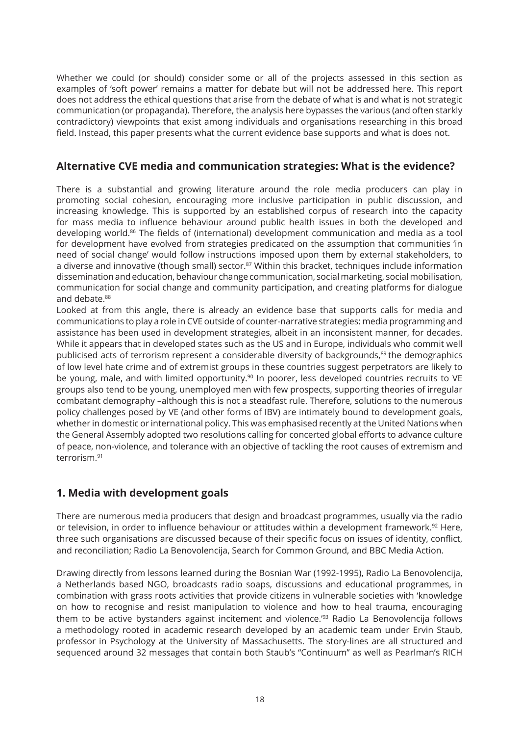Whether we could (or should) consider some or all of the projects assessed in this section as examples of 'soft power' remains a matter for debate but will not be addressed here. This report does not address the ethical questions that arise from the debate of what is and what is not strategic communication (or propaganda). Therefore, the analysis here bypasses the various (and often starkly contradictory) viewpoints that exist among individuals and organisations researching in this broad field. Instead, this paper presents what the current evidence base supports and what is does not.

## Alternative CVE media and communication strategies: What is the evidence?

There is a substantial and growing literature around the role media producers can play in promoting social cohesion, encouraging more inclusive participation in public discussion, and increasing knowledge. This is supported by an established corpus of research into the capacity for mass media to influence behaviour around public health issues in both the developed and developing world.[86] The fields of (international) development communication and media as a tool for development have evolved from strategies predicated on the assumption that communities 'in need of social change' would follow instructions imposed upon them by external stakeholders, to a diverse and innovative (though small) sector.[87] Within this bracket, techniques include information dissemination and education, behaviour change communication, social marketing, social mobilisation, communication for social change and community participation, and creating platforms for dialogue and debate.[88]

Looked at from this angle, there is already an evidence base that supports calls for media and communications to play a role in CVE outside of counter-narrative strategies: media programming and assistance has been used in development strategies, albeit in an inconsistent manner, for decades. While it appears that in developed states such as the US and in Europe, individuals who commit well publicised acts of terrorism represent a considerable diversity of backgrounds,[89] the demographics of low level hate crime and of extremist groups in these countries suggest perpetrators are likely to be young, male, and with limited opportunity.[90] In poorer, less developed countries recruits to VE groups also tend to be young, unemployed men with few prospects, supporting theories of irregular combatant demography –although this is not a steadfast rule. Therefore, solutions to the numerous policy challenges posed by VE (and other forms of IBV) are intimately bound to development goals, whether in domestic or international policy. This was emphasised recently at the United Nations when the General Assembly adopted two resolutions calling for concerted global efforts to advance culture of peace, non-violence, and tolerance with an objective of tackling the root causes of extremism and terrorism.[91]

## 1. Media with development goals

There are numerous media producers that design and broadcast programmes, usually via the radio or television, in order to influence behaviour or attitudes within a development framework.[92] Here, three such organisations are discussed because of their specific focus on issues of identity, conflict, and reconciliation; Radio La Benovolencija, Search for Common Ground, and BBC Media Action.

Drawing directly from lessons learned during the Bosnian War (1992-1995), Radio La Benovolencija, a Netherlands based NGO, broadcasts radio soaps, discussions and educational programmes, in combination with grass roots activities that provide citizens in vulnerable societies with 'knowledge on how to recognise and resist manipulation to violence and how to heal trauma, encouraging them to be active bystanders against incitement and violence.'[93] Radio La Benovolencija follows a methodology rooted in academic research developed by an academic team under Ervin Staub, professor in Psychology at the University of Massachusetts. The story-lines are all structured and sequenced around 32 messages that contain both Staub's "Continuum" as well as Pearlman's RICH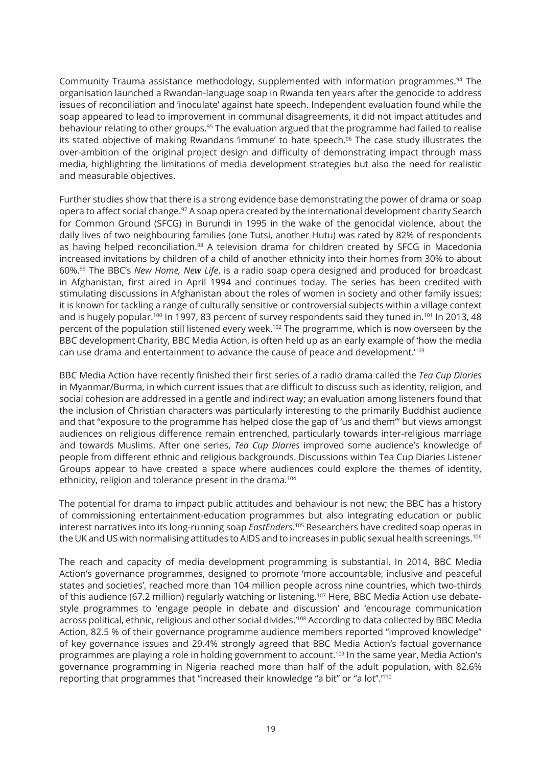Community Trauma assistance methodology, supplemented with information programmes.[94] The organisation launched a Rwandan-language soap in Rwanda ten years after the genocide to address issues of reconciliation and 'inoculate' against hate speech. Independent evaluation found while the soap appeared to lead to improvement in communal disagreements, it did not impact attitudes and behaviour relating to other groups.[95] The evaluation argued that the programme had failed to realise its stated objective of making Rwandans 'immune' to hate speech.[96] The case study illustrates the over-ambition of the original project design and difficulty of demonstrating impact through mass media, highlighting the limitations of media development strategies but also the need for realistic and measurable objectives.

Further studies show that there is a strong evidence base demonstrating the power of drama or soap opera to affect social change.[97] A soap opera created by the international development charity Search for Common Ground (SFCG) in Burundi in 1995 in the wake of the genocidal violence, about the daily lives of two neighbouring families (one Tutsi, another Hutu) was rated by 82% of respondents as having helped reconciliation.[98] A television drama for children created by SFCG in Macedonia increased invitations by children of a child of another ethnicity into their homes from 30% to about 60%.[99] The BBC's *New Home, New Life*, is a radio soap opera designed and produced for broadcast in Afghanistan, first aired in April 1994 and continues today. The series has been credited with stimulating discussions in Afghanistan about the roles of women in society and other family issues; it is known for tackling a range of culturally sensitive or controversial subjects within a village context and is hugely popular.[100] In 1997, 83 percent of survey respondents said they tuned in.[101] In 2013, 48 percent of the population still listened every week.[102] The programme, which is now overseen by the BBC development Charity, BBC Media Action, is often held up as an early example of 'how the media can use drama and entertainment to advance the cause of peace and development.'[103]

BBC Media Action have recently finished their first series of a radio drama called the *Tea Cup Diaries* in Myanmar/Burma, in which current issues that are difficult to discuss such as identity, religion, and social cohesion are addressed in a gentle and indirect way; an evaluation among listeners found that the inclusion of Christian characters was particularly interesting to the primarily Buddhist audience and that "exposure to the programme has helped close the gap of 'us and them'" but views amongst audiences on religious difference remain entrenched, particularly towards inter-religious marriage and towards Muslims. After one series, *Tea Cup Diaries* improved some audience's knowledge of people from different ethnic and religious backgrounds. Discussions within Tea Cup Diaries Listener Groups appear to have created a space where audiences could explore the themes of identity, ethnicity, religion and tolerance present in the drama.[104]

The potential for drama to impact public attitudes and behaviour is not new; the BBC has a history of commissioning entertainment-education programmes but also integrating education or public interest narratives into its long-running soap *EastEnders*.[105] Researchers have credited soap operas in the UK and US with normalising attitudes to AIDS and to increases in public sexual health screenings.[106]

The reach and capacity of media development programming is substantial. In 2014, BBC Media Action's governance programmes, designed to promote 'more accountable, inclusive and peaceful states and societies', reached more than 104 million people across nine countries, which two-thirds of this audience (67.2 million) regularly watching or listening.[107] Here, BBC Media Action use debate-style programmes to 'engage people in debate and discussion' and 'encourage communication across political, ethnic, religious and other social divides.'[108] According to data collected by BBC Media Action, 82.5 % of their governance programme audience members reported "improved knowledge" of key governance issues and 29.4% strongly agreed that BBC Media Action's factual governance programmes are playing a role in holding government to account.[109] In the same year, Media Action's governance programming in Nigeria reached more than half of the adult population, with 82.6% reporting that programmes that "increased their knowledge "a bit" or "a lot".'[110]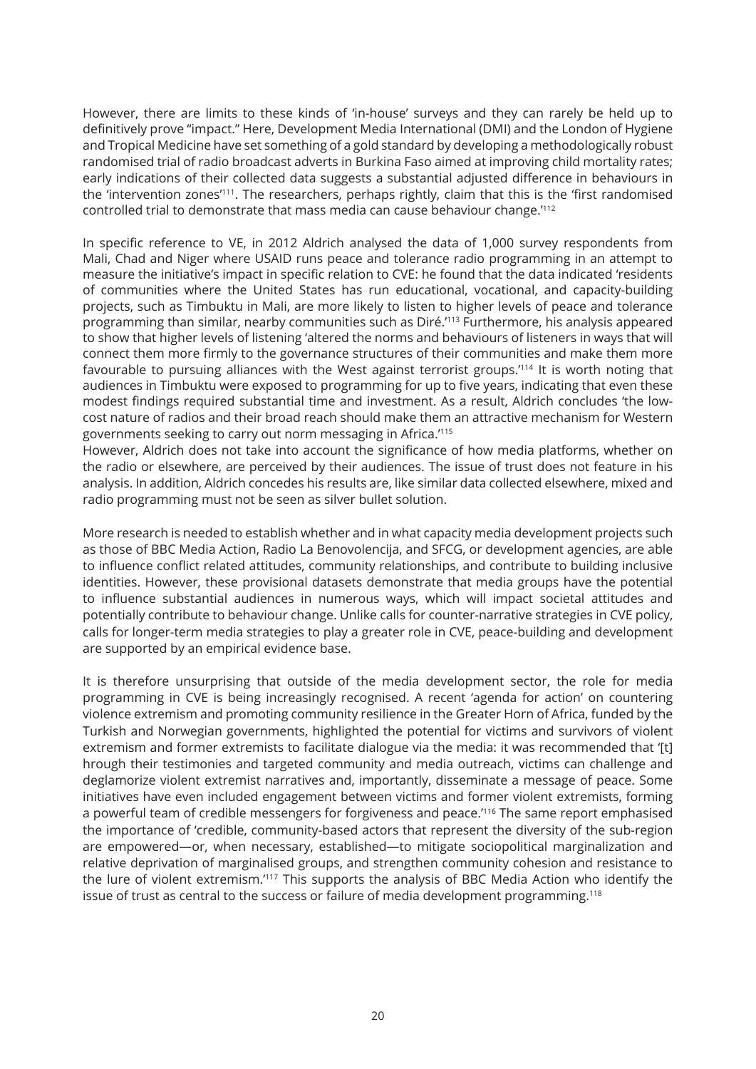However, there are limits to these kinds of 'in-house' surveys and they can rarely be held up to definitively prove "impact." Here, Development Media International (DMI) and the London of Hygiene and Tropical Medicine have set something of a gold standard by developing a methodologically robust randomised trial of radio broadcast adverts in Burkina Faso aimed at improving child mortality rates; early indications of their collected data suggests a substantial adjusted difference in behaviours in the 'intervention zones'[111]. The researchers, perhaps rightly, claim that this is the 'first randomised controlled trial to demonstrate that mass media can cause behaviour change.'[112]

In specific reference to VE, in 2012 Aldrich analysed the data of 1,000 survey respondents from Mali, Chad and Niger where USAID runs peace and tolerance radio programming in an attempt to measure the initiative's impact in specific relation to CVE: he found that the data indicated 'residents of communities where the United States has run educational, vocational, and capacity-building projects, such as Timbuktu in Mali, are more likely to listen to higher levels of peace and tolerance programming than similar, nearby communities such as Diré.'[113] Furthermore, his analysis appeared to show that higher levels of listening 'altered the norms and behaviours of listeners in ways that will connect them more firmly to the governance structures of their communities and make them more favourable to pursuing alliances with the West against terrorist groups.'[114] It is worth noting that audiences in Timbuktu were exposed to programming for up to five years, indicating that even these modest findings required substantial time and investment. As a result, Aldrich concludes 'the low-cost nature of radios and their broad reach should make them an attractive mechanism for Western governments seeking to carry out norm messaging in Africa.'[115]

However, Aldrich does not take into account the significance of how media platforms, whether on the radio or elsewhere, are perceived by their audiences. The issue of trust does not feature in his analysis. In addition, Aldrich concedes his results are, like similar data collected elsewhere, mixed and radio programming must not be seen as silver bullet solution.

More research is needed to establish whether and in what capacity media development projects such as those of BBC Media Action, Radio La Benovolencija, and SFCG, or development agencies, are able to influence conflict related attitudes, community relationships, and contribute to building inclusive identities. However, these provisional datasets demonstrate that media groups have the potential to influence substantial audiences in numerous ways, which will impact societal attitudes and potentially contribute to behaviour change. Unlike calls for counter-narrative strategies in CVE policy, calls for longer-term media strategies to play a greater role in CVE, peace-building and development are supported by an empirical evidence base.

It is therefore unsurprising that outside of the media development sector, the role for media programming in CVE is being increasingly recognised. A recent 'agenda for action' on countering violence extremism and promoting community resilience in the Greater Horn of Africa, funded by the Turkish and Norwegian governments, highlighted the potential for victims and survivors of violent extremism and former extremists to facilitate dialogue via the media: it was recommended that '[t]hrough their testimonies and targeted community and media outreach, victims can challenge and deglamorize violent extremist narratives and, importantly, disseminate a message of peace. Some initiatives have even included engagement between victims and former violent extremists, forming a powerful team of credible messengers for forgiveness and peace.'[116] The same report emphasised the importance of 'credible, community-based actors that represent the diversity of the sub-region are empowered—or, when necessary, established—to mitigate sociopolitical marginalization and relative deprivation of marginalised groups, and strengthen community cohesion and resistance to the lure of violent extremism.'[117] This supports the analysis of BBC Media Action who identify the issue of trust as central to the success or failure of media development programming.[118]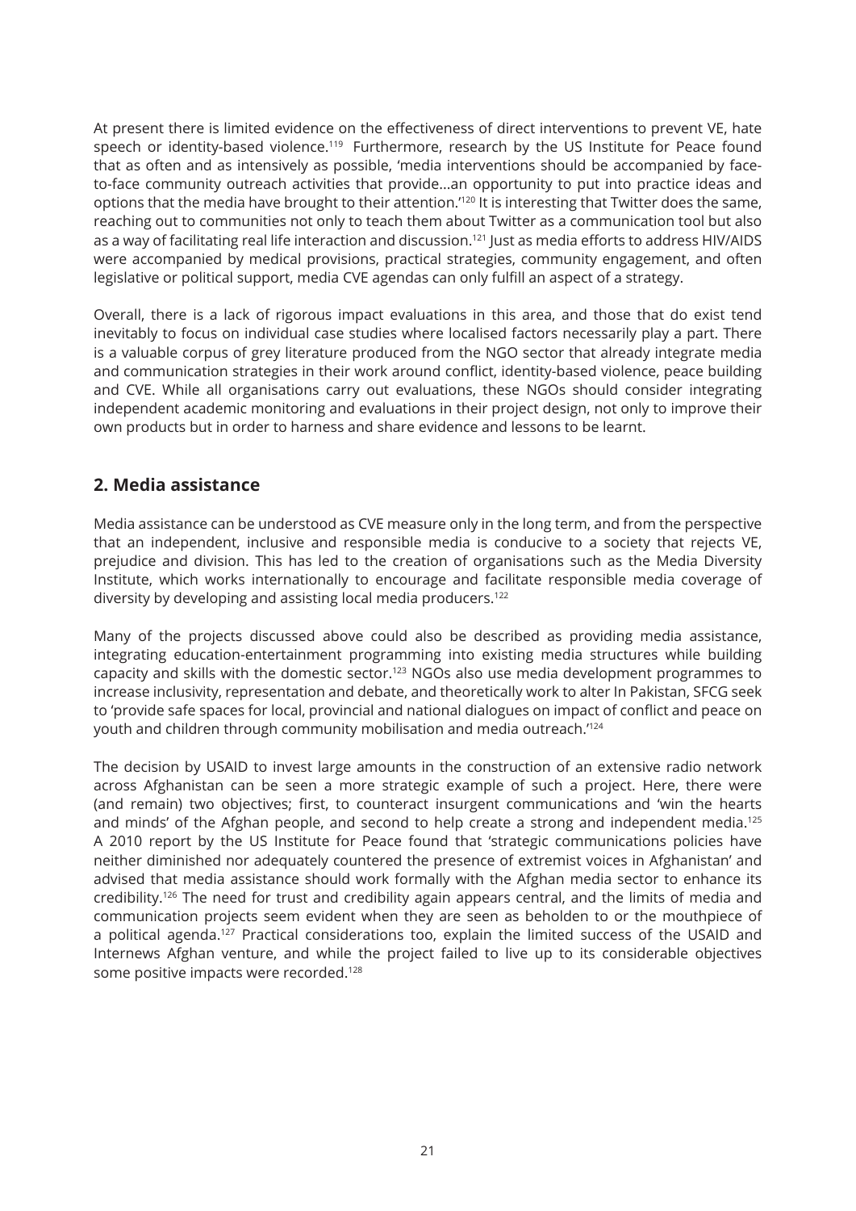At present there is limited evidence on the effectiveness of direct interventions to prevent VE, hate speech or identity-based violence.[119] Furthermore, research by the US Institute for Peace found that as often and as intensively as possible, 'media interventions should be accompanied by face-to-face community outreach activities that provide…an opportunity to put into practice ideas and options that the media have brought to their attention.'[120] It is interesting that Twitter does the same, reaching out to communities not only to teach them about Twitter as a communication tool but also as a way of facilitating real life interaction and discussion.[121] Just as media efforts to address HIV/AIDS were accompanied by medical provisions, practical strategies, community engagement, and often legislative or political support, media CVE agendas can only fulfill an aspect of a strategy.

Overall, there is a lack of rigorous impact evaluations in this area, and those that do exist tend inevitably to focus on individual case studies where localised factors necessarily play a part. There is a valuable corpus of grey literature produced from the NGO sector that already integrate media and communication strategies in their work around conflict, identity-based violence, peace building and CVE. While all organisations carry out evaluations, these NGOs should consider integrating independent academic monitoring and evaluations in their project design, not only to improve their own products but in order to harness and share evidence and lessons to be learnt.

## 2. Media assistance

Media assistance can be understood as CVE measure only in the long term, and from the perspective that an independent, inclusive and responsible media is conducive to a society that rejects VE, prejudice and division. This has led to the creation of organisations such as the Media Diversity Institute, which works internationally to encourage and facilitate responsible media coverage of diversity by developing and assisting local media producers.[122]

Many of the projects discussed above could also be described as providing media assistance, integrating education-entertainment programming into existing media structures while building capacity and skills with the domestic sector.[123] NGOs also use media development programmes to increase inclusivity, representation and debate, and theoretically work to alter In Pakistan, SFCG seek to 'provide safe spaces for local, provincial and national dialogues on impact of conflict and peace on youth and children through community mobilisation and media outreach.'[124]

The decision by USAID to invest large amounts in the construction of an extensive radio network across Afghanistan can be seen a more strategic example of such a project. Here, there were (and remain) two objectives; first, to counteract insurgent communications and 'win the hearts and minds' of the Afghan people, and second to help create a strong and independent media.[125] A 2010 report by the US Institute for Peace found that 'strategic communications policies have neither diminished nor adequately countered the presence of extremist voices in Afghanistan' and advised that media assistance should work formally with the Afghan media sector to enhance its credibility.[126] The need for trust and credibility again appears central, and the limits of media and communication projects seem evident when they are seen as beholden to or the mouthpiece of a political agenda.[127] Practical considerations too, explain the limited success of the USAID and Internews Afghan venture, and while the project failed to live up to its considerable objectives some positive impacts were recorded.[128]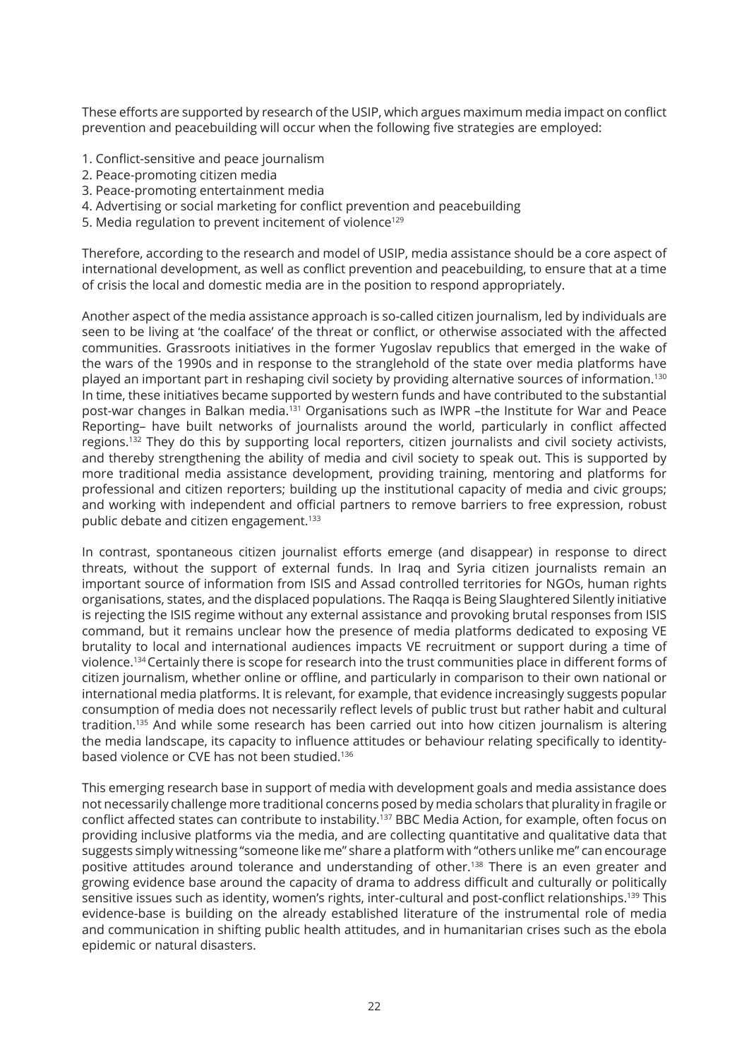These efforts are supported by research of the USIP, which argues maximum media impact on conflict prevention and peacebuilding will occur when the following five strategies are employed:

1. Conflict-sensitive and peace journalism
2. Peace-promoting citizen media
3. Peace-promoting entertainment media
4. Advertising or social marketing for conflict prevention and peacebuilding
5. Media regulation to prevent incitement of violence[129]

Therefore, according to the research and model of USIP, media assistance should be a core aspect of international development, as well as conflict prevention and peacebuilding, to ensure that at a time of crisis the local and domestic media are in the position to respond appropriately.

Another aspect of the media assistance approach is so-called citizen journalism, led by individuals are seen to be living at 'the coalface' of the threat or conflict, or otherwise associated with the affected communities. Grassroots initiatives in the former Yugoslav republics that emerged in the wake of the wars of the 1990s and in response to the stranglehold of the state over media platforms have played an important part in reshaping civil society by providing alternative sources of information.[130] In time, these initiatives became supported by western funds and have contributed to the substantial post-war changes in Balkan media.[131] Organisations such as IWPR –the Institute for War and Peace Reporting– have built networks of journalists around the world, particularly in conflict affected regions.[132] They do this by supporting local reporters, citizen journalists and civil society activists, and thereby strengthening the ability of media and civil society to speak out. This is supported by more traditional media assistance development, providing training, mentoring and platforms for professional and citizen reporters; building up the institutional capacity of media and civic groups; and working with independent and official partners to remove barriers to free expression, robust public debate and citizen engagement.[133]

In contrast, spontaneous citizen journalist efforts emerge (and disappear) in response to direct threats, without the support of external funds. In Iraq and Syria citizen journalists remain an important source of information from ISIS and Assad controlled territories for NGOs, human rights organisations, states, and the displaced populations. The Raqqa is Being Slaughtered Silently initiative is rejecting the ISIS regime without any external assistance and provoking brutal responses from ISIS command, but it remains unclear how the presence of media platforms dedicated to exposing VE brutality to local and international audiences impacts VE recruitment or support during a time of violence.[134] Certainly there is scope for research into the trust communities place in different forms of citizen journalism, whether online or offline, and particularly in comparison to their own national or international media platforms. It is relevant, for example, that evidence increasingly suggests popular consumption of media does not necessarily reflect levels of public trust but rather habit and cultural tradition.[135] And while some research has been carried out into how citizen journalism is altering the media landscape, its capacity to influence attitudes or behaviour relating specifically to identity-based violence or CVE has not been studied.[136]

This emerging research base in support of media with development goals and media assistance does not necessarily challenge more traditional concerns posed by media scholars that plurality in fragile or conflict affected states can contribute to instability.[137] BBC Media Action, for example, often focus on providing inclusive platforms via the media, and are collecting quantitative and qualitative data that suggests simply witnessing "someone like me" share a platform with "others unlike me" can encourage positive attitudes around tolerance and understanding of other.[138] There is an even greater and growing evidence base around the capacity of drama to address difficult and culturally or politically sensitive issues such as identity, women's rights, inter-cultural and post-conflict relationships.[139] This evidence-base is building on the already established literature of the instrumental role of media and communication in shifting public health attitudes, and in humanitarian crises such as the ebola epidemic or natural disasters.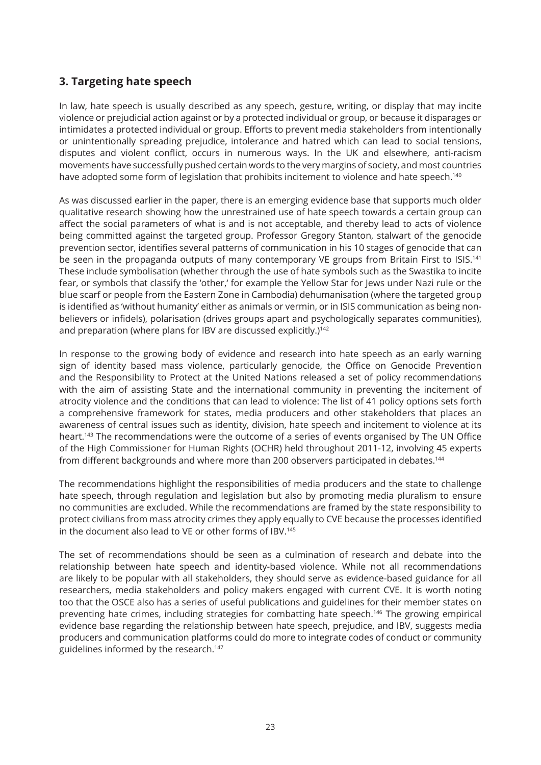## 3. Targeting hate speech

In law, hate speech is usually described as any speech, gesture, writing, or display that may incite violence or prejudicial action against or by a protected individual or group, or because it disparages or intimidates a protected individual or group. Efforts to prevent media stakeholders from intentionally or unintentionally spreading prejudice, intolerance and hatred which can lead to social tensions, disputes and violent conflict, occurs in numerous ways. In the UK and elsewhere, anti-racism movements have successfully pushed certain words to the very margins of society, and most countries have adopted some form of legislation that prohibits incitement to violence and hate speech.[140]

As was discussed earlier in the paper, there is an emerging evidence base that supports much older qualitative research showing how the unrestrained use of hate speech towards a certain group can affect the social parameters of what is and is not acceptable, and thereby lead to acts of violence being committed against the targeted group. Professor Gregory Stanton, stalwart of the genocide prevention sector, identifies several patterns of communication in his 10 stages of genocide that can be seen in the propaganda outputs of many contemporary VE groups from Britain First to ISIS.[141] These include symbolisation (whether through the use of hate symbols such as the Swastika to incite fear, or symbols that classify the 'other,' for example the Yellow Star for Jews under Nazi rule or the blue scarf or people from the Eastern Zone in Cambodia) dehumanisation (where the targeted group is identified as 'without humanity' either as animals or vermin, or in ISIS communication as being non-believers or infidels), polarisation (drives groups apart and psychologically separates communities), and preparation (where plans for IBV are discussed explicitly.)[142]

In response to the growing body of evidence and research into hate speech as an early warning sign of identity based mass violence, particularly genocide, the Office on Genocide Prevention and the Responsibility to Protect at the United Nations released a set of policy recommendations with the aim of assisting State and the international community in preventing the incitement of atrocity violence and the conditions that can lead to violence: The list of 41 policy options sets forth a comprehensive framework for states, media producers and other stakeholders that places an awareness of central issues such as identity, division, hate speech and incitement to violence at its heart.[143] The recommendations were the outcome of a series of events organised by The UN Office of the High Commissioner for Human Rights (OCHR) held throughout 2011-12, involving 45 experts from different backgrounds and where more than 200 observers participated in debates.[144]

The recommendations highlight the responsibilities of media producers and the state to challenge hate speech, through regulation and legislation but also by promoting media pluralism to ensure no communities are excluded. While the recommendations are framed by the state responsibility to protect civilians from mass atrocity crimes they apply equally to CVE because the processes identified in the document also lead to VE or other forms of IBV.[145]

The set of recommendations should be seen as a culmination of research and debate into the relationship between hate speech and identity-based violence. While not all recommendations are likely to be popular with all stakeholders, they should serve as evidence-based guidance for all researchers, media stakeholders and policy makers engaged with current CVE. It is worth noting too that the OSCE also has a series of useful publications and guidelines for their member states on preventing hate crimes, including strategies for combatting hate speech.[146] The growing empirical evidence base regarding the relationship between hate speech, prejudice, and IBV, suggests media producers and communication platforms could do more to integrate codes of conduct or community guidelines informed by the research.[147]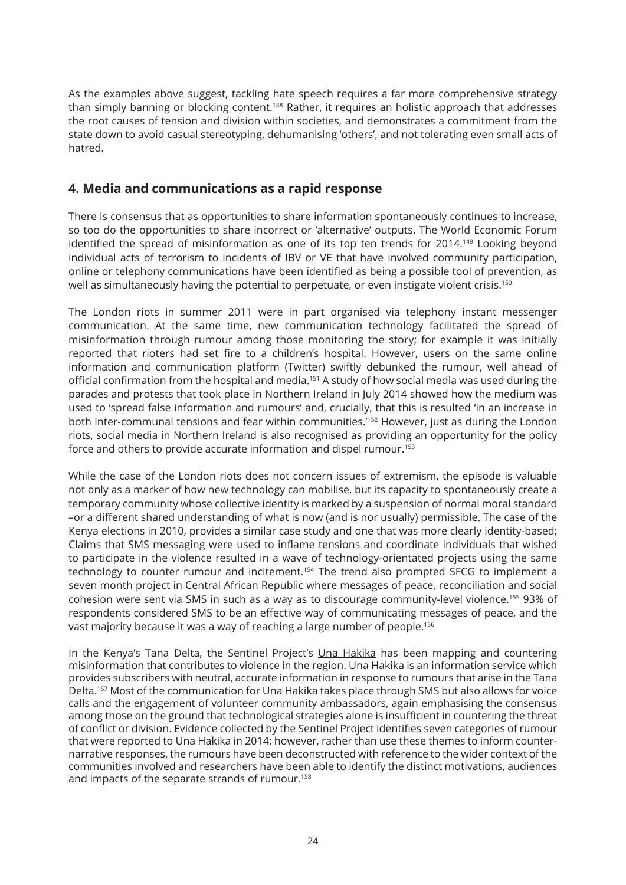As the examples above suggest, tackling hate speech requires a far more comprehensive strategy than simply banning or blocking content.[148] Rather, it requires an holistic approach that addresses the root causes of tension and division within societies, and demonstrates a commitment from the state down to avoid casual stereotyping, dehumanising 'others', and not tolerating even small acts of hatred.

## 4. Media and communications as a rapid response

There is consensus that as opportunities to share information spontaneously continues to increase, so too do the opportunities to share incorrect or 'alternative' outputs. The World Economic Forum identified the spread of misinformation as one of its top ten trends for 2014.[149] Looking beyond individual acts of terrorism to incidents of IBV or VE that have involved community participation, online or telephony communications have been identified as being a possible tool of prevention, as well as simultaneously having the potential to perpetuate, or even instigate violent crisis.[150]

The London riots in summer 2011 were in part organised via telephony instant messenger communication. At the same time, new communication technology facilitated the spread of misinformation through rumour among those monitoring the story; for example it was initially reported that rioters had set fire to a children's hospital. However, users on the same online information and communication platform (Twitter) swiftly debunked the rumour, well ahead of official confirmation from the hospital and media.[151] A study of how social media was used during the parades and protests that took place in Northern Ireland in July 2014 showed how the medium was used to 'spread false information and rumours' and, crucially, that this is resulted 'in an increase in both inter-communal tensions and fear within communities.'[152] However, just as during the London riots, social media in Northern Ireland is also recognised as providing an opportunity for the policy force and others to provide accurate information and dispel rumour.[153]

While the case of the London riots does not concern issues of extremism, the episode is valuable not only as a marker of how new technology can mobilise, but its capacity to spontaneously create a temporary community whose collective identity is marked by a suspension of normal moral standard –or a different shared understanding of what is now (and is nor usually) permissible. The case of the Kenya elections in 2010, provides a similar case study and one that was more clearly identity-based; Claims that SMS messaging were used to inflame tensions and coordinate individuals that wished to participate in the violence resulted in a wave of technology-orientated projects using the same technology to counter rumour and incitement.[154] The trend also prompted SFCG to implement a seven month project in Central African Republic where messages of peace, reconciliation and social cohesion were sent via SMS in such as a way as to discourage community-level violence.[155] 93% of respondents considered SMS to be an effective way of communicating messages of peace, and the vast majority because it was a way of reaching a large number of people.[156]

In the Kenya's Tana Delta, the Sentinel Project's Una Hakika has been mapping and countering misinformation that contributes to violence in the region. Una Hakika is an information service which provides subscribers with neutral, accurate information in response to rumours that arise in the Tana Delta.[157] Most of the communication for Una Hakika takes place through SMS but also allows for voice calls and the engagement of volunteer community ambassadors, again emphasising the consensus among those on the ground that technological strategies alone is insufficient in countering the threat of conflict or division. Evidence collected by the Sentinel Project identifies seven categories of rumour that were reported to Una Hakika in 2014; however, rather than use these themes to inform counter-narrative responses, the rumours have been deconstructed with reference to the wider context of the communities involved and researchers have been able to identify the distinct motivations, audiences and impacts of the separate strands of rumour.[158]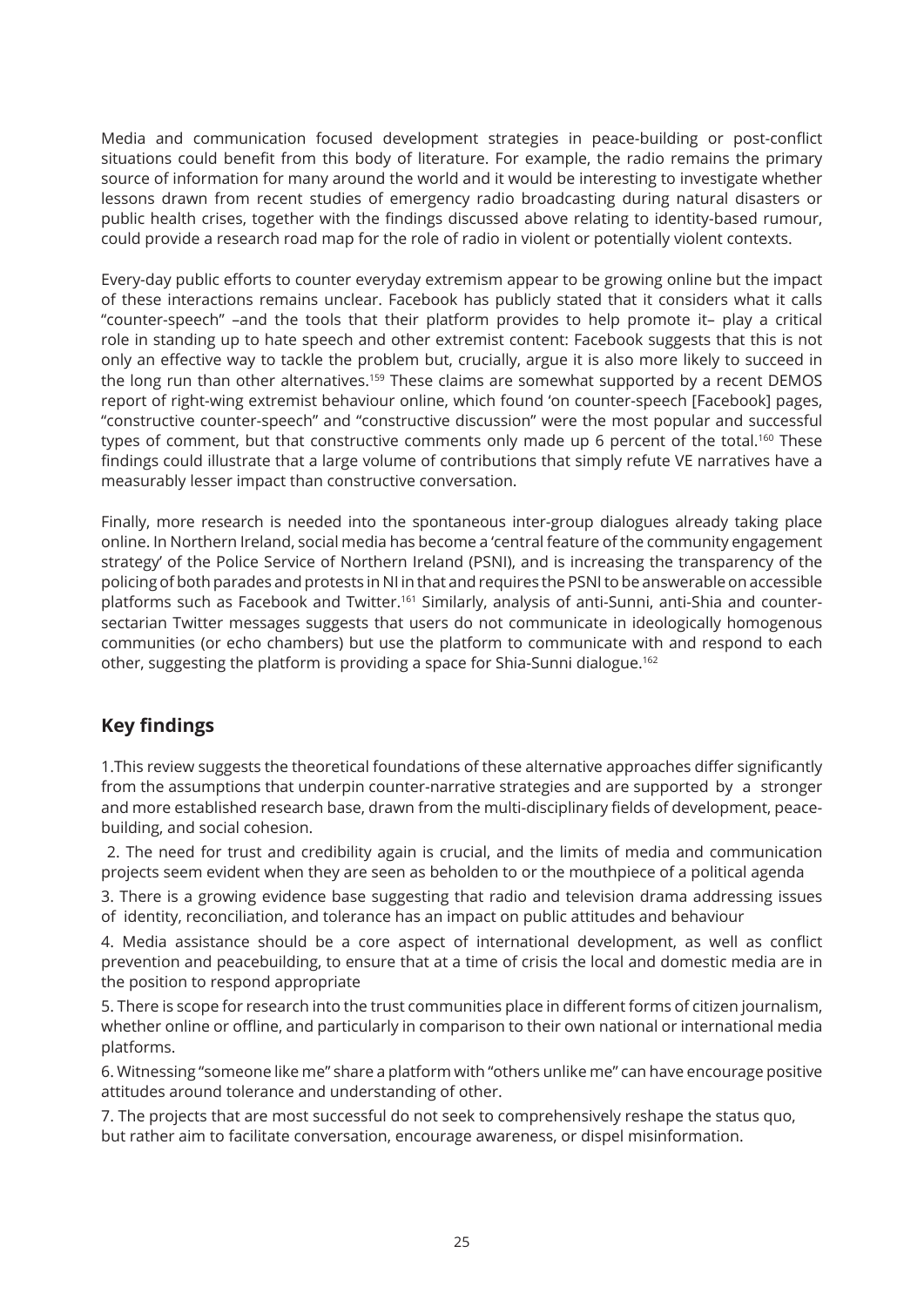Media and communication focused development strategies in peace-building or post-conflict situations could benefit from this body of literature. For example, the radio remains the primary source of information for many around the world and it would be interesting to investigate whether lessons drawn from recent studies of emergency radio broadcasting during natural disasters or public health crises, together with the findings discussed above relating to identity-based rumour, could provide a research road map for the role of radio in violent or potentially violent contexts.

Every-day public efforts to counter everyday extremism appear to be growing online but the impact of these interactions remains unclear. Facebook has publicly stated that it considers what it calls "counter-speech" –and the tools that their platform provides to help promote it– play a critical role in standing up to hate speech and other extremist content: Facebook suggests that this is not only an effective way to tackle the problem but, crucially, argue it is also more likely to succeed in the long run than other alternatives.[159] These claims are somewhat supported by a recent DEMOS report of right-wing extremist behaviour online, which found 'on counter-speech [Facebook] pages, "constructive counter-speech" and "constructive discussion" were the most popular and successful types of comment, but that constructive comments only made up 6 percent of the total.[160] These findings could illustrate that a large volume of contributions that simply refute VE narratives have a measurably lesser impact than constructive conversation.

Finally, more research is needed into the spontaneous inter-group dialogues already taking place online. In Northern Ireland, social media has become a 'central feature of the community engagement strategy' of the Police Service of Northern Ireland (PSNI), and is increasing the transparency of the policing of both parades and protests in NI in that and requires the PSNI to be answerable on accessible platforms such as Facebook and Twitter.[161] Similarly, analysis of anti-Sunni, anti-Shia and counter-sectarian Twitter messages suggests that users do not communicate in ideologically homogenous communities (or echo chambers) but use the platform to communicate with and respond to each other, suggesting the platform is providing a space for Shia-Sunni dialogue.[162]

## Key findings

1.This review suggests the theoretical foundations of these alternative approaches differ significantly from the assumptions that underpin counter-narrative strategies and are supported by a stronger and more established research base, drawn from the multi-disciplinary fields of development, peace-building, and social cohesion.

2. The need for trust and credibility again is crucial, and the limits of media and communication projects seem evident when they are seen as beholden to or the mouthpiece of a political agenda

3. There is a growing evidence base suggesting that radio and television drama addressing issues of identity, reconciliation, and tolerance has an impact on public attitudes and behaviour

4. Media assistance should be a core aspect of international development, as well as conflict prevention and peacebuilding, to ensure that at a time of crisis the local and domestic media are in the position to respond appropriate

5. There is scope for research into the trust communities place in different forms of citizen journalism, whether online or offline, and particularly in comparison to their own national or international media platforms.

6. Witnessing "someone like me" share a platform with "others unlike me" can have encourage positive attitudes around tolerance and understanding of other.

7. The projects that are most successful do not seek to comprehensively reshape the status quo, but rather aim to facilitate conversation, encourage awareness, or dispel misinformation.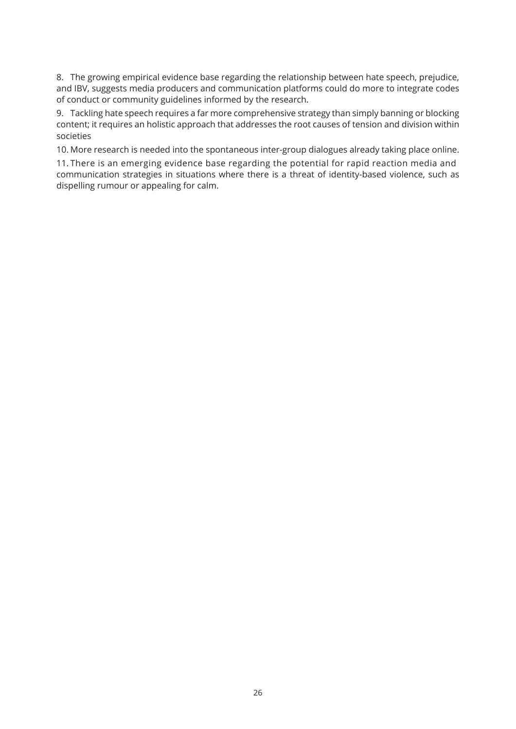8. The growing empirical evidence base regarding the relationship between hate speech, prejudice, and IBV, suggests media producers and communication platforms could do more to integrate codes of conduct or community guidelines informed by the research.

9. Tackling hate speech requires a far more comprehensive strategy than simply banning or blocking content; it requires an holistic approach that addresses the root causes of tension and division within societies

10. More research is needed into the spontaneous inter-group dialogues already taking place online.

11. There is an emerging evidence base regarding the potential for rapid reaction media and communication strategies in situations where there is a threat of identity-based violence, such as dispelling rumour or appealing for calm.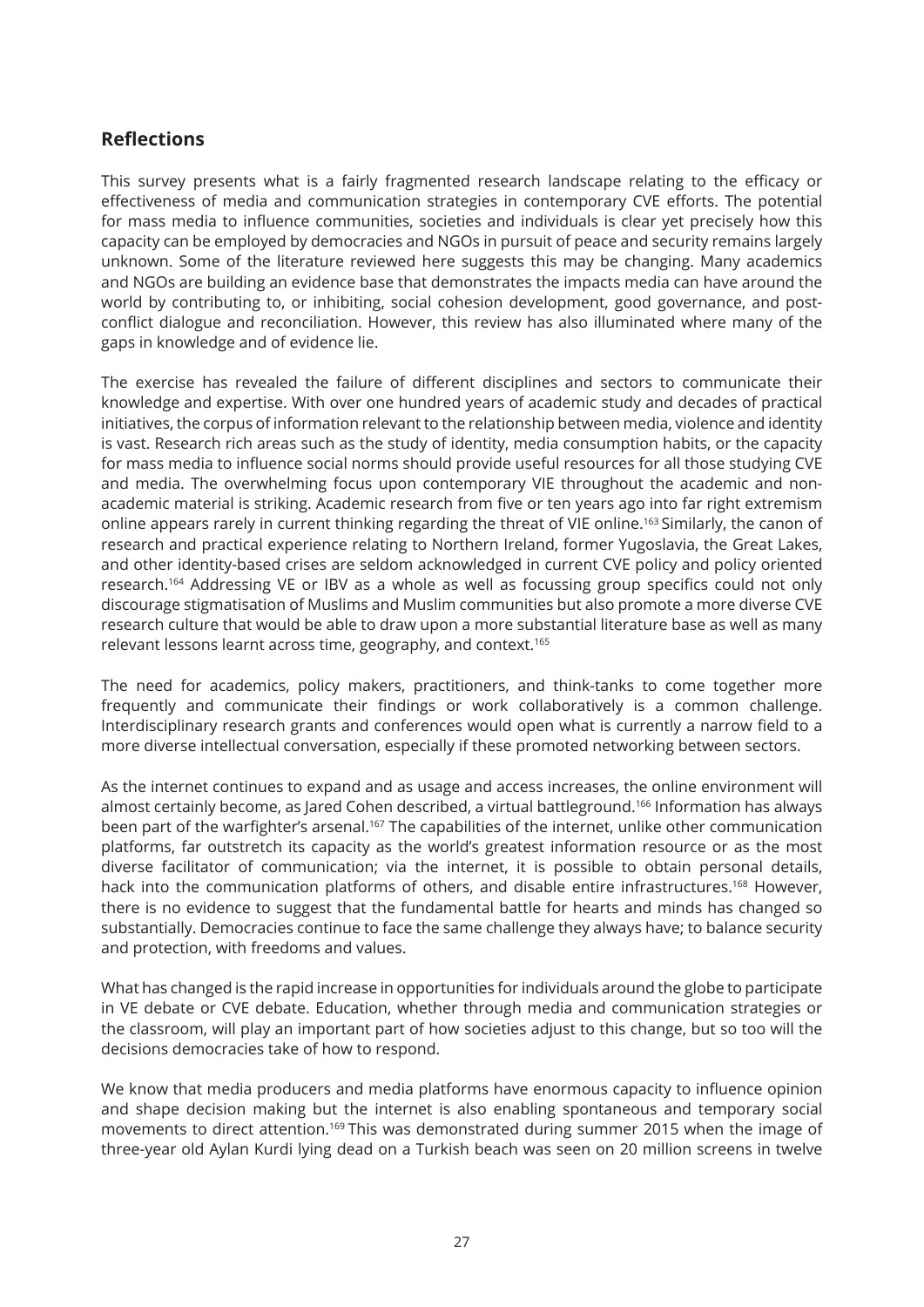## Reflections

This survey presents what is a fairly fragmented research landscape relating to the efficacy or effectiveness of media and communication strategies in contemporary CVE efforts. The potential for mass media to influence communities, societies and individuals is clear yet precisely how this capacity can be employed by democracies and NGOs in pursuit of peace and security remains largely unknown. Some of the literature reviewed here suggests this may be changing. Many academics and NGOs are building an evidence base that demonstrates the impacts media can have around the world by contributing to, or inhibiting, social cohesion development, good governance, and post-conflict dialogue and reconciliation. However, this review has also illuminated where many of the gaps in knowledge and of evidence lie.

The exercise has revealed the failure of different disciplines and sectors to communicate their knowledge and expertise. With over one hundred years of academic study and decades of practical initiatives, the corpus of information relevant to the relationship between media, violence and identity is vast. Research rich areas such as the study of identity, media consumption habits, or the capacity for mass media to influence social norms should provide useful resources for all those studying CVE and media. The overwhelming focus upon contemporary VIE throughout the academic and non-academic material is striking. Academic research from five or ten years ago into far right extremism online appears rarely in current thinking regarding the threat of VIE online.[163] Similarly, the canon of research and practical experience relating to Northern Ireland, former Yugoslavia, the Great Lakes, and other identity-based crises are seldom acknowledged in current CVE policy and policy oriented research.[164] Addressing VE or IBV as a whole as well as focussing group specifics could not only discourage stigmatisation of Muslims and Muslim communities but also promote a more diverse CVE research culture that would be able to draw upon a more substantial literature base as well as many relevant lessons learnt across time, geography, and context.[165]

The need for academics, policy makers, practitioners, and think-tanks to come together more frequently and communicate their findings or work collaboratively is a common challenge. Interdisciplinary research grants and conferences would open what is currently a narrow field to a more diverse intellectual conversation, especially if these promoted networking between sectors.

As the internet continues to expand and as usage and access increases, the online environment will almost certainly become, as Jared Cohen described, a virtual battleground.[166] Information has always been part of the warfighter's arsenal.[167] The capabilities of the internet, unlike other communication platforms, far outstretch its capacity as the world's greatest information resource or as the most diverse facilitator of communication; via the internet, it is possible to obtain personal details, hack into the communication platforms of others, and disable entire infrastructures.[168] However, there is no evidence to suggest that the fundamental battle for hearts and minds has changed so substantially. Democracies continue to face the same challenge they always have; to balance security and protection, with freedoms and values.

What has changed is the rapid increase in opportunities for individuals around the globe to participate in VE debate or CVE debate. Education, whether through media and communication strategies or the classroom, will play an important part of how societies adjust to this change, but so too will the decisions democracies take of how to respond.

We know that media producers and media platforms have enormous capacity to influence opinion and shape decision making but the internet is also enabling spontaneous and temporary social movements to direct attention.[169] This was demonstrated during summer 2015 when the image of three-year old Aylan Kurdi lying dead on a Turkish beach was seen on 20 million screens in twelve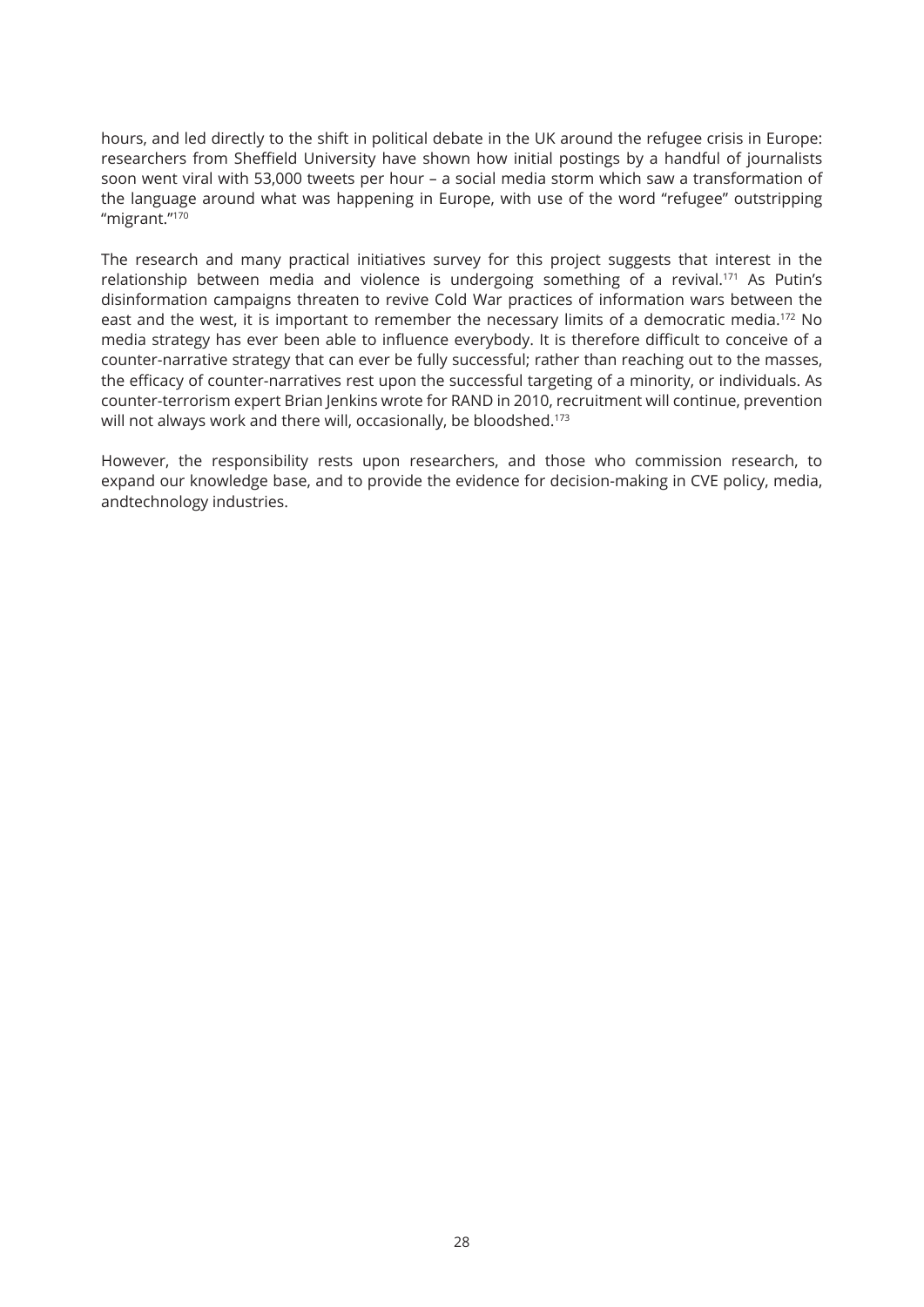hours, and led directly to the shift in political debate in the UK around the refugee crisis in Europe: researchers from Sheffield University have shown how initial postings by a handful of journalists soon went viral with 53,000 tweets per hour – a social media storm which saw a transformation of the language around what was happening in Europe, with use of the word "refugee" outstripping "migrant."[170]

The research and many practical initiatives survey for this project suggests that interest in the relationship between media and violence is undergoing something of a revival.[171] As Putin's disinformation campaigns threaten to revive Cold War practices of information wars between the east and the west, it is important to remember the necessary limits of a democratic media.[172] No media strategy has ever been able to influence everybody. It is therefore difficult to conceive of a counter-narrative strategy that can ever be fully successful; rather than reaching out to the masses, the efficacy of counter-narratives rest upon the successful targeting of a minority, or individuals. As counter-terrorism expert Brian Jenkins wrote for RAND in 2010, recruitment will continue, prevention will not always work and there will, occasionally, be bloodshed.[173]

However, the responsibility rests upon researchers, and those who commission research, to expand our knowledge base, and to provide the evidence for decision-making in CVE policy, media, andtechnology industries.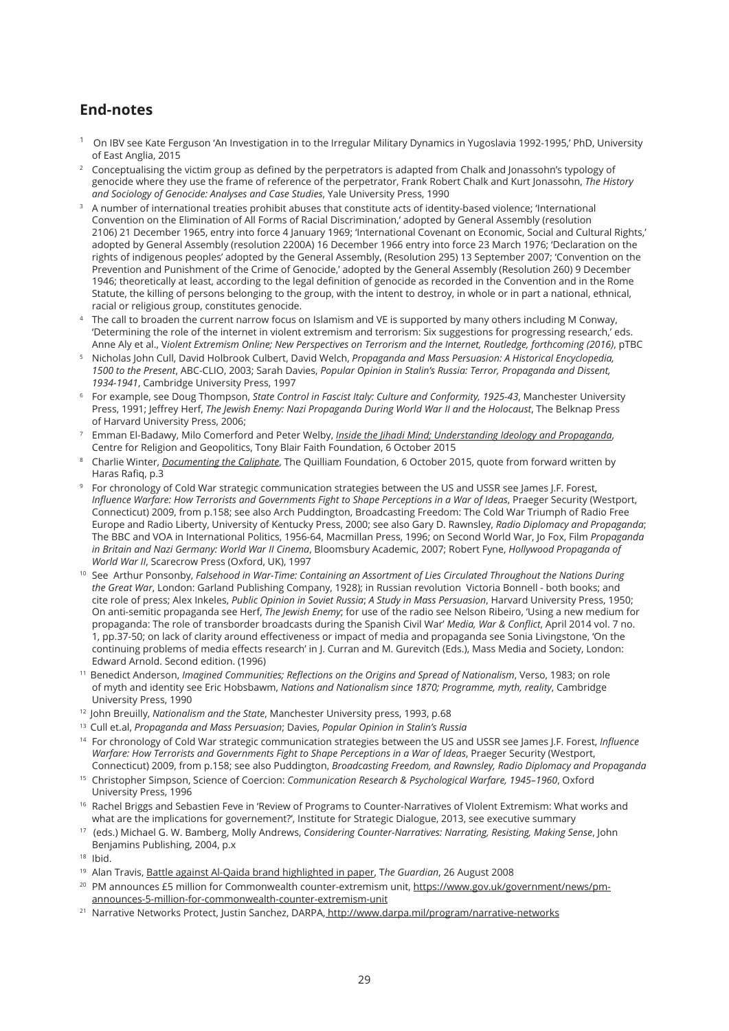## End-notes

1. On IBV see Kate Ferguson 'An Investigation in to the Irregular Military Dynamics in Yugoslavia 1992-1995,' PhD, University of East Anglia, 2015
2. Conceptualising the victim group as defined by the perpetrators is adapted from Chalk and Jonassohn's typology of genocide where they use the frame of reference of the perpetrator, Frank Robert Chalk and Kurt Jonassohn, *The History and Sociology of Genocide: Analyses and Case Studies*, Yale University Press, 1990
3. A number of international treaties prohibit abuses that constitute acts of identity-based violence; 'International Convention on the Elimination of All Forms of Racial Discrimination,' adopted by General Assembly (resolution 2106) 21 December 1965, entry into force 4 January 1969; 'International Covenant on Economic, Social and Cultural Rights,' adopted by General Assembly (resolution 2200A) 16 December 1966 entry into force 23 March 1976; 'Declaration on the rights of indigenous peoples' adopted by the General Assembly, (Resolution 295) 13 September 2007; 'Convention on the Prevention and Punishment of the Crime of Genocide,' adopted by the General Assembly (Resolution 260) 9 December 1946; theoretically at least, according to the legal definition of genocide as recorded in the Convention and in the Rome Statute, the killing of persons belonging to the group, with the intent to destroy, in whole or in part a national, ethnical, racial or religious group, constitutes genocide.
4. The call to broaden the current narrow focus on Islamism and VE is supported by many others including M Conway, 'Determining the role of the internet in violent extremism and terrorism: Six suggestions for progressing research,' eds. Anne Aly et al., V*iolent Extremism Online; New Perspectives on Terrorism and the Internet, Routledge, forthcoming (2016)*, pTBC
5. Nicholas John Cull, David Holbrook Culbert, David Welch, *Propaganda and Mass Persuasion: A Historical Encyclopedia, 1500 to the Present*, ABC-CLIO, 2003; Sarah Davies, *Popular Opinion in Stalin's Russia: Terror, Propaganda and Dissent, 1934-1941*, Cambridge University Press, 1997
6. For example, see Doug Thompson, *State Control in Fascist Italy: Culture and Conformity, 1925-43*, Manchester University Press, 1991; Jeffrey Herf, *The Jewish Enemy: Nazi Propaganda During World War II and the Holocaust*, The Belknap Press of Harvard University Press, 2006;
7. Emman El-Badawy, Milo Comerford and Peter Welby, *Inside the Jihadi Mind; Understanding Ideology and Propaganda*, Centre for Religion and Geopolitics, Tony Blair Faith Foundation, 6 October 2015
8. Charlie Winter, *Documenting the Caliphate*, The Quilliam Foundation, 6 October 2015, quote from forward written by Haras Rafiq, p.3
9. For chronology of Cold War strategic communication strategies between the US and USSR see James J.F. Forest, *Influence Warfare: How Terrorists and Governments Fight to Shape Perceptions in a War of Ideas*, Praeger Security (Westport, Connecticut) 2009, from p.158; see also Arch Puddington, Broadcasting Freedom: The Cold War Triumph of Radio Free Europe and Radio Liberty, University of Kentucky Press, 2000; see also Gary D. Rawnsley, *Radio Diplomacy and Propaganda*; The BBC and VOA in International Politics, 1956-64, Macmillan Press, 1996; on Second World War, Jo Fox, Film *Propaganda in Britain and Nazi Germany: World War II Cinema*, Bloomsbury Academic, 2007; Robert Fyne, *Hollywood Propaganda of World War II*, Scarecrow Press (Oxford, UK), 1997
10. See Arthur Ponsonby, *Falsehood in War-Time: Containing an Assortment of Lies Circulated Throughout the Nations During the Great War*, London: Garland Publishing Company, 1928); in Russian revolution Victoria Bonnell - both books; and cite role of press; Alex Inkeles, *Public Opinion in Soviet Russia*; *A Study in Mass Persuasion*, Harvard University Press, 1950; On anti-semitic propaganda see Herf, *The Jewish Enemy*; for use of the radio see Nelson Ribeiro, 'Using a new medium for propaganda: The role of transborder broadcasts during the Spanish Civil War' *Media, War & Conflict*, April 2014 vol. 7 no. 1, pp.37-50; on lack of clarity around effectiveness or impact of media and propaganda see Sonia Livingstone, 'On the continuing problems of media effects research' in J. Curran and M. Gurevitch (Eds.), Mass Media and Society, London: Edward Arnold. Second edition. (1996)
11. Benedict Anderson, *Imagined Communities; Reflections on the Origins and Spread of Nationalism*, Verso, 1983; on role of myth and identity see Eric Hobsbawm, *Nations and Nationalism since 1870; Programme, myth, reality*, Cambridge University Press, 1990
12. John Breuilly, *Nationalism and the State*, Manchester University press, 1993, p.68
13. Cull et.al, *Propaganda and Mass Persuasion*; Davies, *Popular Opinion in Stalin's Russia*
14. For chronology of Cold War strategic communication strategies between the US and USSR see James J.F. Forest, *Influence Warfare: How Terrorists and Governments Fight to Shape Perceptions in a War of Ideas*, Praeger Security (Westport, Connecticut) 2009, from p.158; see also Puddington, *Broadcasting Freedom, and Rawnsley, Radio Diplomacy and Propaganda*
15. Christopher Simpson, Science of Coercion: *Communication Research & Psychological Warfare, 1945–1960*, Oxford University Press, 1996
16. Rachel Briggs and Sebastien Feve in 'Review of Programs to Counter-Narratives of VIolent Extremism: What works and what are the implications for governement?', Institute for Strategic Dialogue, 2013, see executive summary
17. (eds.) Michael G. W. Bamberg, Molly Andrews, *Considering Counter-Narratives: Narrating, Resisting, Making Sense*, John Benjamins Publishing, 2004, p.x
18. Ibid.
19. Alan Travis, Battle against Al-Qaida brand highlighted in paper, T*he Guardian*, 26 August 2008
20. PM announces £5 million for Commonwealth counter-extremism unit, https://www.gov.uk/government/news/pm-announces-5-million-for-commonwealth-counter-extremism-unit
21. Narrative Networks Protect, Justin Sanchez, DARPA, http://www.darpa.mil/program/narrative-networks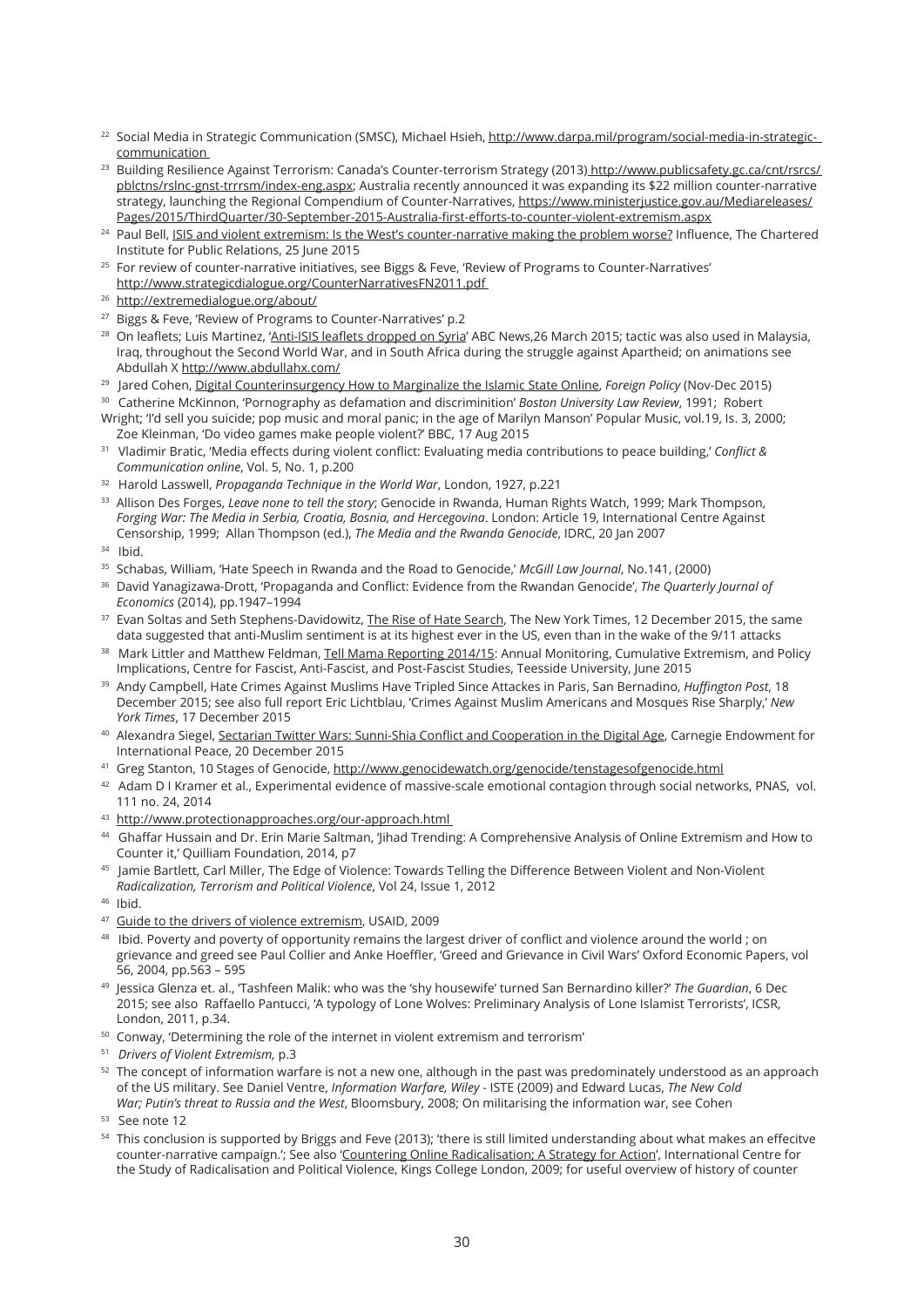[22] Social Media in Strategic Communication (SMSC), Michael Hsieh, http://www.darpa.mil/program/social-media-in-strategic-communication

[23] Building Resilience Against Terrorism: Canada's Counter-terrorism Strategy (2013) http://www.publicsafety.gc.ca/cnt/rsrcs/pblctns/rslnc-gnst-trrrsm/index-eng.aspx; Australia recently announced it was expanding its $22 million counter-narrative strategy, launching the Regional Compendium of Counter-Narratives, https://www.ministerjustice.gov.au/Mediareleases/Pages/2015/ThirdQuarter/30-September-2015-Australia-first-efforts-to-counter-violent-extremism.aspx

[24] Paul Bell, ISIS and violent extremism: Is the West's counter-narrative making the problem worse? Influence, The Chartered Institute for Public Relations, 25 June 2015

[25] For review of counter-narrative initiatives, see Biggs & Feve, 'Review of Programs to Counter-Narratives' http://www.strategicdialogue.org/CounterNarrativesFN2011.pdf

[26] http://extremedialogue.org/about/

[27] Biggs & Feve, 'Review of Programs to Counter-Narratives' p.2

[28] On leaflets; Luis Martinez, 'Anti-ISIS leaflets dropped on Syria' ABC News,26 March 2015; tactic was also used in Malaysia, Iraq, throughout the Second World War, and in South Africa during the struggle against Apartheid; on animations see Abdullah X http://www.abdullahx.com/

[29] Jared Cohen, Digital Counterinsurgency How to Marginalize the Islamic State Online, *Foreign Policy* (Nov-Dec 2015)

[30] Catherine McKinnon, 'Pornography as defamation and discriminition' *Boston University Law Review*, 1991; Robert Wright; 'I'd sell you suicide; pop music and moral panic; in the age of Marilyn Manson' Popular Music, vol.19, Is. 3, 2000; Zoe Kleinman, 'Do video games make people violent?' BBC, 17 Aug 2015

[31] Vladimir Bratic, 'Media effects during violent conflict: Evaluating media contributions to peace building,' *Conflict & Communication online*, Vol. 5, No. 1, p.200

[32] Harold Lasswell, *Propaganda Technique in the World War*, London, 1927, p.221

[33] Allison Des Forges, *Leave none to tell the story*; Genocide in Rwanda, Human Rights Watch, 1999; Mark Thompson, *Forging War: The Media in Serbia, Croatia, Bosnia, and Hercegovina*. London: Article 19, International Centre Against Censorship, 1999; Allan Thompson (ed.), *The Media and the Rwanda Genocide*, IDRC, 20 Jan 2007

[34] Ibid.

[35] Schabas, William, 'Hate Speech in Rwanda and the Road to Genocide,' *McGill Law Journal*, No.141, (2000)

[36] David Yanagizawa-Drott, 'Propaganda and Conflict: Evidence from the Rwandan Genocide', *The Quarterly Journal of Economics* (2014), pp.1947–1994

[37] Evan Soltas and Seth Stephens-Davidowitz, The Rise of Hate Search, The New York Times, 12 December 2015, the same data suggested that anti-Muslim sentiment is at its highest ever in the US, even than in the wake of the 9/11 attacks

[38] Mark Littler and Matthew Feldman, Tell Mama Reporting 2014/15: Annual Monitoring, Cumulative Extremism, and Policy Implications, Centre for Fascist, Anti-Fascist, and Post-Fascist Studies, Teesside University, June 2015

[39] Andy Campbell, Hate Crimes Against Muslims Have Tripled Since Attackes in Paris, San Bernadino, *Huffington Post*, 18 December 2015; see also full report Eric Lichtblau, 'Crimes Against Muslim Americans and Mosques Rise Sharply,' *New York Times*, 17 December 2015

[40] Alexandra Siegel, Sectarian Twitter Wars: Sunni-Shia Conflict and Cooperation in the Digital Age, Carnegie Endowment for International Peace, 20 December 2015

[41] Greg Stanton, 10 Stages of Genocide, http://www.genocidewatch.org/genocide/tenstagesofgenocide.html

[42] Adam D I Kramer et al., Experimental evidence of massive-scale emotional contagion through social networks, PNAS, vol. 111 no. 24, 2014

[43] http://www.protectionapproaches.org/our-approach.html

[44] Ghaffar Hussain and Dr. Erin Marie Saltman, 'Jihad Trending: A Comprehensive Analysis of Online Extremism and How to Counter it,' Quilliam Foundation, 2014, p7

[45] Jamie Bartlett, Carl Miller, The Edge of Violence: Towards Telling the Difference Between Violent and Non-Violent *Radicalization, Terrorism and Political Violence*, Vol 24, Issue 1, 2012

[46] Ibid.

[47] Guide to the drivers of violence extremism, USAID, 2009

[48] Ibid. Poverty and poverty of opportunity remains the largest driver of conflict and violence around the world ; on grievance and greed see Paul Collier and Anke Hoeffler, 'Greed and Grievance in Civil Wars' Oxford Economic Papers, vol 56, 2004, pp.563 – 595

[49] Jessica Glenza et. al., 'Tashfeen Malik: who was the 'shy housewife' turned San Bernardino killer?' *The Guardian*, 6 Dec 2015; see also Raffaello Pantucci, 'A typology of Lone Wolves: Preliminary Analysis of Lone Islamist Terrorists', ICSR, London, 2011, p.34.

[50] Conway, 'Determining the role of the internet in violent extremism and terrorism'

[51] *Drivers of Violent Extremism,* p.3

[52] The concept of information warfare is not a new one, although in the past was predominately understood as an approach of the US military. See Daniel Ventre, *Information Warfare, Wiley* - ISTE (2009) and Edward Lucas, *The New Cold War; Putin's threat to Russia and the West*, Bloomsbury, 2008; On militarising the information war, see Cohen

[53] See note 12

[54] This conclusion is supported by Briggs and Feve (2013); 'there is still limited understanding about what makes an effecitve counter-narrative campaign.'; See also 'Countering Online Radicalisation; A Strategy for Action', International Centre for the Study of Radicalisation and Political Violence, Kings College London, 2009; for useful overview of history of counter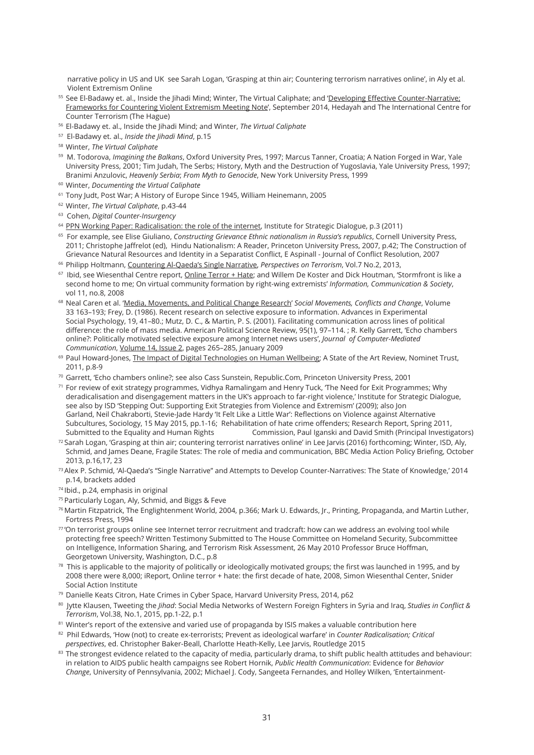narrative policy in US and UK see Sarah Logan, 'Grasping at thin air; Countering terrorism narratives online', in Aly et al. Violent Extremism Online

[55] See El-Badawy et. al., Inside the Jihadi Mind; Winter, The Virtual Caliphate; and 'Developing Effective Counter-Narrative; Frameworks for Countering Violent Extremism Meeting Note', September 2014, Hedayah and The International Centre for Counter Terrorism (The Hague)

[56] El-Badawy et. al., Inside the Jihadi Mind; and Winter, *The Virtual Caliphate*

[57] El-Badawy et. al., *Inside the Jihadi Mind*, p.15

[58] Winter, *The Virtual Caliphate*

[59] M. Todorova, *Imagining the Balkans*, Oxford University Pres, 1997; Marcus Tanner, Croatia; A Nation Forged in War, Yale University Press, 2001; Tim Judah, The Serbs; History, Myth and the Destruction of Yugoslavia, Yale University Press, 1997; Branimi Anzulovic, *Heavenly Serbia*; *From Myth to Genocide*, New York University Press, 1999

[60] Winter, *Documenting the Virtual Caliphate*

[61] Tony Judt, Post War; A History of Europe Since 1945, William Heinemann, 2005

[62] Winter, *The Virtual Caliphate*, p.43-44

[63] Cohen, *Digital Counter-Insurgency*

[64] PPN Working Paper: Radicalisation: the role of the internet, Institute for Strategic Dialogue, p.3 (2011)

[65] For example, see Elise Giuliano, *Constructing Grievance Ethnic nationalism in Russia's republics*, Cornell University Press, 2011; Christophe Jaffrelot (ed), Hindu Nationalism: A Reader, Princeton University Press, 2007, p.42; The Construction of Grievance Natural Resources and Identity in a Separatist Conflict, E Aspinall - Journal of Conflict Resolution, 2007

[66] Philipp Holtmann, Countering Al-Qaeda's Single Narrative, *Perspectives on Terrorism*, Vol.7 No.2, 2013,

[67] Ibid, see Wiesenthal Centre report, Online Terror + Hate; and Willem De Koster and Dick Houtman, 'Stormfront is like a second home to me; On virtual community formation by right-wing extremists' *Information, Communication & Society*, vol 11, no.8, 2008

[68] Neal Caren et al. 'Media, Movements, and Political Change Research' *Social Movements, Conflicts and Change*, Volume 33 163–193; Frey, D. (1986). Recent research on selective exposure to information. Advances in Experimental Social Psychology, 19, 41–80.; Mutz, D. C., & Martin, P. S. (2001). Facilitating communication across lines of political difference: the role of mass media. American Political Science Review, 95(1), 97–114. ; R. Kelly Garrett, 'Echo chambers online?: Politically motivated selective exposure among Internet news users', *Journal of Computer-Mediated Communication*, Volume 14, Issue 2, pages 265–285, January 2009

[69] Paul Howard-Jones, The Impact of Digital Technologies on Human Wellbeing; A State of the Art Review, Nominet Trust, 2011, p.8-9

[70] Garrett, 'Echo chambers online?; see also Cass Sunstein, Republic.Com, Princeton University Press, 2001

[71] For review of exit strategy programmes, Vidhya Ramalingam and Henry Tuck, 'The Need for Exit Programmes; Why deradicalisation and disengagement matters in the UK's approach to far-right violence,' Institute for Strategic Dialogue, see also by ISD 'Stepping Out: Supporting Exit Strategies from Violence and Extremism' (2009); also Jon Garland, Neil Chakraborti, Stevie-Jade Hardy 'It Felt Like a Little War': Reflections on Violence against Alternative Subcultures, Sociology, 15 May 2015, pp.1-16; Rehabilitation of hate crime offenders; Research Report, Spring 2011, Submitted to the Equality and Human Rights Commission, Paul Iganski and David Smith (Principal Investigators)

[72] Sarah Logan, 'Grasping at thin air; countering terrorist narratives online' in Lee Jarvis (2016) forthcoming; Winter, ISD, Aly, Schmid, and James Deane, Fragile States: The role of media and communication, BBC Media Action Policy Briefing, October 2013, p.16,17, 23

[73] Alex P. Schmid, 'Al-Qaeda's "Single Narrative" and Attempts to Develop Counter-Narratives: The State of Knowledge,' 2014 p.14, brackets added

[74] Ibid., p.24, emphasis in original

[75] Particularly Logan, Aly, Schmid, and Biggs & Feve

[76] Martin Fitzpatrick, The Englightenment World, 2004, p.366; Mark U. Edwards, Jr., Printing, Propaganda, and Martin Luther, Fortress Press, 1994

[77] 'On terrorist groups online see Internet terror recruitment and tradcraft: how can we address an evolving tool while protecting free speech? Written Testimony Submitted to The House Committee on Homeland Security, Subcommittee on Intelligence, Information Sharing, and Terrorism Risk Assessment, 26 May 2010 Professor Bruce Hoffman, Georgetown University, Washington, D.C., p.8

[78] This is applicable to the majority of politically or ideologically motivated groups; the first was launched in 1995, and by 2008 there were 8,000; iReport, Online terror + hate: the first decade of hate, 2008, Simon Wiesenthal Center, Snider Social Action Institute

[79] Danielle Keats Citron, Hate Crimes in Cyber Space, Harvard University Press, 2014, p62

[80] Jytte Klausen, Tweeting the *Jihad*: Social Media Networks of Western Foreign Fighters in Syria and Iraq, *Studies in Conflict & Terrorism*, Vol.38, No.1, 2015, pp.1-22, p.1

[81] Winter's report of the extensive and varied use of propaganda by ISIS makes a valuable contribution here

[82] Phil Edwards, 'How (not) to create ex-terrorists; Prevent as ideological warfare' in *Counter Radicalisation; Critical perspectives*, ed. Christopher Baker-Beall, Charlotte Heath-Kelly, Lee Jarvis, Routledge 2015

[83] The strongest evidence related to the capacity of media, particularly drama, to shift public health attitudes and behaviour: in relation to AIDS public health campaigns see Robert Hornik, *Public Health Communication*: Evidence for *Behavior Change*, University of Pennsylvania, 2002; Michael J. Cody, Sangeeta Fernandes, and Holley Wilken, 'Entertainment-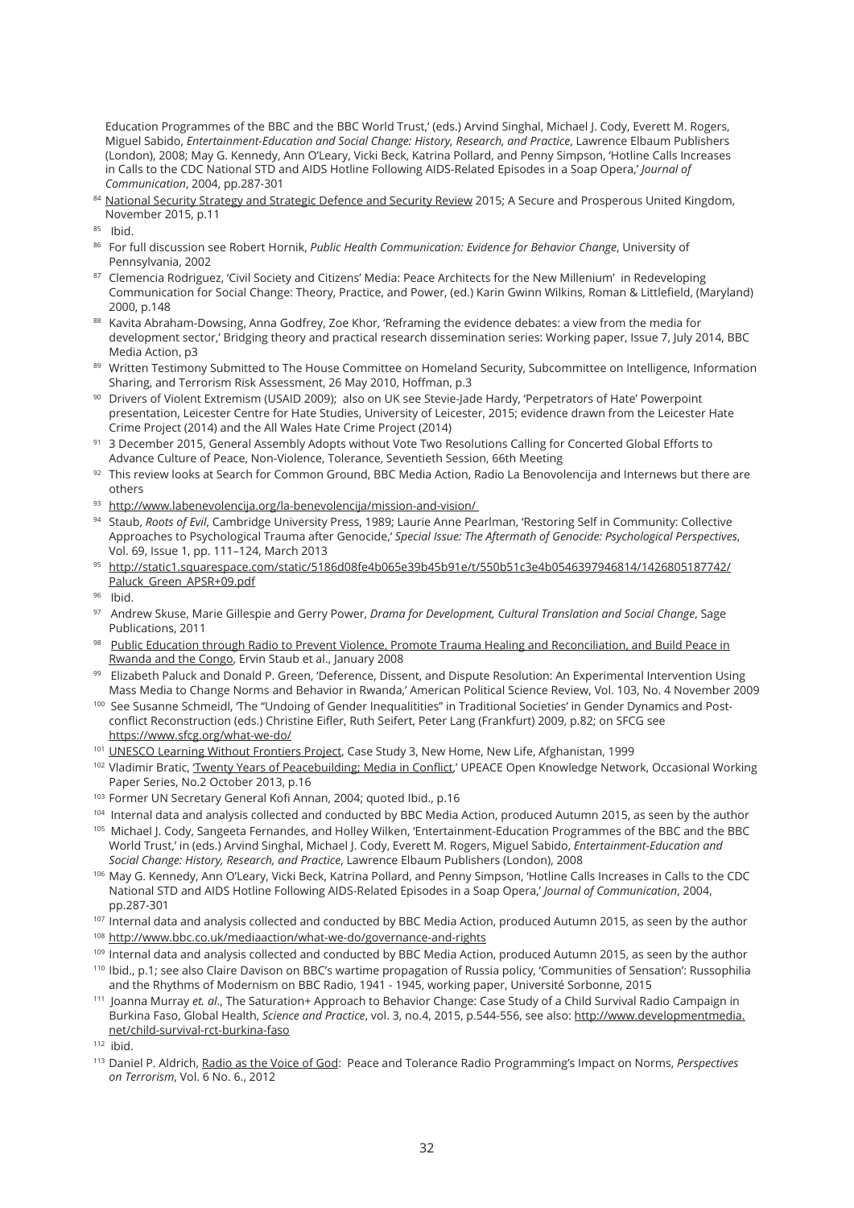Education Programmes of the BBC and the BBC World Trust,' (eds.) Arvind Singhal, Michael J. Cody, Everett M. Rogers, Miguel Sabido, *Entertainment-Education and Social Change: History, Research, and Practice*, Lawrence Elbaum Publishers (London), 2008; May G. Kennedy, Ann O'Leary, Vicki Beck, Katrina Pollard, and Penny Simpson, 'Hotline Calls Increases in Calls to the CDC National STD and AIDS Hotline Following AIDS-Related Episodes in a Soap Opera,' *Journal of Communication*, 2004, pp.287-301

[84] National Security Strategy and Strategic Defence and Security Review 2015; A Secure and Prosperous United Kingdom, November 2015, p.11

[85] Ibid.

[86] For full discussion see Robert Hornik, *Public Health Communication: Evidence for Behavior Change*, University of Pennsylvania, 2002

[87] Clemencia Rodriguez, 'Civil Society and Citizens' Media: Peace Architects for the New Millenium' in Redeveloping Communication for Social Change: Theory, Practice, and Power, (ed.) Karin Gwinn Wilkins, Roman & Littlefield, (Maryland) 2000, p.148

[88] Kavita Abraham-Dowsing, Anna Godfrey, Zoe Khor, 'Reframing the evidence debates: a view from the media for development sector,' Bridging theory and practical research dissemination series: Working paper, Issue 7, July 2014, BBC Media Action, p3

[89] Written Testimony Submitted to The House Committee on Homeland Security, Subcommittee on Intelligence, Information Sharing, and Terrorism Risk Assessment, 26 May 2010, Hoffman, p.3

[90] Drivers of Violent Extremism (USAID 2009); also on UK see Stevie-Jade Hardy, 'Perpetrators of Hate' Powerpoint presentation, Leicester Centre for Hate Studies, University of Leicester, 2015; evidence drawn from the Leicester Hate Crime Project (2014) and the All Wales Hate Crime Project (2014)

[91] 3 December 2015, General Assembly Adopts without Vote Two Resolutions Calling for Concerted Global Efforts to Advance Culture of Peace, Non-Violence, Tolerance, Seventieth Session, 66th Meeting

[92] This review looks at Search for Common Ground, BBC Media Action, Radio La Benovolencija and Internews but there are others

[93] http://www.labenevolencija.org/la-benevolencija/mission-and-vision/

[94] Staub, *Roots of Evil*, Cambridge University Press, 1989; Laurie Anne Pearlman, 'Restoring Self in Community: Collective Approaches to Psychological Trauma after Genocide,' *Special Issue: The Aftermath of Genocide: Psychological Perspectives*, Vol. 69, Issue 1, pp. 111–124, March 2013

[95] http://static1.squarespace.com/static/5186d08fe4b065e39b45b91e/t/550b51c3e4b0546397946814/1426805187742/Paluck_Green_APSR+09.pdf

[96] Ibid.

[97] Andrew Skuse, Marie Gillespie and Gerry Power, *Drama for Development, Cultural Translation and Social Change*, Sage Publications, 2011

[98] Public Education through Radio to Prevent Violence, Promote Trauma Healing and Reconciliation, and Build Peace in Rwanda and the Congo, Ervin Staub et al., January 2008

[99] Elizabeth Paluck and Donald P. Green, 'Deference, Dissent, and Dispute Resolution: An Experimental Intervention Using Mass Media to Change Norms and Behavior in Rwanda,' American Political Science Review, Vol. 103, No. 4 November 2009

[100] See Susanne Schmeidl, 'The "Undoing of Gender Inequalities" in Traditional Societies' in Gender Dynamics and Post-conflict Reconstruction (eds.) Christine Eifler, Ruth Seifert, Peter Lang (Frankfurt) 2009, p.82; on SFCG see https://www.sfcg.org/what-we-do/

[101] UNESCO Learning Without Frontiers Project, Case Study 3, New Home, New Life, Afghanistan, 1999

[102] Vladimir Bratic, 'Twenty Years of Peacebuilding; Media in Conflict,' UPEACE Open Knowledge Network, Occasional Working Paper Series, No.2 October 2013, p.16

[103] Former UN Secretary General Kofi Annan, 2004; quoted Ibid., p.16

[104] Internal data and analysis collected and conducted by BBC Media Action, produced Autumn 2015, as seen by the author

[105] Michael J. Cody, Sangeeta Fernandes, and Holley Wilken, 'Entertainment-Education Programmes of the BBC and the BBC World Trust,' in (eds.) Arvind Singhal, Michael J. Cody, Everett M. Rogers, Miguel Sabido, *Entertainment-Education and Social Change: History, Research, and Practice*, Lawrence Elbaum Publishers (London), 2008

[106] May G. Kennedy, Ann O'Leary, Vicki Beck, Katrina Pollard, and Penny Simpson, 'Hotline Calls Increases in Calls to the CDC National STD and AIDS Hotline Following AIDS-Related Episodes in a Soap Opera,' *Journal of Communication*, 2004, pp.287-301

[107] Internal data and analysis collected and conducted by BBC Media Action, produced Autumn 2015, as seen by the author

[108] http://www.bbc.co.uk/mediaaction/what-we-do/governance-and-rights

[109] Internal data and analysis collected and conducted by BBC Media Action, produced Autumn 2015, as seen by the author

[110] Ibid., p.1; see also Claire Davison on BBC's wartime propagation of Russia policy, 'Communities of Sensation': Russophilia and the Rhythms of Modernism on BBC Radio, 1941 - 1945, working paper, Université Sorbonne, 2015

[111] Joanna Murray *et. al*., The Saturation+ Approach to Behavior Change: Case Study of a Child Survival Radio Campaign in Burkina Faso, Global Health, *Science and Practice*, vol. 3, no.4, 2015, p.544-556, see also: http://www.developmentmedia.net/child-survival-rct-burkina-faso

[112] ibid.

[113] Daniel P. Aldrich, Radio as the Voice of God: Peace and Tolerance Radio Programming's Impact on Norms, *Perspectives on Terrorism*, Vol. 6 No. 6., 2012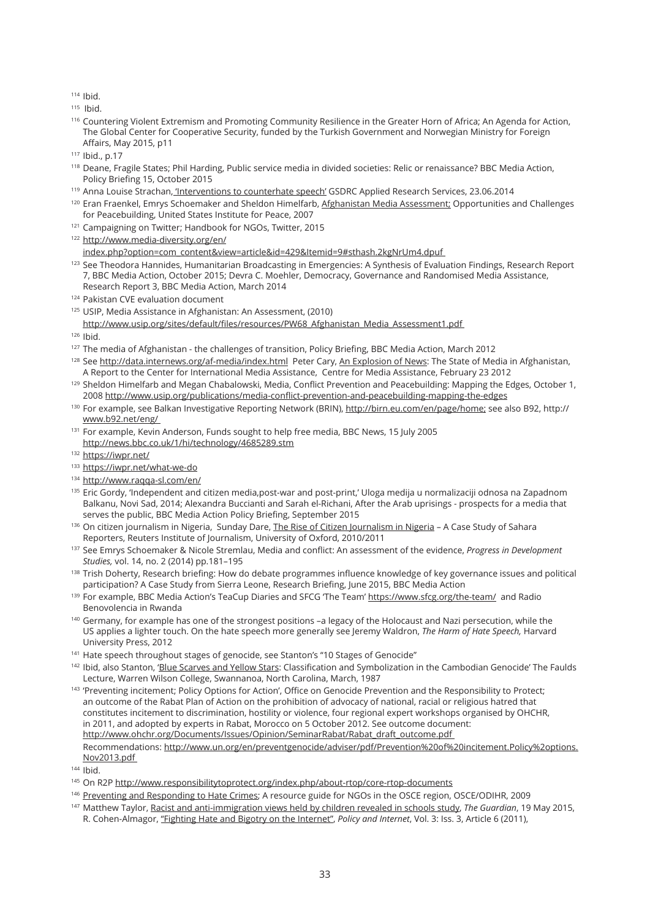[114] Ibid.

[115] Ibid.

[116] Countering Violent Extremism and Promoting Community Resilience in the Greater Horn of Africa; An Agenda for Action, The Global Center for Cooperative Security, funded by the Turkish Government and Norwegian Ministry for Foreign Affairs, May 2015, p11

[117] Ibid., p.17

[118] Deane, Fragile States; Phil Harding, Public service media in divided societies: Relic or renaissance? BBC Media Action, Policy Briefing 15, October 2015

[119] Anna Louise Strachan, 'Interventions to counterhate speech' GSDRC Applied Research Services, 23.06.2014

[120] Eran Fraenkel, Emrys Schoemaker and Sheldon Himelfarb, Afghanistan Media Assessment; Opportunities and Challenges for Peacebuilding, United States Institute for Peace, 2007

[121] Campaigning on Twitter; Handbook for NGOs, Twitter, 2015

[122] http://www.media-diversity.org/en/index.php?option=com_content&view=article&id=429&Itemid=9#sthash.2kgNrUm4.dpuf

[123] See Theodora Hannides, Humanitarian Broadcasting in Emergencies: A Synthesis of Evaluation Findings, Research Report 7, BBC Media Action, October 2015; Devra C. Moehler, Democracy, Governance and Randomised Media Assistance, Research Report 3, BBC Media Action, March 2014

[124] Pakistan CVE evaluation document

[125] USIP, Media Assistance in Afghanistan: An Assessment, (2010) http://www.usip.org/sites/default/files/resources/PW68_Afghanistan_Media_Assessment1.pdf

[126] Ibid.

[127] The media of Afghanistan - the challenges of transition, Policy Briefing, BBC Media Action, March 2012

[128] See http://data.internews.org/af-media/index.html Peter Cary, An Explosion of News: The State of Media in Afghanistan, A Report to the Center for International Media Assistance, Centre for Media Assistance, February 23 2012

[129] Sheldon Himelfarb and Megan Chabalowski, Media, Conflict Prevention and Peacebuilding: Mapping the Edges, October 1, 2008 http://www.usip.org/publications/media-conflict-prevention-and-peacebuilding-mapping-the-edges

[130] For example, see Balkan Investigative Reporting Network (BRIN), http://birn.eu.com/en/page/home; see also B92, http://www.b92.net/eng/

[131] For example, Kevin Anderson, Funds sought to help free media, BBC News, 15 July 2005 http://news.bbc.co.uk/1/hi/technology/4685289.stm

[132] https://iwpr.net/

[133] https://iwpr.net/what-we-do

[134] http://www.raqqa-sl.com/en/

[135] Eric Gordy, 'Independent and citizen media,post-war and post-print,' Uloga medija u normalizaciji odnosa na Zapadnom Balkanu, Novi Sad, 2014; Alexandra Buccianti and Sarah el-Richani, After the Arab uprisings - prospects for a media that serves the public, BBC Media Action Policy Briefing, September 2015

[136] On citizen journalism in Nigeria, Sunday Dare, The Rise of Citizen Journalism in Nigeria – A Case Study of Sahara Reporters, Reuters Institute of Journalism, University of Oxford, 2010/2011

[137] See Emrys Schoemaker & Nicole Stremlau, Media and conflict: An assessment of the evidence, *Progress in Development Studies,* vol. 14, no. 2 (2014) pp.181–195

[138] Trish Doherty, Research briefing: How do debate programmes influence knowledge of key governance issues and political participation? A Case Study from Sierra Leone, Research Briefing, June 2015, BBC Media Action

[139] For example, BBC Media Action's TeaCup Diaries and SFCG 'The Team' https://www.sfcg.org/the-team/ and Radio Benovolencia in Rwanda

[140] Germany, for example has one of the strongest positions –a legacy of the Holocaust and Nazi persecution, while the US applies a lighter touch. On the hate speech more generally see Jeremy Waldron, *The Harm of Hate Speech,* Harvard University Press, 2012

[141] Hate speech throughout stages of genocide, see Stanton's "10 Stages of Genocide"

[142] Ibid, also Stanton, 'Blue Scarves and Yellow Stars: Classification and Symbolization in the Cambodian Genocide' The Faulds Lecture, Warren Wilson College, Swannanoa, North Carolina, March, 1987

[143] 'Preventing incitement; Policy Options for Action', Office on Genocide Prevention and the Responsibility to Protect; an outcome of the Rabat Plan of Action on the prohibition of advocacy of national, racial or religious hatred that constitutes incitement to discrimination, hostility or violence, four regional expert workshops organised by OHCHR, in 2011, and adopted by experts in Rabat, Morocco on 5 October 2012. See outcome document: http://www.ohchr.org/Documents/Issues/Opinion/SeminarRabat/Rabat_draft_outcome.pdf
Recommendations: http://www.un.org/en/preventgenocide/adviser/pdf/Prevention%20of%20incitement.Policy%2options.Nov2013.pdf

[144] Ibid.

[145] On R2P http://www.responsibilitytoprotect.org/index.php/about-rtop/core-rtop-documents

[146] Preventing and Responding to Hate Crimes; A resource guide for NGOs in the OSCE region, OSCE/ODIHR, 2009

[147] Matthew Taylor, Racist and anti-immigration views held by children revealed in schools study, *The Guardian*, 19 May 2015, R. Cohen-Almagor, "Fighting Hate and Bigotry on the Internet", *Policy and Internet*, Vol. 3: Iss. 3, Article 6 (2011),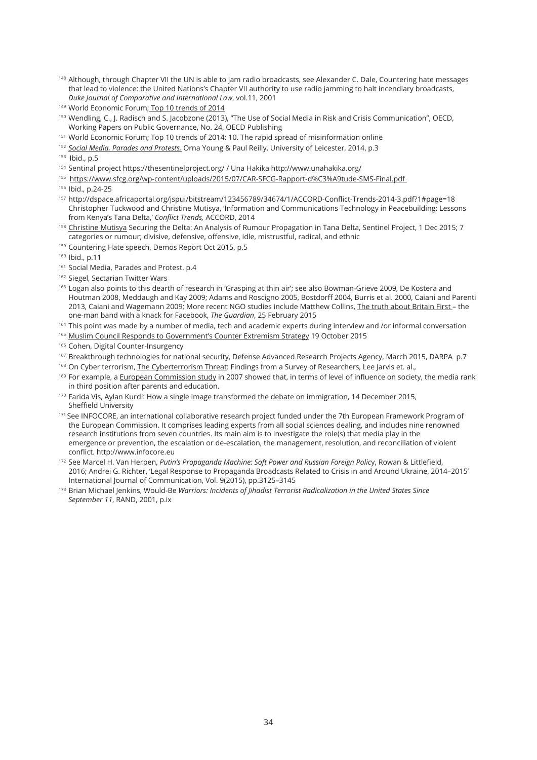[148] Although, through Chapter VII the UN is able to jam radio broadcasts, see Alexander C. Dale, Countering hate messages that lead to violence: the United Nations's Chapter VII authority to use radio jamming to halt incendiary broadcasts, *Duke Journal of Comparative and International Law*, vol.11, 2001

[149] World Economic Forum; Top 10 trends of 2014

[150] Wendling, C., J. Radisch and S. Jacobzone (2013), "The Use of Social Media in Risk and Crisis Communication", OECD, Working Papers on Public Governance, No. 24, OECD Publishing

[151] World Economic Forum; Top 10 trends of 2014: 10. The rapid spread of misinformation online

[152] *Social Media, Parades and Protests,* Orna Young & Paul Reilly, University of Leicester, 2014, p.3

[153] Ibid., p.5

[154] Sentinal project https://thesentinelproject.org/ / Una Hakika http://www.unahakika.org/

[155] https://www.sfcg.org/wp-content/uploads/2015/07/CAR-SFCG-Rapport-d%C3%A9tude-SMS-Final.pdf

[156] Ibid., p.24-25

[157] http://dspace.africaportal.org/jspui/bitstream/123456789/34674/1/ACCORD-Conflict-Trends-2014-3.pdf?1#page=18 Christopher Tuckwood and Christine Mutisya, 'Information and Communications Technology in Peacebuilding: Lessons from Kenya's Tana Delta,' *Conflict Trends,* ACCORD, 2014

[158] Christine Mutisya Securing the Delta: An Analysis of Rumour Propagation in Tana Delta, Sentinel Project, 1 Dec 2015; 7 categories or rumour; divisive, defensive, offensive, idle, mistrustful, radical, and ethnic

[159] Countering Hate speech, Demos Report Oct 2015, p.5

[160] Ibid., p.11

[161] Social Media, Parades and Protest. p.4

[162] Siegel, Sectarian Twitter Wars

[163] Logan also points to this dearth of research in 'Grasping at thin air'; see also Bowman-Grieve 2009, De Kostera and Houtman 2008, Meddaugh and Kay 2009; Adams and Roscigno 2005, Bostdorff 2004, Burris et al. 2000, Caiani and Parenti 2013, Caiani and Wagemann 2009; More recent NGO studies include Matthew Collins, The truth about Britain First – the one-man band with a knack for Facebook, *The Guardian*, 25 February 2015

[164] This point was made by a number of media, tech and academic experts during interview and /or informal conversation

[165] Muslim Council Responds to Government's Counter Extremism Strategy 19 October 2015

[166] Cohen, Digital Counter-Insurgency

[167] Breakthrough technologies for national security, Defense Advanced Research Projects Agency, March 2015, DARPA p.7

[168] On Cyber terrorism, The Cyberterrorism Threat: Findings from a Survey of Researchers, Lee Jarvis et. al.,

[169] For example, a European Commission study in 2007 showed that, in terms of level of influence on society, the media rank in third position after parents and education.

[170] Farida Vis, Aylan Kurdi: How a single image transformed the debate on immigration, 14 December 2015, Sheffield University

[171] See INFOCORE, an international collaborative research project funded under the 7th European Framework Program of the European Commission. It comprises leading experts from all social sciences dealing, and includes nine renowned research institutions from seven countries. Its main aim is to investigate the role(s) that media play in the emergence or prevention, the escalation or de-escalation, the management, resolution, and reconciliation of violent conflict. http://www.infocore.eu

[172] See Marcel H. Van Herpen, *Putin's Propaganda Machine: Soft Power and Russian Foreign Policy*, Rowan & Littlefield, 2016; Andrei G. Richter, 'Legal Response to Propaganda Broadcasts Related to Crisis in and Around Ukraine, 2014–2015' International Journal of Communication, Vol. 9(2015), pp.3125–3145

[173] Brian Michael Jenkins, Would-Be *Warriors: Incidents of Jihadist Terrorist Radicalization in the United States Since September 11*, RAND, 2001, p.ix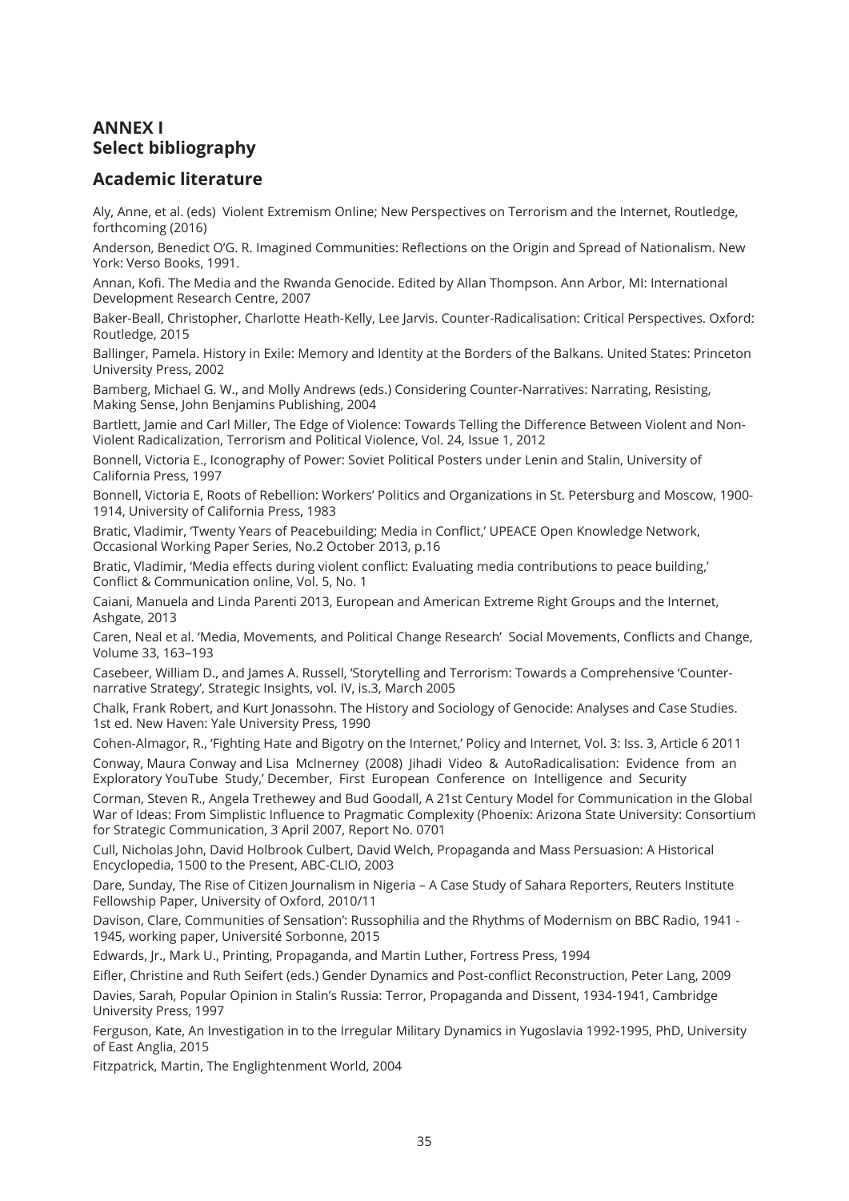# ANNEX I
# Select bibliography

## Academic literature

Aly, Anne, et al. (eds) Violent Extremism Online; New Perspectives on Terrorism and the Internet, Routledge, forthcoming (2016)

Anderson, Benedict O'G. R. Imagined Communities: Reflections on the Origin and Spread of Nationalism. New York: Verso Books, 1991.

Annan, Kofi. The Media and the Rwanda Genocide. Edited by Allan Thompson. Ann Arbor, MI: International Development Research Centre, 2007

Baker-Beall, Christopher, Charlotte Heath-Kelly, Lee Jarvis. Counter-Radicalisation: Critical Perspectives. Oxford: Routledge, 2015

Ballinger, Pamela. History in Exile: Memory and Identity at the Borders of the Balkans. United States: Princeton University Press, 2002

Bamberg, Michael G. W., and Molly Andrews (eds.) Considering Counter-Narratives: Narrating, Resisting, Making Sense, John Benjamins Publishing, 2004

Bartlett, Jamie and Carl Miller, The Edge of Violence: Towards Telling the Difference Between Violent and Non-Violent Radicalization, Terrorism and Political Violence, Vol. 24, Issue 1, 2012

Bonnell, Victoria E., Iconography of Power: Soviet Political Posters under Lenin and Stalin, University of California Press, 1997

Bonnell, Victoria E, Roots of Rebellion: Workers' Politics and Organizations in St. Petersburg and Moscow, 1900-1914, University of California Press, 1983

Bratic, Vladimir, 'Twenty Years of Peacebuilding; Media in Conflict,' UPEACE Open Knowledge Network, Occasional Working Paper Series, No.2 October 2013, p.16

Bratic, Vladimir, 'Media effects during violent conflict: Evaluating media contributions to peace building,' Conflict & Communication online, Vol. 5, No. 1

Caiani, Manuela and Linda Parenti 2013, European and American Extreme Right Groups and the Internet, Ashgate, 2013

Caren, Neal et al. 'Media, Movements, and Political Change Research' Social Movements, Conflicts and Change, Volume 33, 163–193

Casebeer, William D., and James A. Russell, 'Storytelling and Terrorism: Towards a Comprehensive 'Counter-narrative Strategy', Strategic Insights, vol. IV, is.3, March 2005

Chalk, Frank Robert, and Kurt Jonassohn. The History and Sociology of Genocide: Analyses and Case Studies. 1st ed. New Haven: Yale University Press, 1990

Cohen-Almagor, R., 'Fighting Hate and Bigotry on the Internet,' Policy and Internet, Vol. 3: Iss. 3, Article 6 2011

Conway, Maura Conway and Lisa McInerney (2008) Jihadi Video & AutoRadicalisation: Evidence from an Exploratory YouTube Study,' December, First European Conference on Intelligence and Security

Corman, Steven R., Angela Trethewey and Bud Goodall, A 21st Century Model for Communication in the Global War of Ideas: From Simplistic Influence to Pragmatic Complexity (Phoenix: Arizona State University: Consortium for Strategic Communication, 3 April 2007, Report No. 0701

Cull, Nicholas John, David Holbrook Culbert, David Welch, Propaganda and Mass Persuasion: A Historical Encyclopedia, 1500 to the Present, ABC-CLIO, 2003

Dare, Sunday, The Rise of Citizen Journalism in Nigeria – A Case Study of Sahara Reporters, Reuters Institute Fellowship Paper, University of Oxford, 2010/11

Davison, Clare, Communities of Sensation': Russophilia and the Rhythms of Modernism on BBC Radio, 1941 - 1945, working paper, Université Sorbonne, 2015

Edwards, Jr., Mark U., Printing, Propaganda, and Martin Luther, Fortress Press, 1994

Eifler, Christine and Ruth Seifert (eds.) Gender Dynamics and Post-conflict Reconstruction, Peter Lang, 2009

Davies, Sarah, Popular Opinion in Stalin's Russia: Terror, Propaganda and Dissent, 1934-1941, Cambridge University Press, 1997

Ferguson, Kate, An Investigation in to the Irregular Military Dynamics in Yugoslavia 1992-1995, PhD, University of East Anglia, 2015

Fitzpatrick, Martin, The Englightenment World, 2004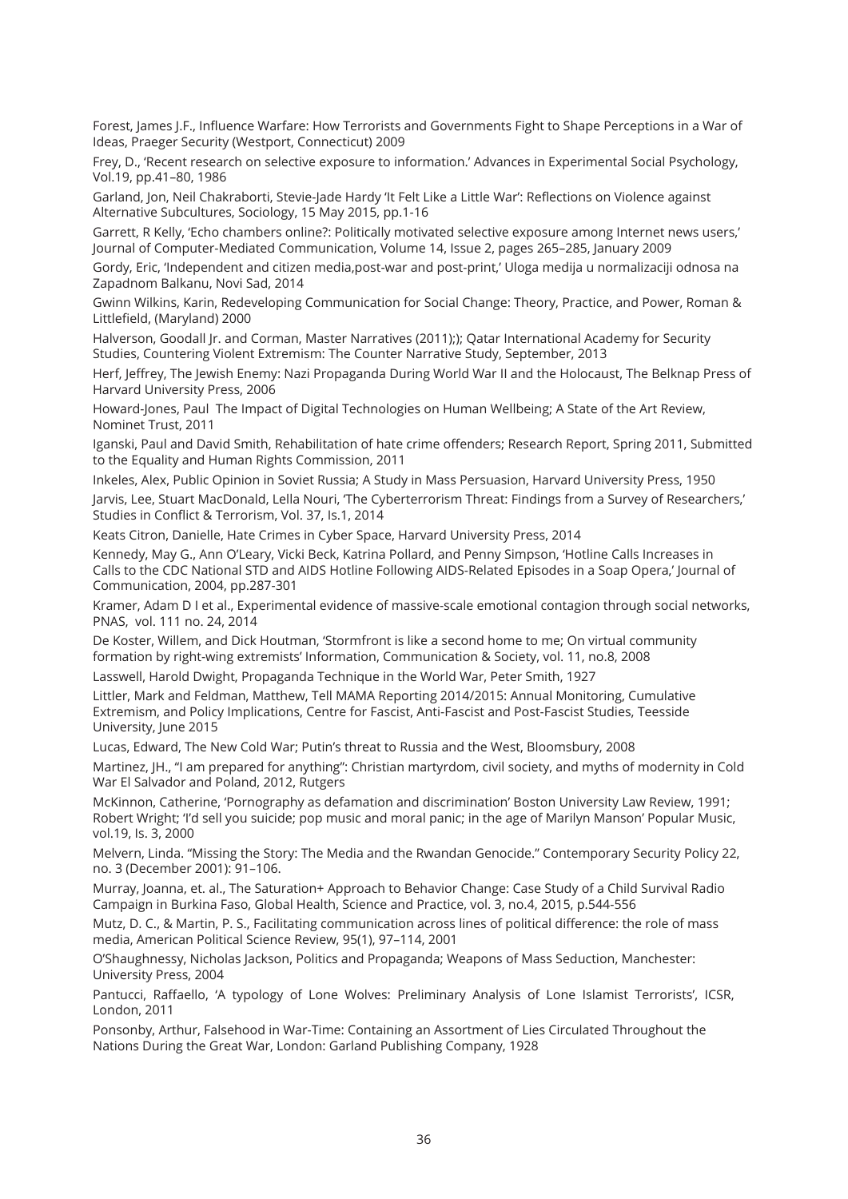Forest, James J.F., Influence Warfare: How Terrorists and Governments Fight to Shape Perceptions in a War of Ideas, Praeger Security (Westport, Connecticut) 2009

Frey, D., 'Recent research on selective exposure to information.' Advances in Experimental Social Psychology, Vol.19, pp.41–80, 1986

Garland, Jon, Neil Chakraborti, Stevie-Jade Hardy 'It Felt Like a Little War': Reflections on Violence against Alternative Subcultures, Sociology, 15 May 2015, pp.1-16

Garrett, R Kelly, 'Echo chambers online?: Politically motivated selective exposure among Internet news users,' Journal of Computer-Mediated Communication, Volume 14, Issue 2, pages 265–285, January 2009

Gordy, Eric, 'Independent and citizen media,post-war and post-print,' Uloga medija u normalizaciji odnosa na Zapadnom Balkanu, Novi Sad, 2014

Gwinn Wilkins, Karin, Redeveloping Communication for Social Change: Theory, Practice, and Power, Roman & Littlefield, (Maryland) 2000

Halverson, Goodall Jr. and Corman, Master Narratives (2011);); Qatar International Academy for Security Studies, Countering Violent Extremism: The Counter Narrative Study, September, 2013

Herf, Jeffrey, The Jewish Enemy: Nazi Propaganda During World War II and the Holocaust, The Belknap Press of Harvard University Press, 2006

Howard-Jones, Paul The Impact of Digital Technologies on Human Wellbeing; A State of the Art Review, Nominet Trust, 2011

Iganski, Paul and David Smith, Rehabilitation of hate crime offenders; Research Report, Spring 2011, Submitted to the Equality and Human Rights Commission, 2011

Inkeles, Alex, Public Opinion in Soviet Russia; A Study in Mass Persuasion, Harvard University Press, 1950

Jarvis, Lee, Stuart MacDonald, Lella Nouri, 'The Cyberterrorism Threat: Findings from a Survey of Researchers,' Studies in Conflict & Terrorism, Vol. 37, Is.1, 2014

Keats Citron, Danielle, Hate Crimes in Cyber Space, Harvard University Press, 2014

Kennedy, May G., Ann O'Leary, Vicki Beck, Katrina Pollard, and Penny Simpson, 'Hotline Calls Increases in Calls to the CDC National STD and AIDS Hotline Following AIDS-Related Episodes in a Soap Opera,' Journal of Communication, 2004, pp.287-301

Kramer, Adam D I et al., Experimental evidence of massive-scale emotional contagion through social networks, PNAS, vol. 111 no. 24, 2014

De Koster, Willem, and Dick Houtman, 'Stormfront is like a second home to me; On virtual community formation by right-wing extremists' Information, Communication & Society, vol. 11, no.8, 2008

Lasswell, Harold Dwight, Propaganda Technique in the World War, Peter Smith, 1927

Littler, Mark and Feldman, Matthew, Tell MAMA Reporting 2014/2015: Annual Monitoring, Cumulative Extremism, and Policy Implications, Centre for Fascist, Anti-Fascist and Post-Fascist Studies, Teesside University, June 2015

Lucas, Edward, The New Cold War; Putin's threat to Russia and the West, Bloomsbury, 2008

Martinez, JH., "I am prepared for anything": Christian martyrdom, civil society, and myths of modernity in Cold War El Salvador and Poland, 2012, Rutgers

McKinnon, Catherine, 'Pornography as defamation and discrimination' Boston University Law Review, 1991; Robert Wright; 'I'd sell you suicide; pop music and moral panic; in the age of Marilyn Manson' Popular Music, vol.19, Is. 3, 2000

Melvern, Linda. "Missing the Story: The Media and the Rwandan Genocide." Contemporary Security Policy 22, no. 3 (December 2001): 91–106.

Murray, Joanna, et. al., The Saturation+ Approach to Behavior Change: Case Study of a Child Survival Radio Campaign in Burkina Faso, Global Health, Science and Practice, vol. 3, no.4, 2015, p.544-556

Mutz, D. C., & Martin, P. S., Facilitating communication across lines of political difference: the role of mass media, American Political Science Review, 95(1), 97–114, 2001

O'Shaughnessy, Nicholas Jackson, Politics and Propaganda; Weapons of Mass Seduction, Manchester: University Press, 2004

Pantucci, Raffaello, 'A typology of Lone Wolves: Preliminary Analysis of Lone Islamist Terrorists', ICSR, London, 2011

Ponsonby, Arthur, Falsehood in War-Time: Containing an Assortment of Lies Circulated Throughout the Nations During the Great War, London: Garland Publishing Company, 1928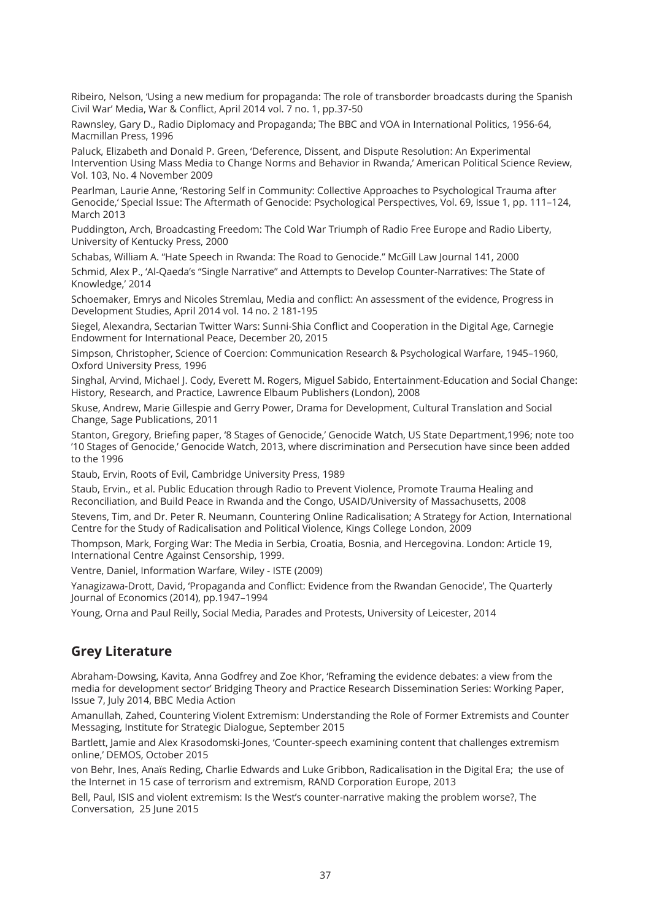Ribeiro, Nelson, 'Using a new medium for propaganda: The role of transborder broadcasts during the Spanish Civil War' Media, War & Conflict, April 2014 vol. 7 no. 1, pp.37-50

Rawnsley, Gary D., Radio Diplomacy and Propaganda; The BBC and VOA in International Politics, 1956-64, Macmillan Press, 1996

Paluck, Elizabeth and Donald P. Green, 'Deference, Dissent, and Dispute Resolution: An Experimental Intervention Using Mass Media to Change Norms and Behavior in Rwanda,' American Political Science Review, Vol. 103, No. 4 November 2009

Pearlman, Laurie Anne, 'Restoring Self in Community: Collective Approaches to Psychological Trauma after Genocide,' Special Issue: The Aftermath of Genocide: Psychological Perspectives, Vol. 69, Issue 1, pp. 111–124, March 2013

Puddington, Arch, Broadcasting Freedom: The Cold War Triumph of Radio Free Europe and Radio Liberty, University of Kentucky Press, 2000

Schabas, William A. "Hate Speech in Rwanda: The Road to Genocide." McGill Law Journal 141, 2000

Schmid, Alex P., 'Al-Qaeda's "Single Narrative" and Attempts to Develop Counter-Narratives: The State of Knowledge,' 2014

Schoemaker, Emrys and Nicoles Stremlau, Media and conflict: An assessment of the evidence, Progress in Development Studies, April 2014 vol. 14 no. 2 181-195

Siegel, Alexandra, Sectarian Twitter Wars: Sunni-Shia Conflict and Cooperation in the Digital Age, Carnegie Endowment for International Peace, December 20, 2015

Simpson, Christopher, Science of Coercion: Communication Research & Psychological Warfare, 1945–1960, Oxford University Press, 1996

Singhal, Arvind, Michael J. Cody, Everett M. Rogers, Miguel Sabido, Entertainment-Education and Social Change: History, Research, and Practice, Lawrence Elbaum Publishers (London), 2008

Skuse, Andrew, Marie Gillespie and Gerry Power, Drama for Development, Cultural Translation and Social Change, Sage Publications, 2011

Stanton, Gregory, Briefing paper, '8 Stages of Genocide,' Genocide Watch, US State Department,1996; note too '10 Stages of Genocide,' Genocide Watch, 2013, where discrimination and Persecution have since been added to the 1996

Staub, Ervin, Roots of Evil, Cambridge University Press, 1989

Staub, Ervin., et al. Public Education through Radio to Prevent Violence, Promote Trauma Healing and Reconciliation, and Build Peace in Rwanda and the Congo, USAID/University of Massachusetts, 2008

Stevens, Tim, and Dr. Peter R. Neumann, Countering Online Radicalisation; A Strategy for Action, International Centre for the Study of Radicalisation and Political Violence, Kings College London, 2009

Thompson, Mark, Forging War: The Media in Serbia, Croatia, Bosnia, and Hercegovina. London: Article 19, International Centre Against Censorship, 1999.

Ventre, Daniel, Information Warfare, Wiley - ISTE (2009)

Yanagizawa-Drott, David, 'Propaganda and Conflict: Evidence from the Rwandan Genocide', The Quarterly Journal of Economics (2014), pp.1947–1994

Young, Orna and Paul Reilly, Social Media, Parades and Protests, University of Leicester, 2014

## Grey Literature

Abraham-Dowsing, Kavita, Anna Godfrey and Zoe Khor, 'Reframing the evidence debates: a view from the media for development sector' Bridging Theory and Practice Research Dissemination Series: Working Paper, Issue 7, July 2014, BBC Media Action

Amanullah, Zahed, Countering Violent Extremism: Understanding the Role of Former Extremists and Counter Messaging, Institute for Strategic Dialogue, September 2015

Bartlett, Jamie and Alex Krasodomski-Jones, 'Counter-speech examining content that challenges extremism online,' DEMOS, October 2015

von Behr, Ines, Anaïs Reding, Charlie Edwards and Luke Gribbon, Radicalisation in the Digital Era; the use of the Internet in 15 case of terrorism and extremism, RAND Corporation Europe, 2013

Bell, Paul, ISIS and violent extremism: Is the West's counter-narrative making the problem worse?, The Conversation, 25 June 2015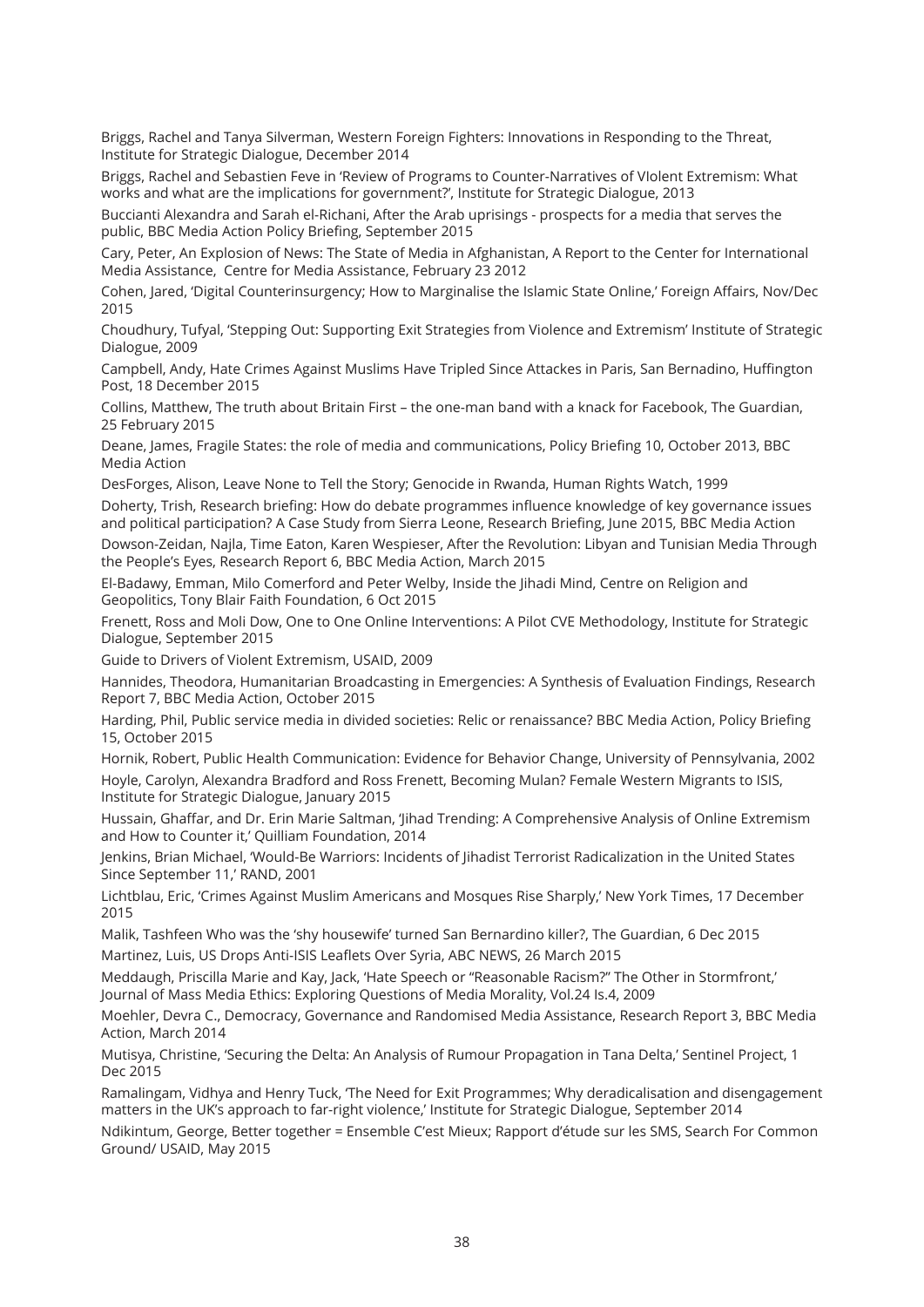Briggs, Rachel and Tanya Silverman, Western Foreign Fighters: Innovations in Responding to the Threat, Institute for Strategic Dialogue, December 2014

Briggs, Rachel and Sebastien Feve in 'Review of Programs to Counter-Narratives of VIolent Extremism: What works and what are the implications for government?', Institute for Strategic Dialogue, 2013

Buccianti Alexandra and Sarah el-Richani, After the Arab uprisings - prospects for a media that serves the public, BBC Media Action Policy Briefing, September 2015

Cary, Peter, An Explosion of News: The State of Media in Afghanistan, A Report to the Center for International Media Assistance, Centre for Media Assistance, February 23 2012

Cohen, Jared, 'Digital Counterinsurgency; How to Marginalise the Islamic State Online,' Foreign Affairs, Nov/Dec 2015

Choudhury, Tufyal, 'Stepping Out: Supporting Exit Strategies from Violence and Extremism' Institute of Strategic Dialogue, 2009

Campbell, Andy, Hate Crimes Against Muslims Have Tripled Since Attackes in Paris, San Bernadino, Huffington Post, 18 December 2015

Collins, Matthew, The truth about Britain First – the one-man band with a knack for Facebook, The Guardian, 25 February 2015

Deane, James, Fragile States: the role of media and communications, Policy Briefing 10, October 2013, BBC Media Action

DesForges, Alison, Leave None to Tell the Story; Genocide in Rwanda, Human Rights Watch, 1999

Doherty, Trish, Research briefing: How do debate programmes influence knowledge of key governance issues and political participation? A Case Study from Sierra Leone, Research Briefing, June 2015, BBC Media Action

Dowson-Zeidan, Najla, Time Eaton, Karen Wespieser, After the Revolution: Libyan and Tunisian Media Through the People's Eyes, Research Report 6, BBC Media Action, March 2015

El-Badawy, Emman, Milo Comerford and Peter Welby, Inside the Jihadi Mind, Centre on Religion and Geopolitics, Tony Blair Faith Foundation, 6 Oct 2015

Frenett, Ross and Moli Dow, One to One Online Interventions: A Pilot CVE Methodology, Institute for Strategic Dialogue, September 2015

Guide to Drivers of Violent Extremism, USAID, 2009

Hannides, Theodora, Humanitarian Broadcasting in Emergencies: A Synthesis of Evaluation Findings, Research Report 7, BBC Media Action, October 2015

Harding, Phil, Public service media in divided societies: Relic or renaissance? BBC Media Action, Policy Briefing 15, October 2015

Hornik, Robert, Public Health Communication: Evidence for Behavior Change, University of Pennsylvania, 2002

Hoyle, Carolyn, Alexandra Bradford and Ross Frenett, Becoming Mulan? Female Western Migrants to ISIS, Institute for Strategic Dialogue, January 2015

Hussain, Ghaffar, and Dr. Erin Marie Saltman, 'Jihad Trending: A Comprehensive Analysis of Online Extremism and How to Counter it,' Quilliam Foundation, 2014

Jenkins, Brian Michael, 'Would-Be Warriors: Incidents of Jihadist Terrorist Radicalization in the United States Since September 11,' RAND, 2001

Lichtblau, Eric, 'Crimes Against Muslim Americans and Mosques Rise Sharply,' New York Times, 17 December 2015

Malik, Tashfeen Who was the 'shy housewife' turned San Bernardino killer?, The Guardian, 6 Dec 2015

Martinez, Luis, US Drops Anti-ISIS Leaflets Over Syria, ABC NEWS, 26 March 2015

Meddaugh, Priscilla Marie and Kay, Jack, 'Hate Speech or "Reasonable Racism?" The Other in Stormfront,' Journal of Mass Media Ethics: Exploring Questions of Media Morality, Vol.24 Is.4, 2009

Moehler, Devra C., Democracy, Governance and Randomised Media Assistance, Research Report 3, BBC Media Action, March 2014

Mutisya, Christine, 'Securing the Delta: An Analysis of Rumour Propagation in Tana Delta,' Sentinel Project, 1 Dec 2015

Ramalingam, Vidhya and Henry Tuck, 'The Need for Exit Programmes; Why deradicalisation and disengagement matters in the UK's approach to far-right violence,' Institute for Strategic Dialogue, September 2014

Ndikintum, George, Better together = Ensemble C'est Mieux; Rapport d'étude sur les SMS, Search For Common Ground/ USAID, May 2015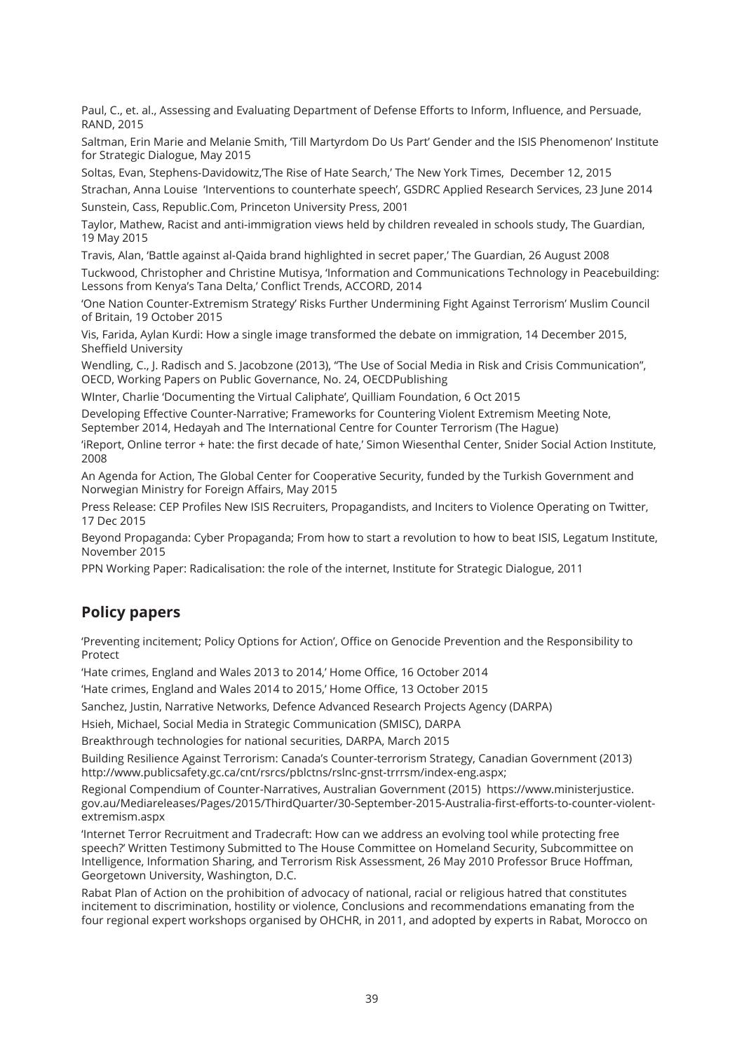Paul, C., et. al., Assessing and Evaluating Department of Defense Efforts to Inform, Influence, and Persuade, RAND, 2015

Saltman, Erin Marie and Melanie Smith, 'Till Martyrdom Do Us Part' Gender and the ISIS Phenomenon' Institute for Strategic Dialogue, May 2015

Soltas, Evan, Stephens-Davidowitz,'The Rise of Hate Search,' The New York Times, December 12, 2015

Strachan, Anna Louise 'Interventions to counterhate speech', GSDRC Applied Research Services, 23 June 2014

Sunstein, Cass, Republic.Com, Princeton University Press, 2001

Taylor, Mathew, Racist and anti-immigration views held by children revealed in schools study, The Guardian, 19 May 2015

Travis, Alan, 'Battle against al-Qaida brand highlighted in secret paper,' The Guardian, 26 August 2008

Tuckwood, Christopher and Christine Mutisya, 'Information and Communications Technology in Peacebuilding: Lessons from Kenya's Tana Delta,' Conflict Trends, ACCORD, 2014

'One Nation Counter-Extremism Strategy' Risks Further Undermining Fight Against Terrorism' Muslim Council of Britain, 19 October 2015

Vis, Farida, Aylan Kurdi: How a single image transformed the debate on immigration, 14 December 2015, Sheffield University

Wendling, C., J. Radisch and S. Jacobzone (2013), "The Use of Social Media in Risk and Crisis Communication", OECD, Working Papers on Public Governance, No. 24, OECDPublishing

WInter, Charlie 'Documenting the Virtual Caliphate', Quilliam Foundation, 6 Oct 2015

Developing Effective Counter-Narrative; Frameworks for Countering Violent Extremism Meeting Note, September 2014, Hedayah and The International Centre for Counter Terrorism (The Hague)

'iReport, Online terror + hate: the first decade of hate,' Simon Wiesenthal Center, Snider Social Action Institute, 2008

An Agenda for Action, The Global Center for Cooperative Security, funded by the Turkish Government and Norwegian Ministry for Foreign Affairs, May 2015

Press Release: CEP Profiles New ISIS Recruiters, Propagandists, and Inciters to Violence Operating on Twitter, 17 Dec 2015

Beyond Propaganda: Cyber Propaganda; From how to start a revolution to how to beat ISIS, Legatum Institute, November 2015

PPN Working Paper: Radicalisation: the role of the internet, Institute for Strategic Dialogue, 2011

## Policy papers

'Preventing incitement; Policy Options for Action', Office on Genocide Prevention and the Responsibility to Protect

'Hate crimes, England and Wales 2013 to 2014,' Home Office, 16 October 2014

'Hate crimes, England and Wales 2014 to 2015,' Home Office, 13 October 2015

Sanchez, Justin, Narrative Networks, Defence Advanced Research Projects Agency (DARPA)

Hsieh, Michael, Social Media in Strategic Communication (SMISC), DARPA

Breakthrough technologies for national securities, DARPA, March 2015

Building Resilience Against Terrorism: Canada's Counter-terrorism Strategy, Canadian Government (2013) http://www.publicsafety.gc.ca/cnt/rsrcs/pblctns/rslnc-gnst-trrrsm/index-eng.aspx;

Regional Compendium of Counter-Narratives, Australian Government (2015) https://www.ministerjustice.gov.au/Mediareleases/Pages/2015/ThirdQuarter/30-September-2015-Australia-first-efforts-to-counter-violent-extremism.aspx

'Internet Terror Recruitment and Tradecraft: How can we address an evolving tool while protecting free speech?' Written Testimony Submitted to The House Committee on Homeland Security, Subcommittee on Intelligence, Information Sharing, and Terrorism Risk Assessment, 26 May 2010 Professor Bruce Hoffman, Georgetown University, Washington, D.C.

Rabat Plan of Action on the prohibition of advocacy of national, racial or religious hatred that constitutes incitement to discrimination, hostility or violence, Conclusions and recommendations emanating from the four regional expert workshops organised by OHCHR, in 2011, and adopted by experts in Rabat, Morocco on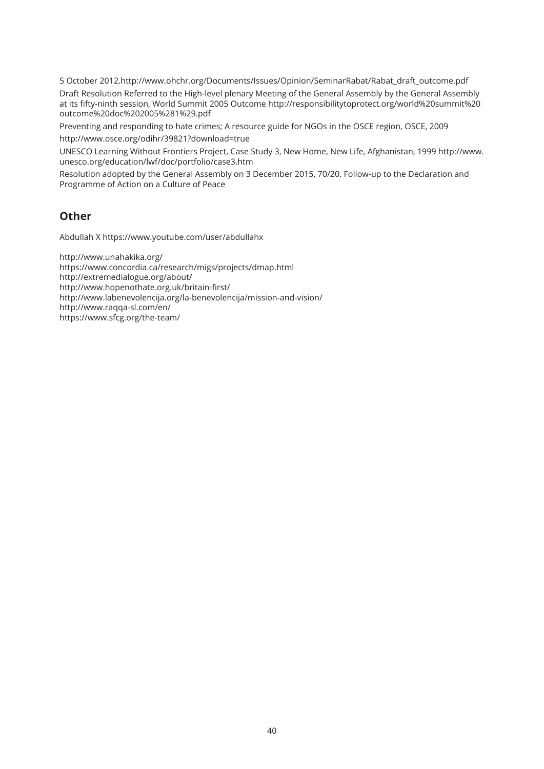5 October 2012.http://www.ohchr.org/Documents/Issues/Opinion/SeminarRabat/Rabat_draft_outcome.pdf

Draft Resolution Referred to the High-level plenary Meeting of the General Assembly by the General Assembly at its fifty-ninth session, World Summit 2005 Outcome http://responsibilitytoprotect.org/world%20summit%20outcome%20doc%202005%281%29.pdf

Preventing and responding to hate crimes; A resource guide for NGOs in the OSCE region, OSCE, 2009

http://www.osce.org/odihr/39821?download=true

UNESCO Learning Without Frontiers Project, Case Study 3, New Home, New Life, Afghanistan, 1999 http://www.unesco.org/education/lwf/doc/portfolio/case3.htm

Resolution adopted by the General Assembly on 3 December 2015, 70/20. Follow-up to the Declaration and Programme of Action on a Culture of Peace

## Other

Abdullah X https://www.youtube.com/user/abdullahx

http://www.unahakika.org/
https://www.concordia.ca/research/migs/projects/dmap.html
http://extremedialogue.org/about/
http://www.hopenothate.org.uk/britain-first/
http://www.labenevolencija.org/la-benevolencija/mission-and-vision/
http://www.raqqa-sl.com/en/
https://www.sfcg.org/the-team/